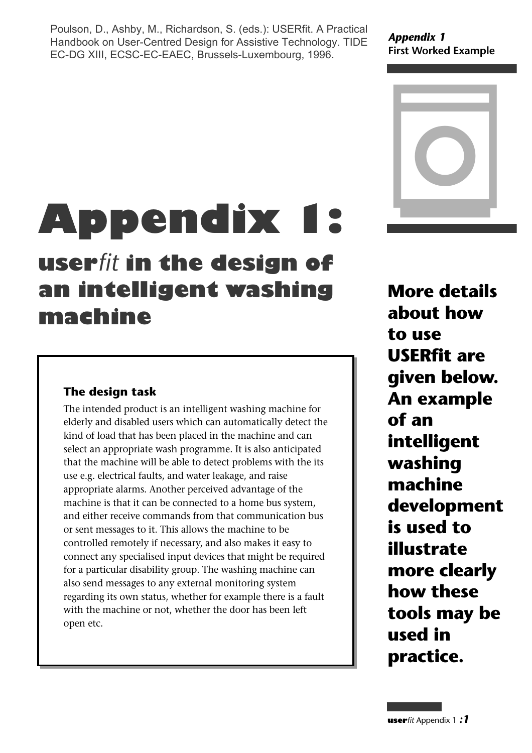Poulson, D., Ashby, M., Richardson, S. (eds.): USERfit. A Practical Handbook on User-Centred Design for Assistive Technology. TIDE EC-DG XIII, ECSC-EC-EAEC, Brussels-Luxembourg, 1996.

# Appendix 1:

## user*fit* in the design of an intelligent washing machine

**More details about how to use USERfit are given below. An example of an intelligent washing machine development is used to illustrate more clearly how these tools may be used in practice.**

### The design task

The intended product is an intelligent washing machine for elderly and disabled users which can automatically detect the kind of load that has been placed in the machine and can select an appropriate wash programme. It is also anticipated that the machine will be able to detect problems with the its use e.g. electrical faults, and water leakage, and raise appropriate alarms. Another perceived advantage of the machine is that it can be connected to a home bus system, and either receive commands from that communication bus or sent messages to it. This allows the machine to be controlled remotely if necessary, and also makes it easy to connect any specialised input devices that might be required for a particular disability group. The washing machine can also send messages to any external monitoring system regarding its own status, whether for example there is a fault with the machine or not, whether the door has been left open etc.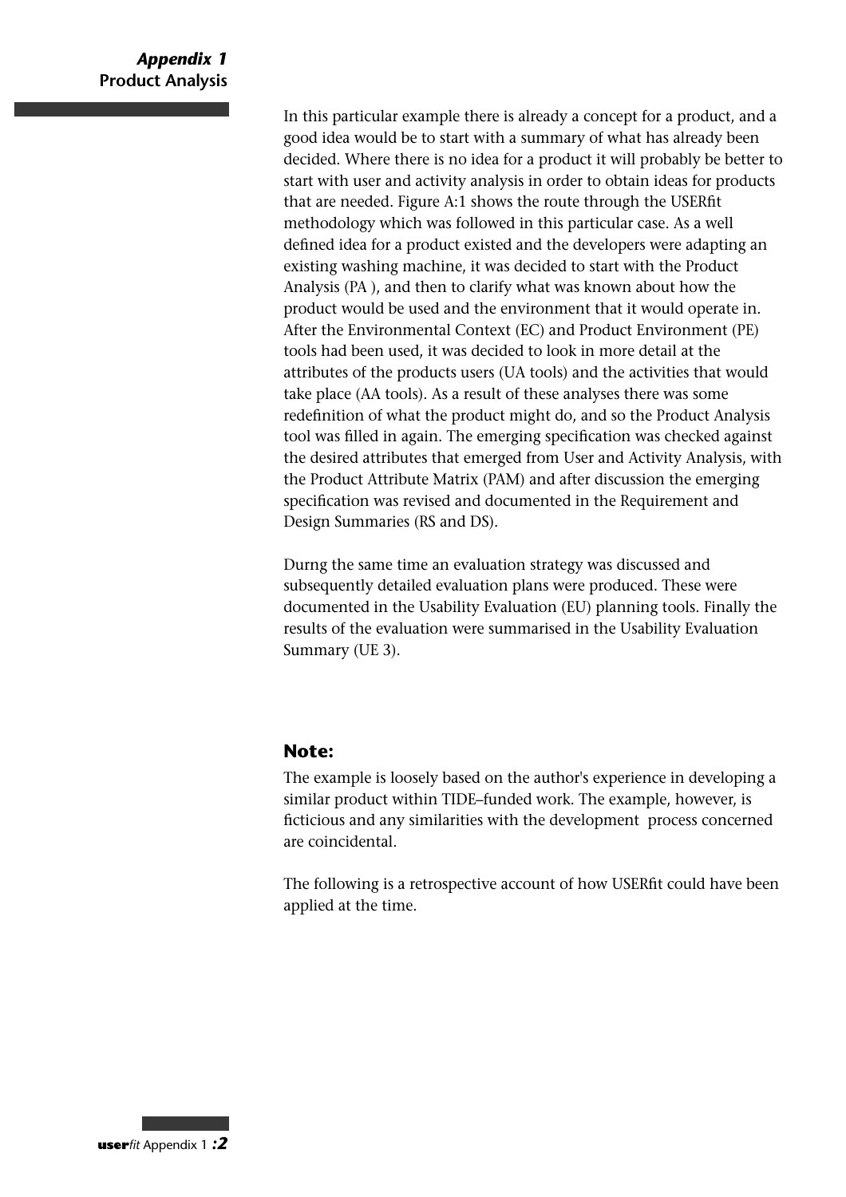In this particular example there is already a concept for a product, and a good idea would be to start with a summary of what has already been decided. Where there is no idea for a product it will probably be better to start with user and activity analysis in order to obtain ideas for products that are needed. Figure A:1 shows the route through the USERfit methodology which was followed in this particular case. As a well defined idea for a product existed and the developers were adapting an existing washing machine, it was decided to start with the Product Analysis (PA ), and then to clarify what was known about how the product would be used and the environment that it would operate in. After the Environmental Context (EC) and Product Environment (PE) tools had been used, it was decided to look in more detail at the attributes of the products users (UA tools) and the activities that would take place (AA tools). As a result of these analyses there was some redefinition of what the product might do, and so the Product Analysis tool was filled in again. The emerging specification was checked against the desired attributes that emerged from User and Activity Analysis, with the Product Attribute Matrix (PAM) and after discussion the emerging specification was revised and documented in the Requirement and Design Summaries (RS and DS).

Durng the same time an evaluation strategy was discussed and subsequently detailed evaluation plans were produced. These were documented in the Usability Evaluation (EU) planning tools. Finally the results of the evaluation were summarised in the Usability Evaluation Summary (UE 3).

**Note:**

The example is loosely based on the author's experience in developing a similar product within TIDE–funded work. The example, however, is ficticious and any similarities with the development process concerned are coincidental.

The following is a retrospective account of how USERfit could have been applied at the time.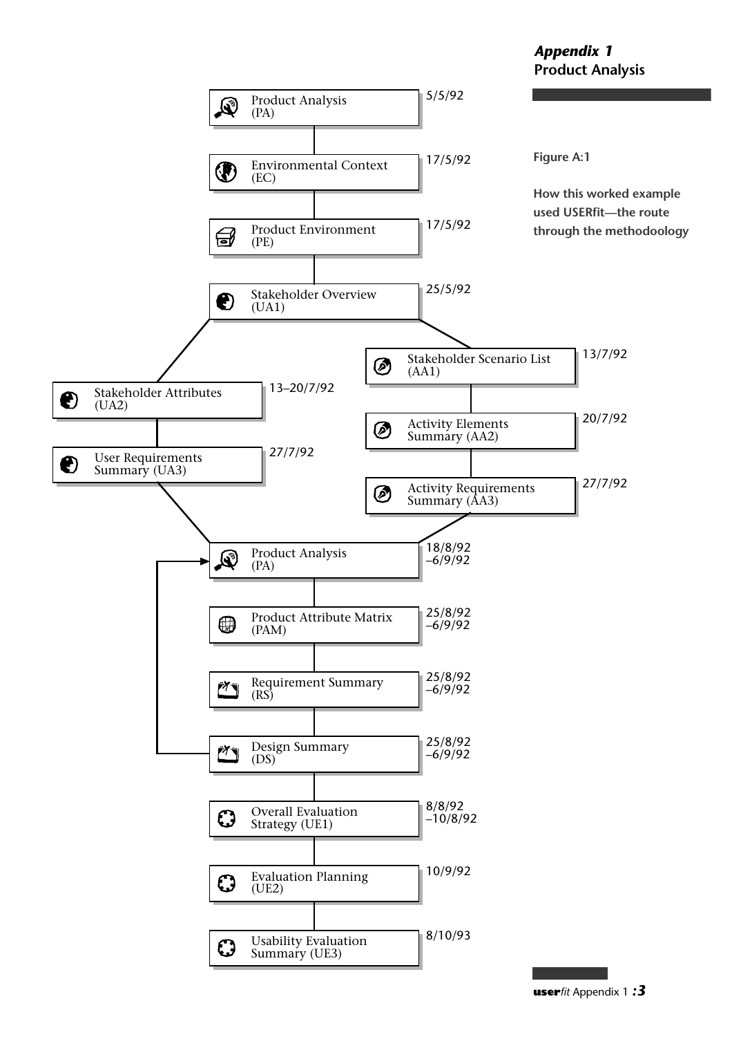## *Appendix 1*
## Product Analysis

Product Analysis (PA) — 5/5/92

Environmental Context (EC) — 17/5/92

Product Environment (PE) — 17/5/92

Stakeholder Overview (UA1) — 25/5/92

Stakeholder Attributes (UA2) — 13–20/7/92

User Requirements Summary (UA3) — 27/7/92

Stakeholder Scenario List (AA1) — 13/7/92

Activity Elements Summary (AA2) — 20/7/92

Activity Requirements Summary (AA3) — 27/7/92

Product Analysis (PA) — 18/8/92 –6/9/92

Product Attribute Matrix (PAM) — 25/8/92 –6/9/92

Requirement Summary (RS) — 25/8/92 –6/9/92

Design Summary (DS) — 25/8/92 –6/9/92

Overall Evaluation Strategy (UE1) — 8/8/92 –10/8/92

Evaluation Planning (UE2) — 10/9/92

Usability Evaluation Summary (UE3) — 8/10/93

**Figure A:1**

**How this worked example used USERfit—the route through the methodoology**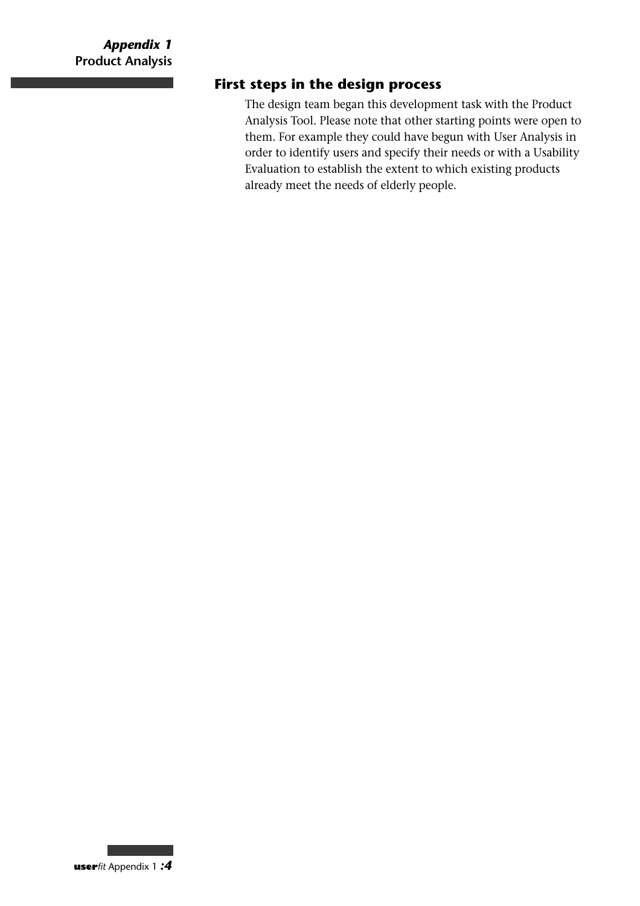## First steps in the design process

The design team began this development task with the Product Analysis Tool. Please note that other starting points were open to them. For example they could have begun with User Analysis in order to identify users and specify their needs or with a Usability Evaluation to establish the extent to which existing products already meet the needs of elderly people.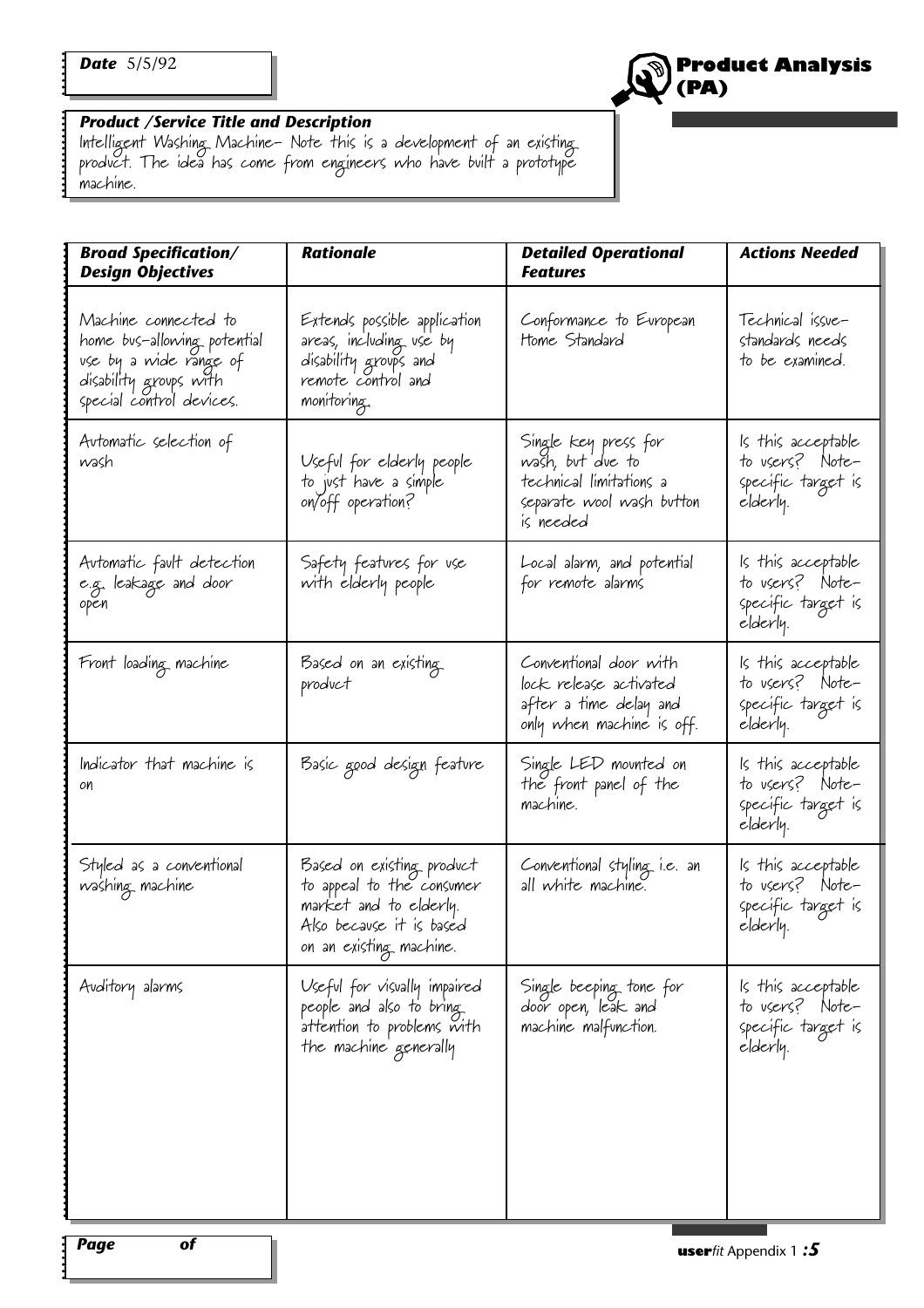**Date** 5/5/92

# Product Analysis (PA)

**Product /Service Title and Description**

Intelligent Washing Machine– Note this is a development of an existing product. The idea has come from engineers who have built a prototype machine.

| Broad Specification/ Design Objectives | Rationale | Detailed Operational Features | Actions Needed |
|---|---|---|---|
| Machine connected to home bus-allowing potential use by a wide range of disability groups with special control devices. | Extends possible application areas, including use by disability groups and remote control and monitoring. | Conformance to European Home Standard | Technical issue- standards needs to be examined. |
| Automatic selection of wash | Useful for elderly people to just have a simple on/off operation? | Single key press for wash, but due to technical limitations a separate wool wash button is needed | Is this acceptable to users? Note- specific target is elderly. |
| Automatic fault detection e.g. leakage and door open | Safety features for use with elderly people | Local alarm, and potential for remote alarms | Is this acceptable to users? Note- specific target is elderly. |
| Front loading machine | Based on an existing product | Conventional door with lock release activated after a time delay and only when machine is off. | Is this acceptable to users? Note- specific target is elderly. |
| Indicator that machine is on | Basic good design feature | Single LED mounted on the front panel of the machine. | Is this acceptable to users? Note- specific target is elderly. |
| Styled as a conventional washing machine | Based on existing product to appeal to the consumer market and to elderly. Also because it is based on an existing machine. | Conventional styling i.e. an all white machine. | Is this acceptable to users? Note- specific target is elderly. |
| Auditory alarms | Useful for visually impaired people and also to bring attention to problems with the machine generally | Single beeping tone for door open, leak and machine malfunction. | Is this acceptable to users? Note- specific target is elderly. |

**Page** of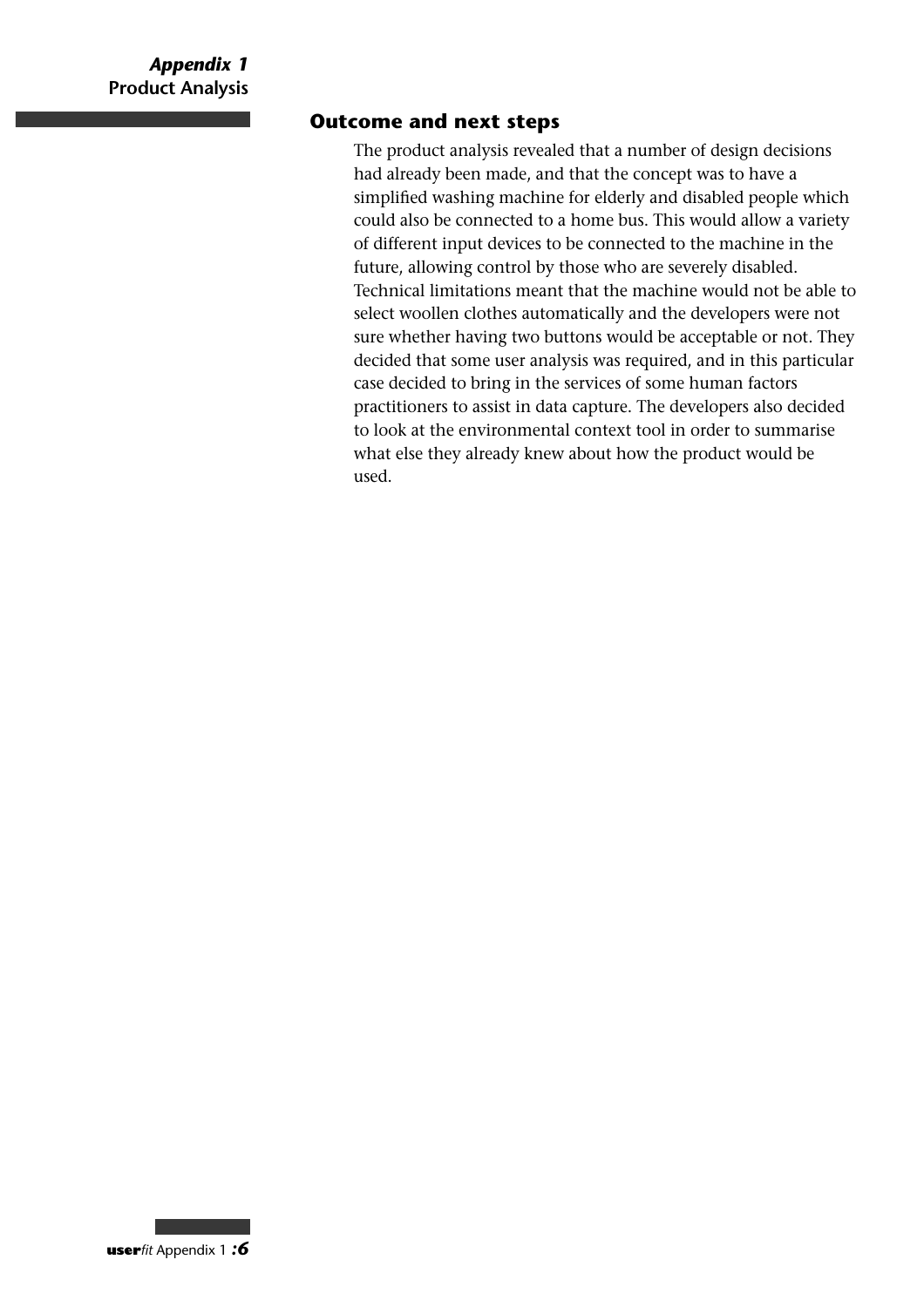## Outcome and next steps

The product analysis revealed that a number of design decisions had already been made, and that the concept was to have a simplified washing machine for elderly and disabled people which could also be connected to a home bus. This would allow a variety of different input devices to be connected to the machine in the future, allowing control by those who are severely disabled. Technical limitations meant that the machine would not be able to select woollen clothes automatically and the developers were not sure whether having two buttons would be acceptable or not. They decided that some user analysis was required, and in this particular case decided to bring in the services of some human factors practitioners to assist in data capture. The developers also decided to look at the environmental context tool in order to summarise what else they already knew about how the product would be used.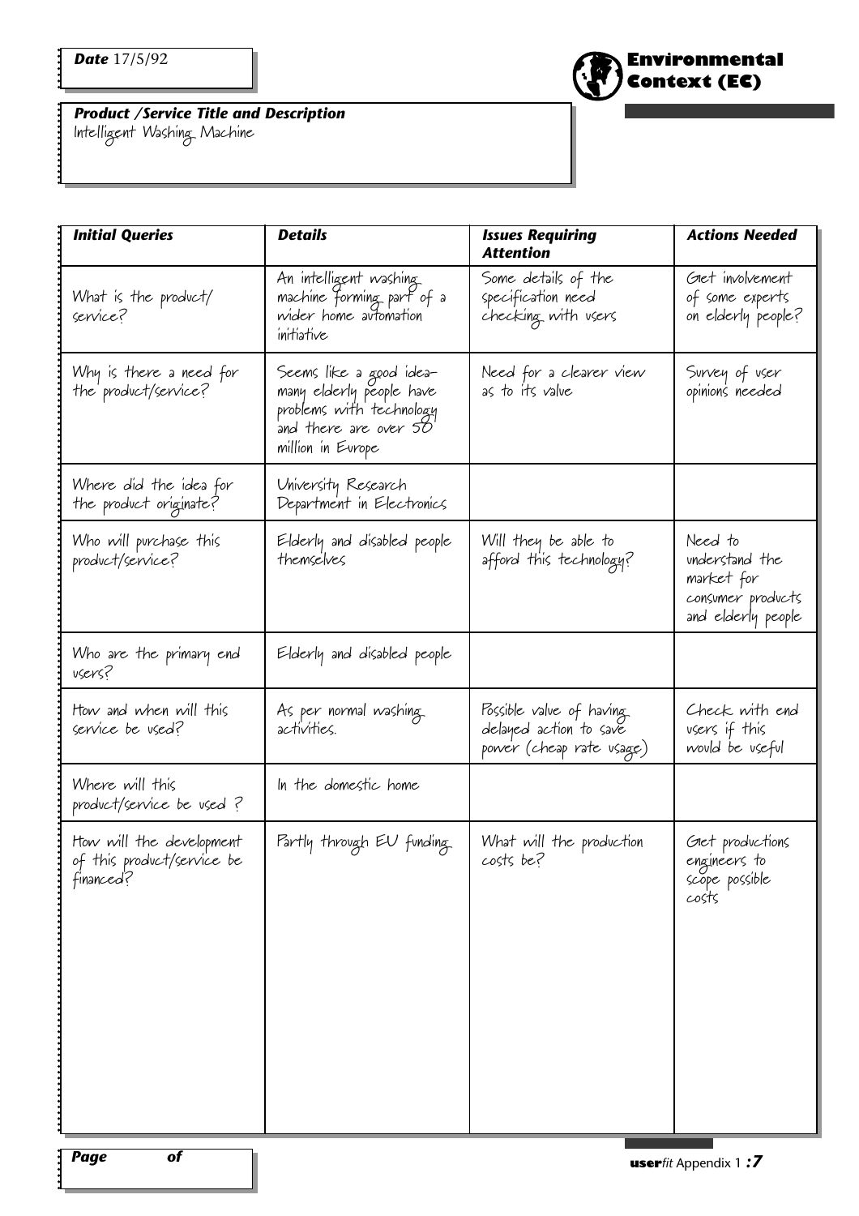**Date** 17/5/92

# Environmental Context (EC)

**Product /Service Title and Description**
Intelligent Washing Machine

| *Initial Queries* | *Details* | *Issues Requiring Attention* | *Actions Needed* |
|---|---|---|---|
| What is the product/ service? | An intelligent washing machine forming part of a wider home automation initiative | Some details of the specification need checking with users | Get involvement of some experts on elderly people? |
| Why is there a need for the product/service? | Seems like a good idea- many elderly people have problems with technology and there are over 50 million in Europe | Need for a clearer view as to its value | Survey of user opinions needed |
| Where did the idea for the product originate? | University Research Department in Electronics | | |
| Who will purchase this product/service? | Elderly and disabled people themselves | Will they be able to afford this technology? | Need to understand the market for consumer products and elderly people |
| Who are the primary end users? | Elderly and disabled people | | |
| How and when will this service be used? | As per normal washing activities. | Possible value of having delayed action to save power (cheap rate usage) | Check with end users if this would be useful |
| Where will this product/service be used ? | In the domestic home | | |
| How will the development of this product/service be financed? | Partly through EU funding | What will the production costs be? | Get productions engineers to scope possible costs |

**Page** of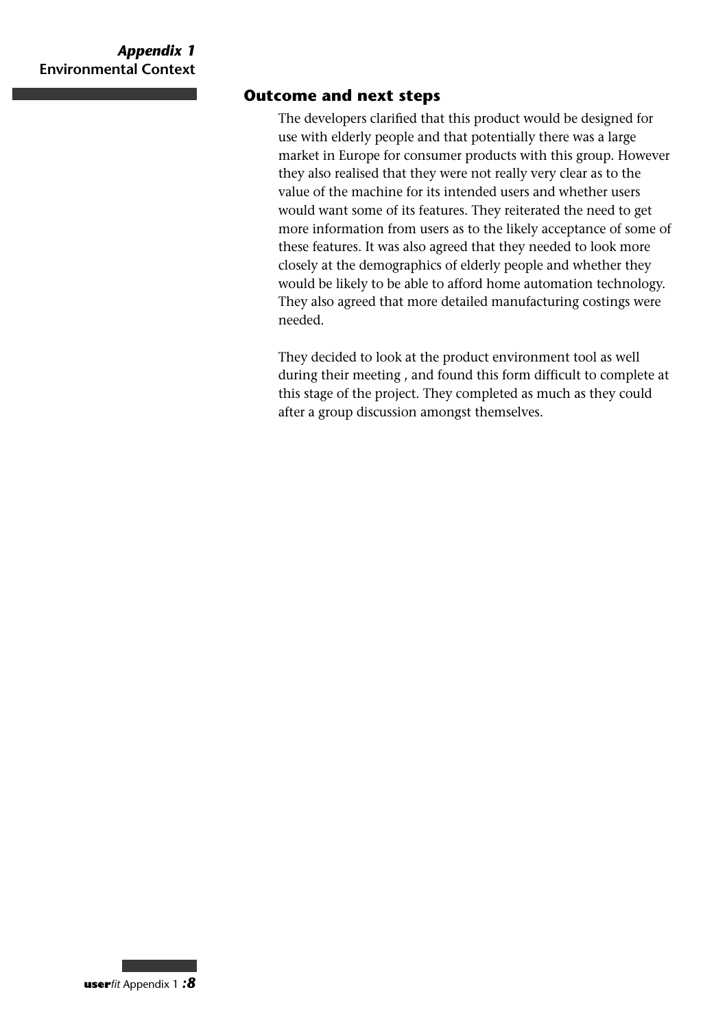## Outcome and next steps

The developers clarified that this product would be designed for use with elderly people and that potentially there was a large market in Europe for consumer products with this group. However they also realised that they were not really very clear as to the value of the machine for its intended users and whether users would want some of its features. They reiterated the need to get more information from users as to the likely acceptance of some of these features. It was also agreed that they needed to look more closely at the demographics of elderly people and whether they would be likely to be able to afford home automation technology. They also agreed that more detailed manufacturing costings were needed.

They decided to look at the product environment tool as well during their meeting , and found this form difficult to complete at this stage of the project. They completed as much as they could after a group discussion amongst themselves.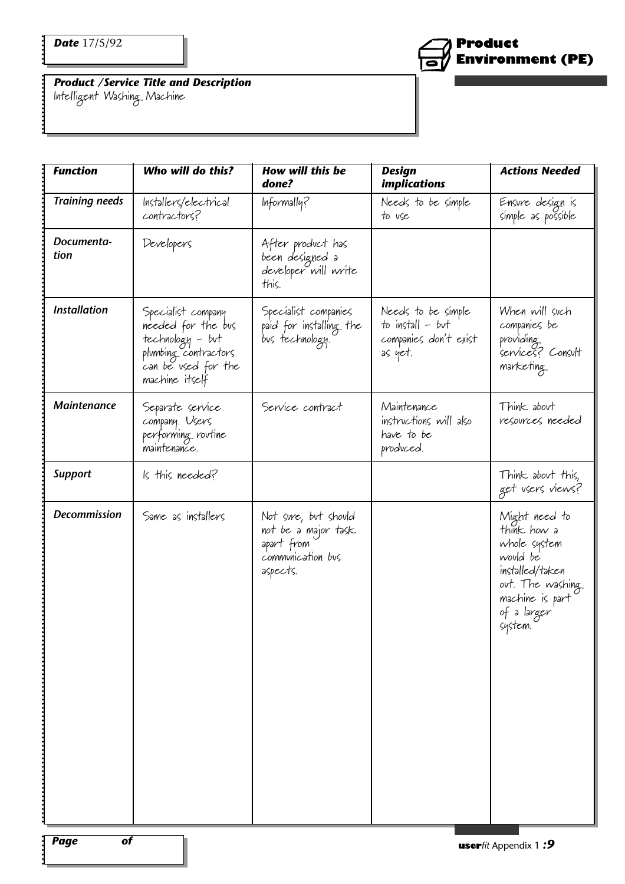**Date** 17/5/92

## Product Environment (PE)

**Product /Service Title and Description**
Intelligent Washing Machine

| Function | Who will do this? | How will this be done? | Design implications | Actions Needed |
|---|---|---|---|---|
| Training needs | Installers/electrical contractors? | Informally? | Needs to be simple to use | Ensure design is simple as possible |
| Documentation | Developers | After product has been designed a developer will write this. | | |
| Installation | Specialist company needed for the bus technology – but plumbing contractors can be used for the machine itself | Specialist companies paid for installing the bus technology. | Needs to be simple to install – but companies don't exist as yet. | When will such companies be providing services? Consult marketing |
| Maintenance | Separate service company. Users performing routine maintenance. | Service contract | Maintenance instructions will also have to be produced. | Think about resources needed |
| Support | Is this needed? | | | Think about this, get users views? |
| Decommission | Same as installers | Not sure, but should not be a major task apart from communication bus aspects. | | Might need to think how a whole system would be installed/taken out. The washing machine is part of a larger system. |

**Page** &nbsp;&nbsp;&nbsp;&nbsp; **of**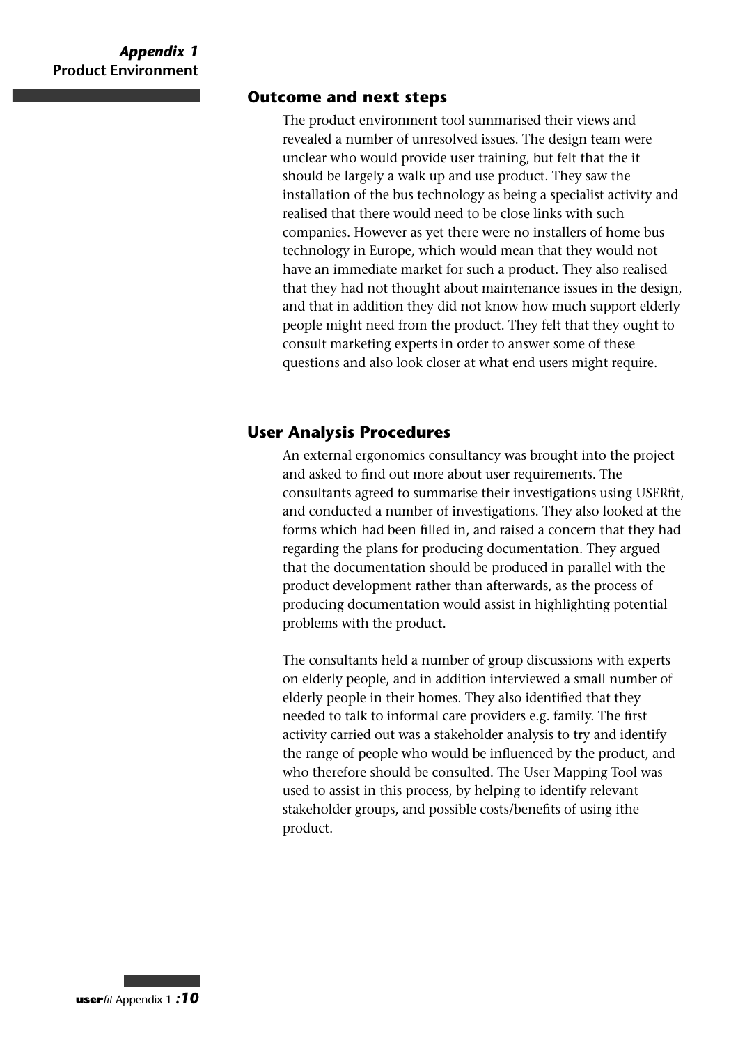## Outcome and next steps

The product environment tool summarised their views and revealed a number of unresolved issues. The design team were unclear who would provide user training, but felt that the it should be largely a walk up and use product. They saw the installation of the bus technology as being a specialist activity and realised that there would need to be close links with such companies. However as yet there were no installers of home bus technology in Europe, which would mean that they would not have an immediate market for such a product. They also realised that they had not thought about maintenance issues in the design, and that in addition they did not know how much support elderly people might need from the product. They felt that they ought to consult marketing experts in order to answer some of these questions and also look closer at what end users might require.

## User Analysis Procedures

An external ergonomics consultancy was brought into the project and asked to find out more about user requirements. The consultants agreed to summarise their investigations using USERfit, and conducted a number of investigations. They also looked at the forms which had been filled in, and raised a concern that they had regarding the plans for producing documentation. They argued that the documentation should be produced in parallel with the product development rather than afterwards, as the process of producing documentation would assist in highlighting potential problems with the product.

The consultants held a number of group discussions with experts on elderly people, and in addition interviewed a small number of elderly people in their homes. They also identified that they needed to talk to informal care providers e.g. family. The first activity carried out was a stakeholder analysis to try and identify the range of people who would be influenced by the product, and who therefore should be consulted. The User Mapping Tool was used to assist in this process, by helping to identify relevant stakeholder groups, and possible costs/benefits of using ithe product.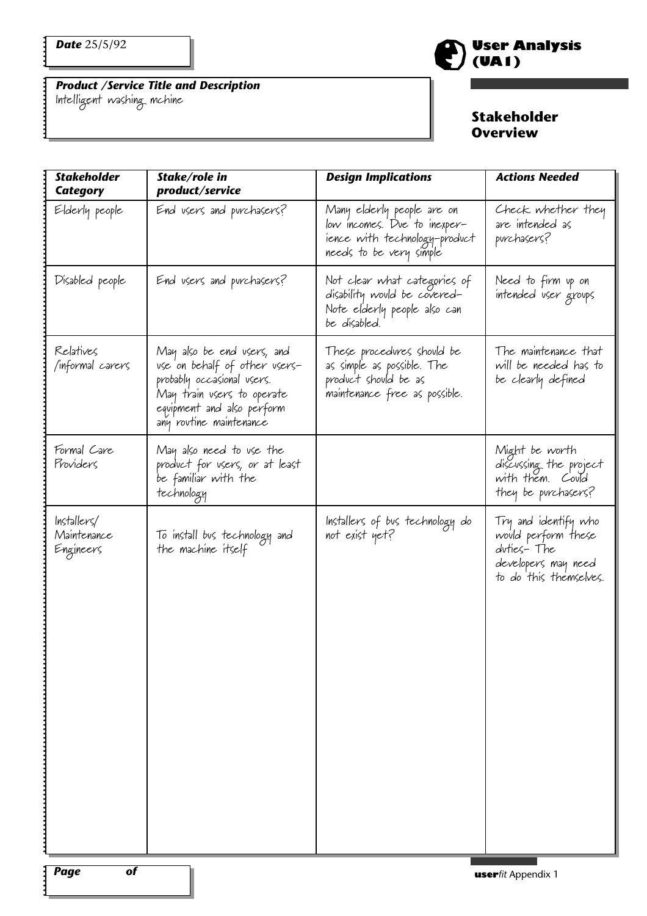**Date** 25/5/92

**Product /Service Title and Description**
Intelligent washing mchine

# User Analysis (UA1)

## Stakeholder Overview

| Stakeholder Category | Stake/role in product/service | Design Implications | Actions Needed |
|---|---|---|---|
| Elderly people | End users and purchasers? | Many elderly people are on low incomes. Due to inexperience with technology-product needs to be very simple | Check whether they are intended as purchasers? |
| Disabled people | End users and purchasers? | Not clear what categories of disability would be covered- Note elderly people also can be disabled. | Need to firm up on intended user groups |
| Relatives /informal carers | May also be end users, and use on behalf of other users- probably occasional users. May train users to operate equipment and also perform any routine maintenance | These procedures should be as simple as possible. The product should be as maintenance free as possible. | The maintenance that will be needed has to be clearly defined |
| Formal Care Providers | May also need to use the product for users, or at least be familiar with the technology | | Might be worth discussing the project with them. Could they be purchasers? |
| Installers/ Maintenance Engineers | To install bus technology and the machine itself | Installers of bus technology do not exist yet? | Try and identify who would perform these duties- The developers may need to do this themselves. |

**Page** of

**user***fit* Appendix 1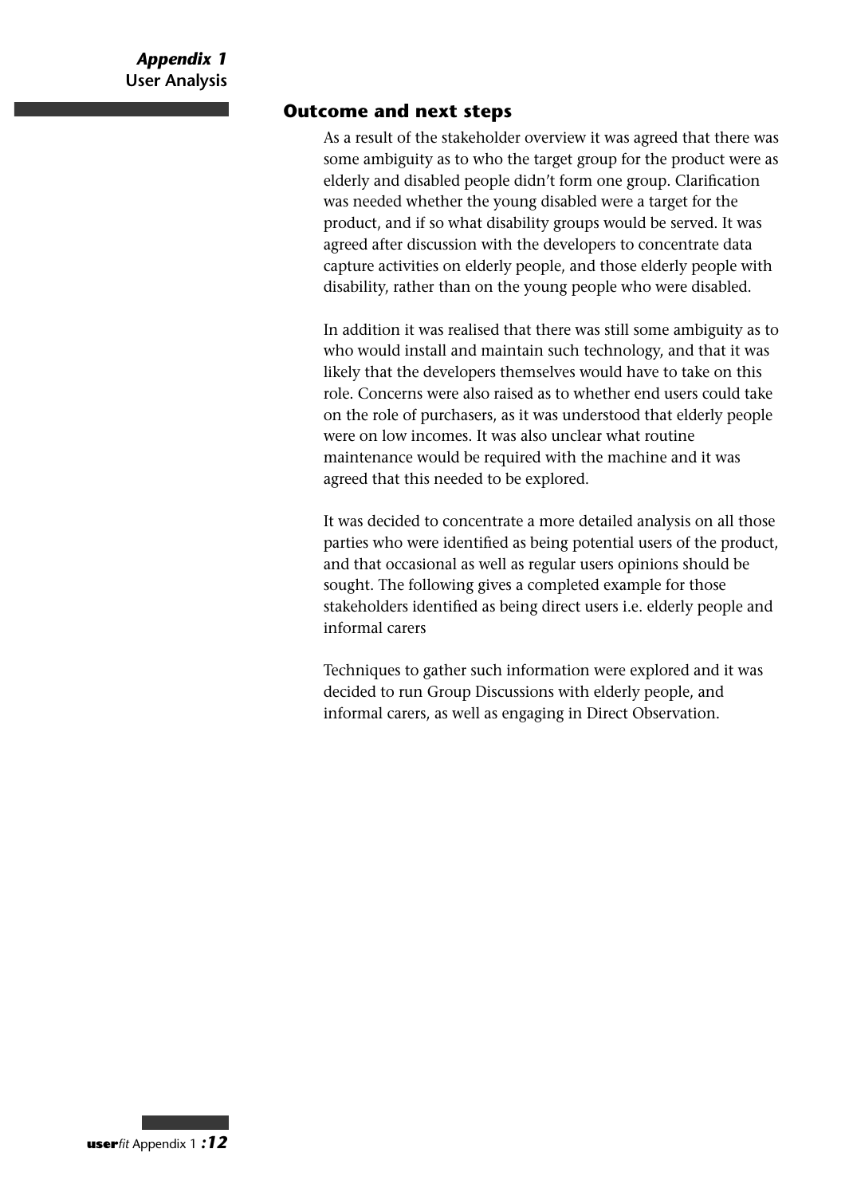## Outcome and next steps

As a result of the stakeholder overview it was agreed that there was some ambiguity as to who the target group for the product were as elderly and disabled people didn't form one group. Clarification was needed whether the young disabled were a target for the product, and if so what disability groups would be served. It was agreed after discussion with the developers to concentrate data capture activities on elderly people, and those elderly people with disability, rather than on the young people who were disabled.

In addition it was realised that there was still some ambiguity as to who would install and maintain such technology, and that it was likely that the developers themselves would have to take on this role. Concerns were also raised as to whether end users could take on the role of purchasers, as it was understood that elderly people were on low incomes. It was also unclear what routine maintenance would be required with the machine and it was agreed that this needed to be explored.

It was decided to concentrate a more detailed analysis on all those parties who were identified as being potential users of the product, and that occasional as well as regular users opinions should be sought. The following gives a completed example for those stakeholders identified as being direct users i.e. elderly people and informal carers

Techniques to gather such information were explored and it was decided to run Group Discussions with elderly people, and informal carers, as well as engaging in Direct Observation.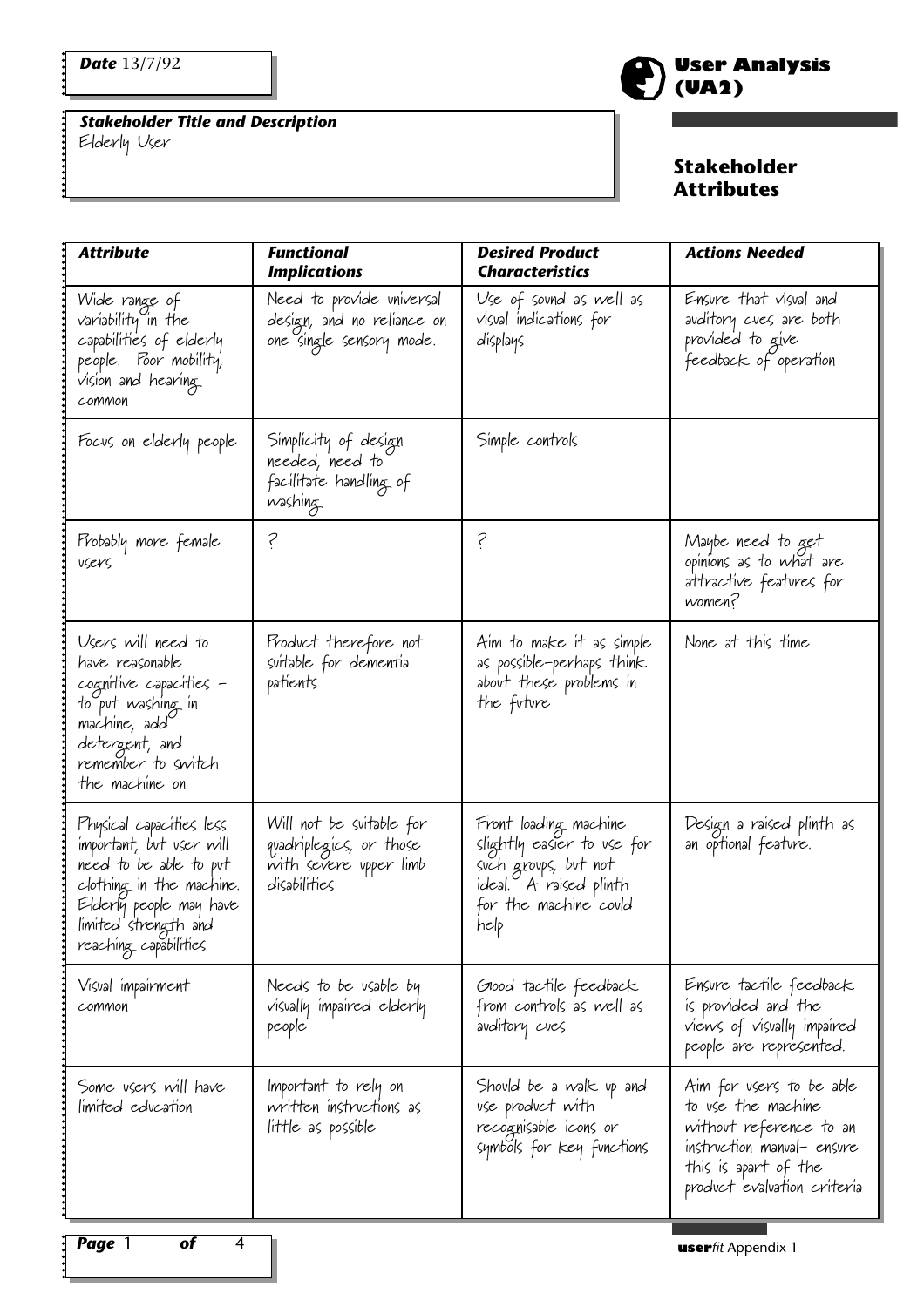**Date** 13/7/92

**Stakeholder Title and Description**
Elderly User

## User Analysis (UA2)

## Stakeholder Attributes

| *Attribute* | *Functional Implications* | *Desired Product Characteristics* | *Actions Needed* |
|---|---|---|---|
| Wide range of variability in the capabilities of elderly people. Poor mobility, vision and hearing common | Need to provide universal design, and no reliance on one single sensory mode. | Use of sound as well as visual indications for displays | Ensure that visual and auditory cues are both provided to give feedback of operation |
| Focus on elderly people | Simplicity of design needed, need to facilitate handling of washing | Simple controls | |
| Probably more female users | ? | ? | Maybe need to get opinions as to what are attractive features for women? |
| Users will need to have reasonable cognitive capacities - to put washing in machine, add detergent, and remember to switch the machine on | Product therefore not suitable for dementia patients | Aim to make it as simple as possible-perhaps think about these problems in the future | None at this time |
| Physical capacities less important, but user will need to be able to put clothing in the machine. Elderly people may have limited strength and reaching capabilities | Will not be suitable for quadriplegics, or those with severe upper limb disabilities | Front loading machine slightly easier to use for such groups, but not ideal. A raised plinth for the machine could help | Design a raised plinth as an optional feature. |
| Visual impairment common | Needs to be usable by visually impaired elderly people | Good tactile feedback from controls as well as auditory cues | Ensure tactile feedback is provided and the views of visually impaired people are represented. |
| Some users will have limited education | Important to rely on written instructions as little as possible | Should be a walk up and use product with recognisable icons or symbols for key functions | Aim for users to be able to use the machine without reference to an instruction manual- ensure this is a part of the product evaluation criteria |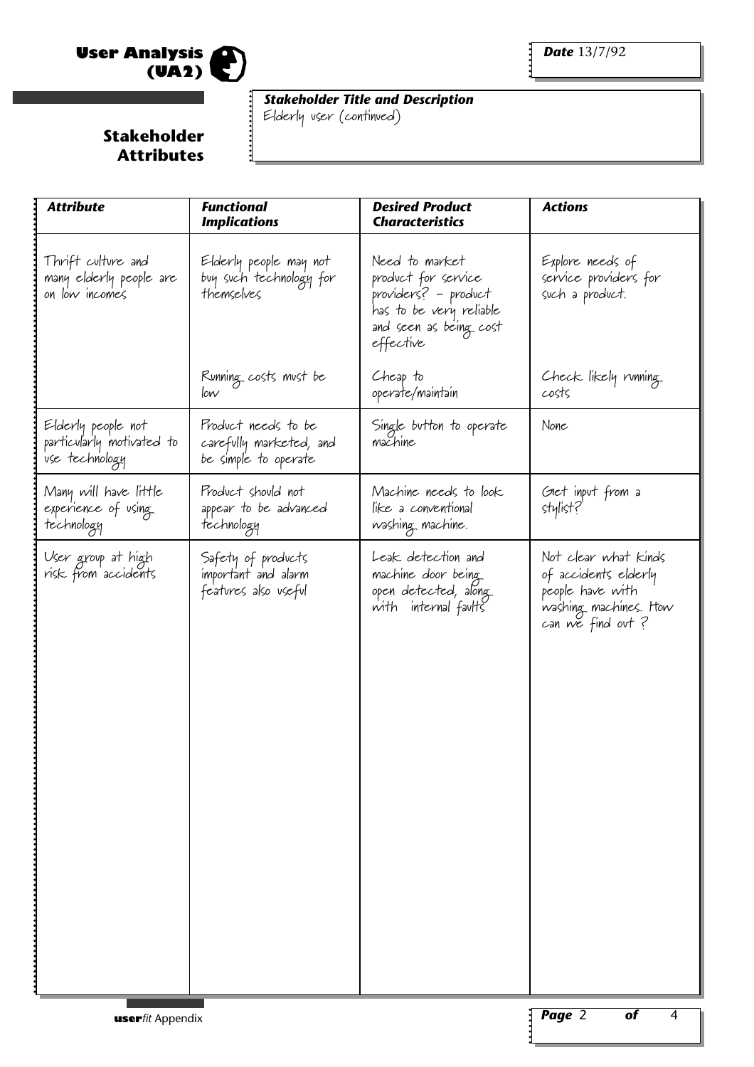# User Analysis (UA2)

## Stakeholder Attributes

**Date** 13/7/92

***Stakeholder Title and Description***
Elderly user (continued)

| *Attribute* | *Functional Implications* | *Desired Product Characteristics* | *Actions* |
|---|---|---|---|
| Thrift culture and many elderly people are on low incomes | Elderly people may not buy such technology for themselves | Need to market product for service providers? – product has to be very reliable and seen as being cost effective | Explore needs of service providers for such a product. |
| | Running costs must be low | Cheap to operate/maintain | Check likely running costs |
| Elderly people not particularly motivated to use technology | Product needs to be carefully marketed, and be simple to operate | Single button to operate machine | None |
| Many will have little experience of using technology | Product should not appear to be advanced technology | Machine needs to look like a conventional washing machine. | Get input from a stylist? |
| User group at high risk from accidents | Safety of products important and alarm features also useful | Leak detection and machine door being open detected, along with internal faults | Not clear what kinds of accidents elderly people have with washing machines. How can we find out ? |

**user***fit* Appendix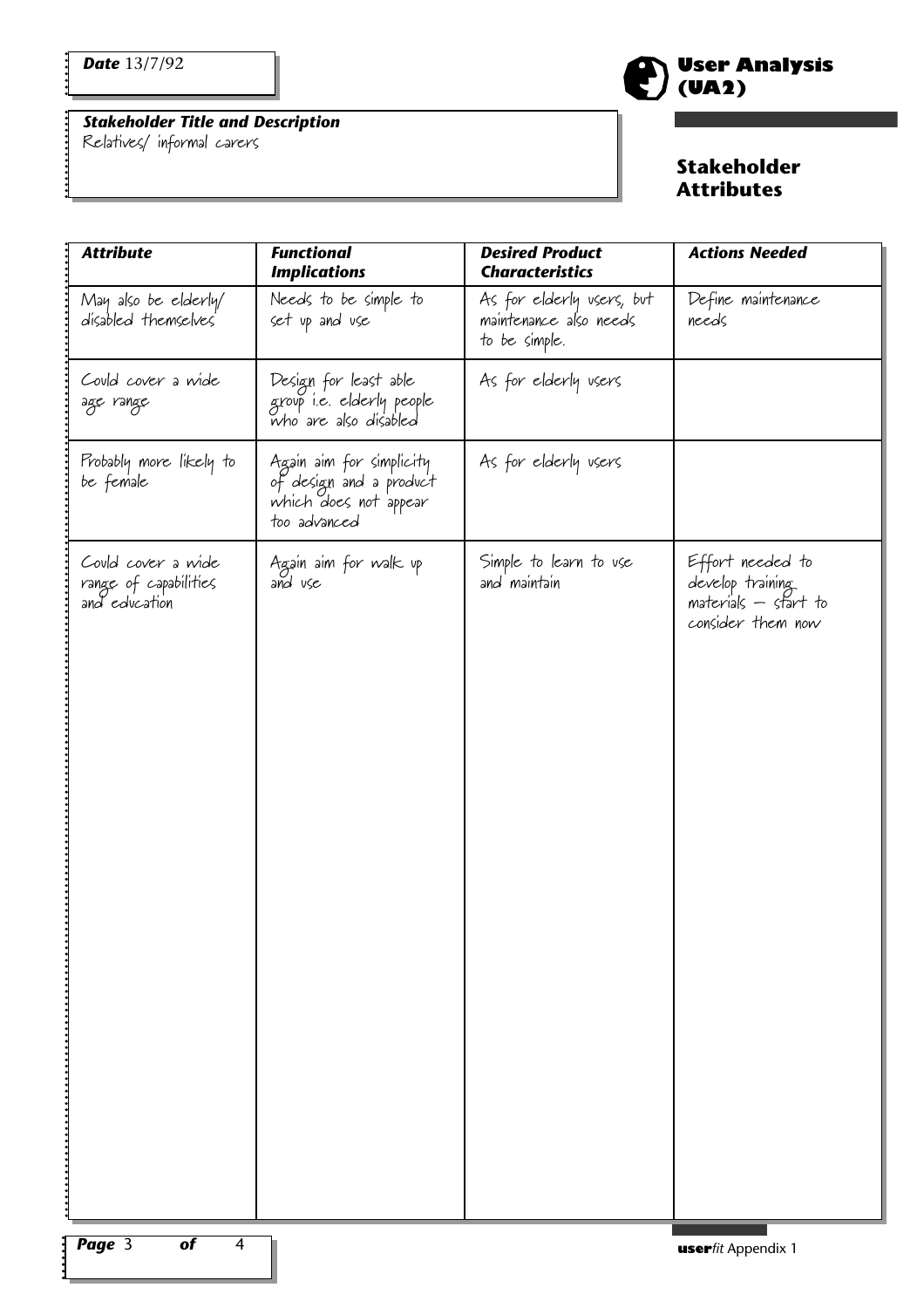**Date** 13/7/92

# User Analysis (UA2)

## Stakeholder Attributes

***Stakeholder Title and Description***
Relatives/ informal carers

| *Attribute* | *Functional Implications* | *Desired Product Characteristics* | *Actions Needed* |
|---|---|---|---|
| May also be elderly/ disabled themselves | Needs to be simple to set up and use | As for elderly users, but maintenance also needs to be simple. | Define maintenance needs |
| Could cover a wide age range | Design for least able group i.e. elderly people who are also disabled | As for elderly users | |
| Probably more likely to be female | Again aim for simplicity of design and a product which does not appear too advanced | As for elderly users | |
| Could cover a wide range of capabilities and education | Again aim for walk up and use | Simple to learn to use and maintain | Effort needed to develop training materials – start to consider them now |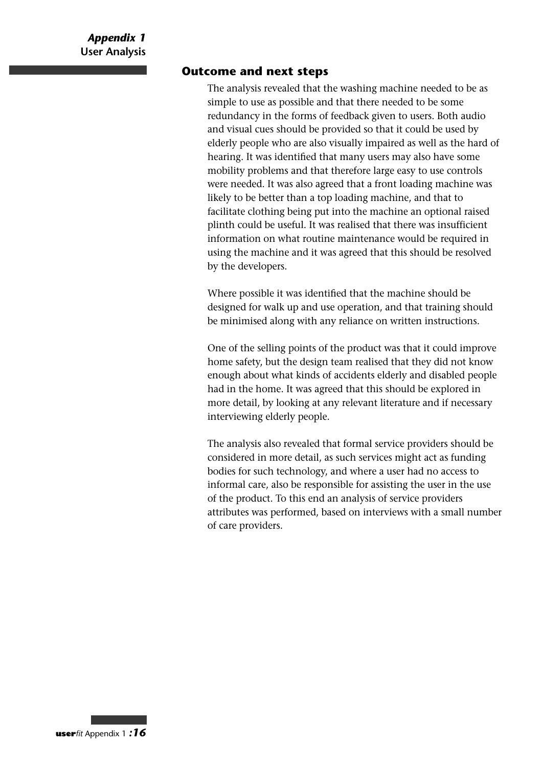## Outcome and next steps

The analysis revealed that the washing machine needed to be as simple to use as possible and that there needed to be some redundancy in the forms of feedback given to users. Both audio and visual cues should be provided so that it could be used by elderly people who are also visually impaired as well as the hard of hearing. It was identified that many users may also have some mobility problems and that therefore large easy to use controls were needed. It was also agreed that a front loading machine was likely to be better than a top loading machine, and that to facilitate clothing being put into the machine an optional raised plinth could be useful. It was realised that there was insufficient information on what routine maintenance would be required in using the machine and it was agreed that this should be resolved by the developers.

Where possible it was identified that the machine should be designed for walk up and use operation, and that training should be minimised along with any reliance on written instructions.

One of the selling points of the product was that it could improve home safety, but the design team realised that they did not know enough about what kinds of accidents elderly and disabled people had in the home. It was agreed that this should be explored in more detail, by looking at any relevant literature and if necessary interviewing elderly people.

The analysis also revealed that formal service providers should be considered in more detail, as such services might act as funding bodies for such technology, and where a user had no access to informal care, also be responsible for assisting the user in the use of the product. To this end an analysis of service providers attributes was performed, based on interviews with a small number of care providers.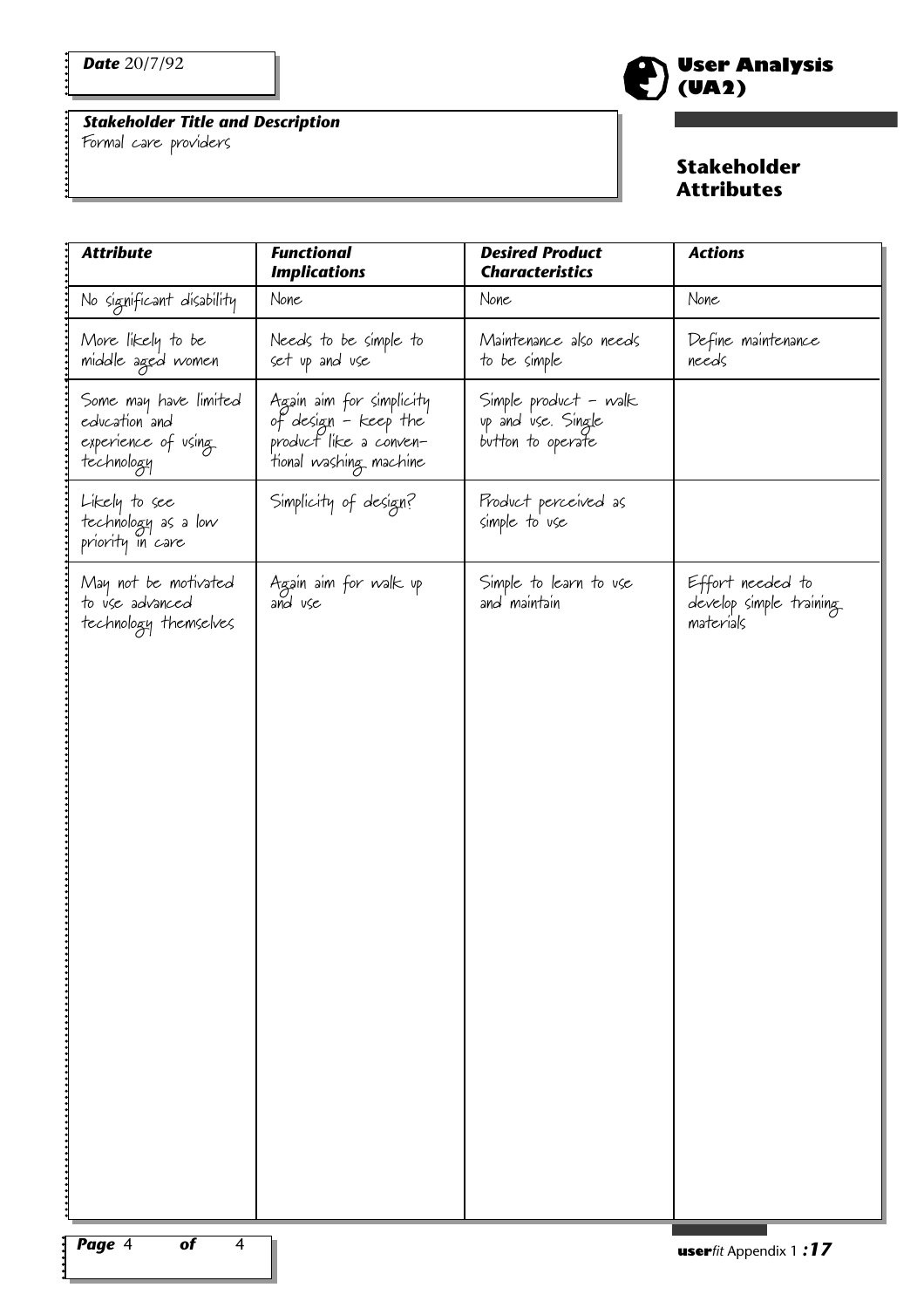**Date** 20/7/92

## User Analysis (UA2)

### Stakeholder Attributes

***Stakeholder Title and Description***
Formal care providers

| *Attribute* | *Functional Implications* | *Desired Product Characteristics* | *Actions* |
|---|---|---|---|
| No significant disability | None | None | None |
| More likely to be middle aged women | Needs to be simple to set up and use | Maintenance also needs to be simple | Define maintenance needs |
| Some may have limited education and experience of using technology | Again aim for simplicity of design – keep the product like a conventional washing machine | Simple product – walk up and use. Single button to operate | |
| Likely to see technology as a low priority in care | Simplicity of design? | Product perceived as simple to use | |
| May not be motivated to use advanced technology themselves | Again aim for walk up and use | Simple to learn to use and maintain | Effort needed to develop simple training materials |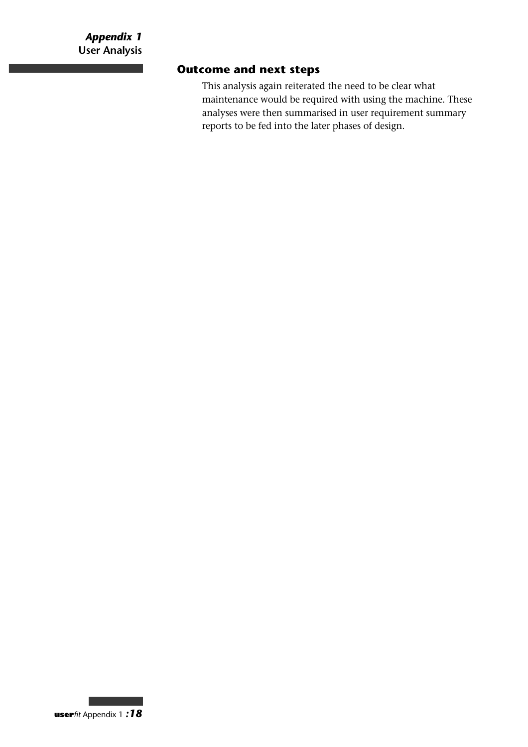## Outcome and next steps

This analysis again reiterated the need to be clear what maintenance would be required with using the machine. These analyses were then summarised in user requirement summary reports to be fed into the later phases of design.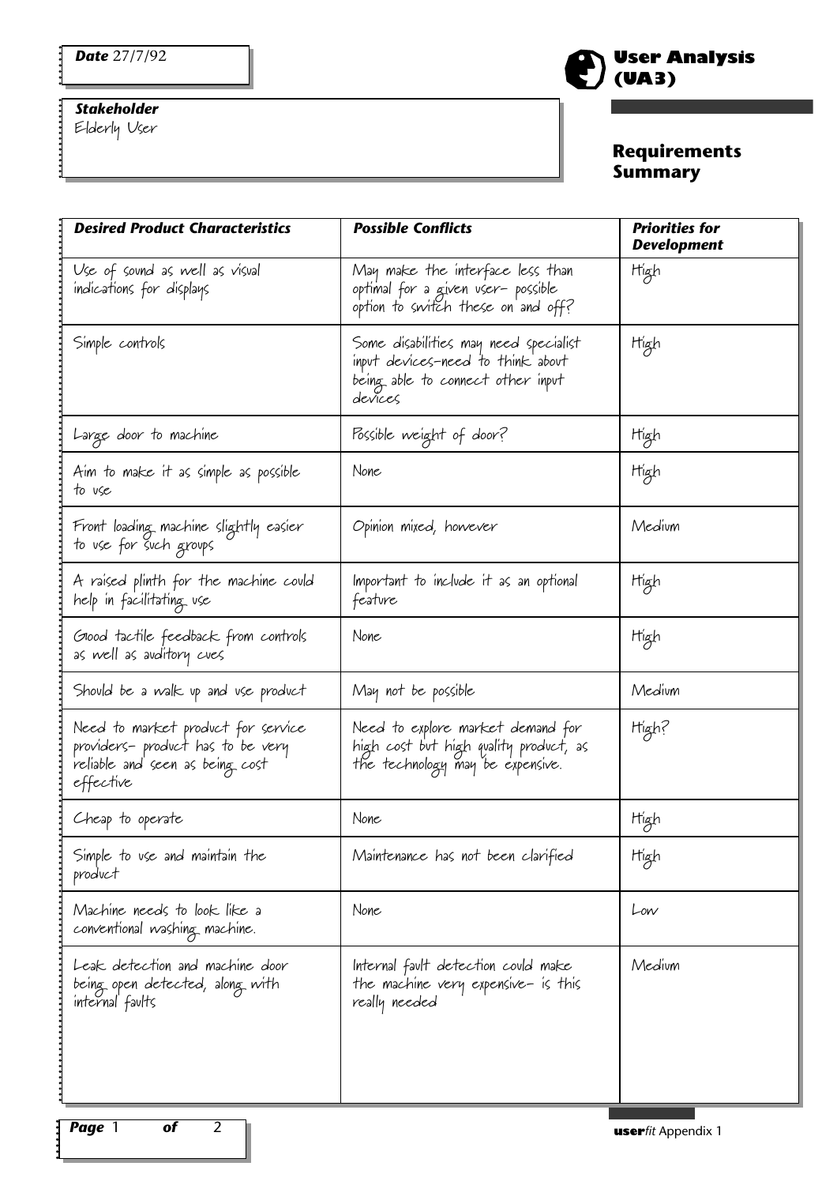**Date** 27/7/92

**Stakeholder**
Elderly User

# User Analysis (UA3)

## Requirements Summary

| *Desired Product Characteristics* | *Possible Conflicts* | *Priorities for Development* |
|---|---|---|
| Use of sound as well as visual indications for displays | May make the interface less than optimal for a given user- possible option to switch these on and off? | High |
| Simple controls | Some disabilities may need specialist input devices-need to think about being able to connect other input devices | High |
| Large door to machine | Possible weight of door? | High |
| Aim to make it as simple as possible to use | None | High |
| Front loading machine slightly easier to use for such groups | Opinion mixed, however | Medium |
| A raised plinth for the machine could help in facilitating use | Important to include it as an optional feature | High |
| Good tactile feedback from controls as well as auditory cues | None | High |
| Should be a walk up and use product | May not be possible | Medium |
| Need to market product for service providers- product has to be very reliable and seen as being cost effective | Need to explore market demand for high cost but high quality product, as the technology may be expensive. | High? |
| Cheap to operate | None | High |
| Simple to use and maintain the product | Maintenance has not been clarified | High |
| Machine needs to look like a conventional washing machine. | None | Low |
| Leak detection and machine door being open detected, along with internal faults | Internal fault detection could make the machine very expensive- is this really needed | Medium |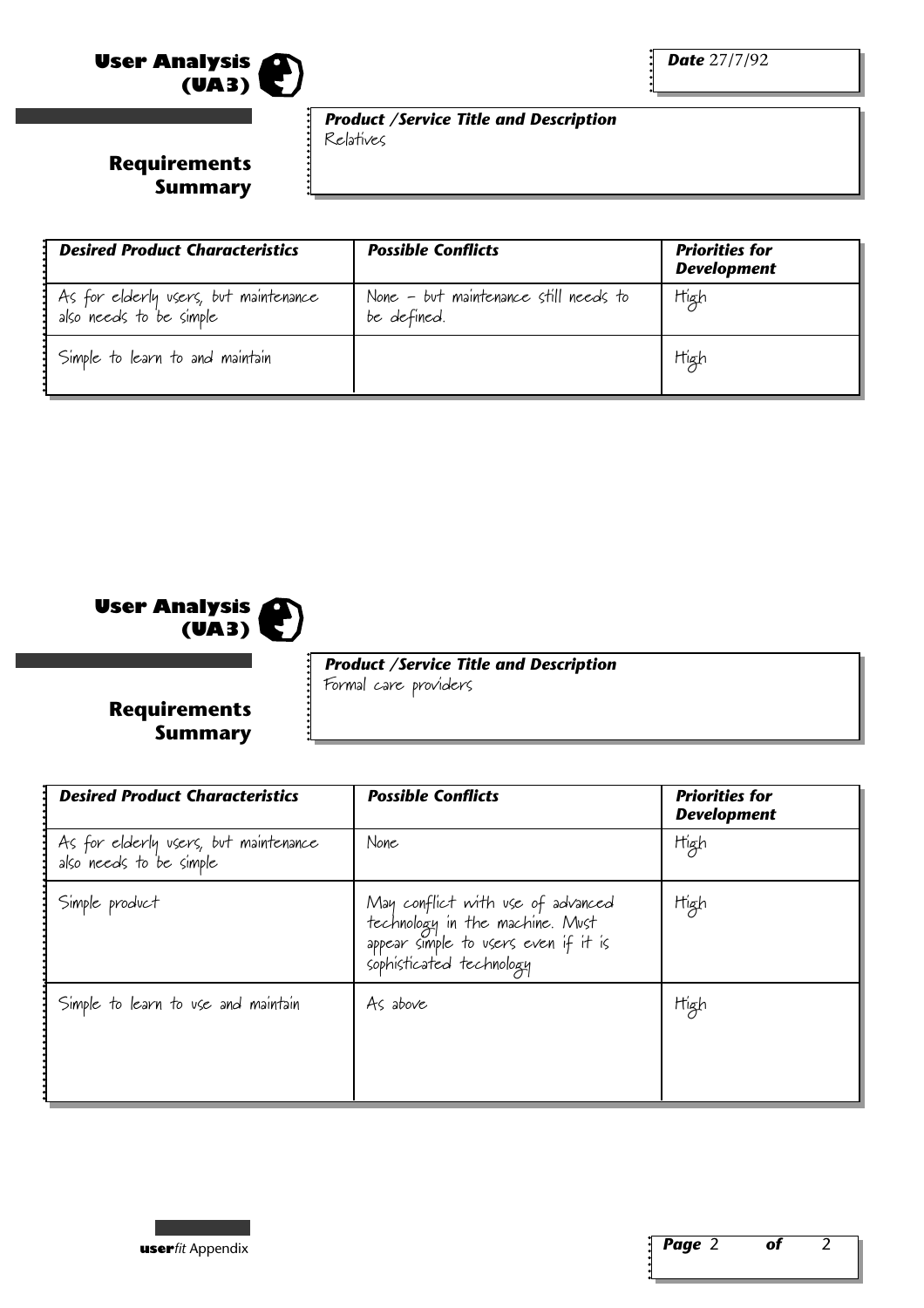## User Analysis (UA3)

**Date** 27/7/92

### Requirements Summary

***Product /Service Title and Description***
Relatives

| *Desired Product Characteristics* | *Possible Conflicts* | *Priorities for Development* |
|---|---|---|
| As for elderly users, but maintenance also needs to be simple | None – but maintenance still needs to be defined. | High |
| Simple to learn to and maintain | | High |

## User Analysis (UA3)

### Requirements Summary

***Product /Service Title and Description***
Formal care providers

| *Desired Product Characteristics* | *Possible Conflicts* | *Priorities for Development* |
|---|---|---|
| As for elderly users, but maintenance also needs to be simple | None | High |
| Simple product | May conflict with use of advanced technology in the machine. Must appear simple to users even if it is sophisticated technology | High |
| Simple to learn to use and maintain | As above | High |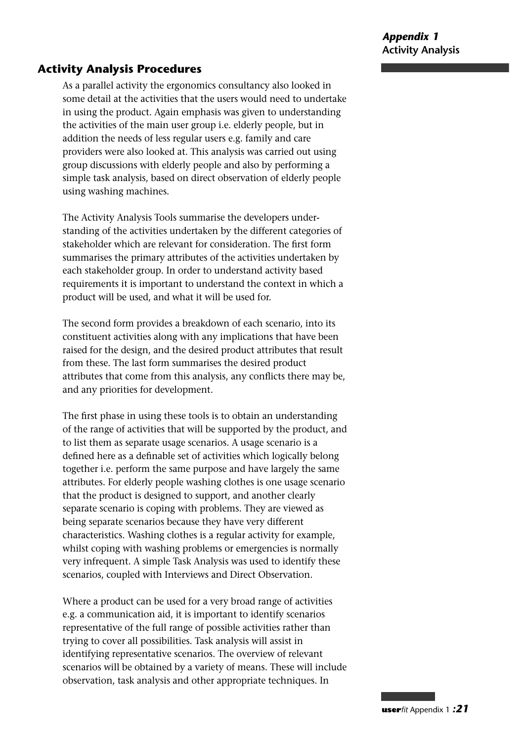## Activity Analysis Procedures

As a parallel activity the ergonomics consultancy also looked in some detail at the activities that the users would need to undertake in using the product. Again emphasis was given to understanding the activities of the main user group i.e. elderly people, but in addition the needs of less regular users e.g. family and care providers were also looked at. This analysis was carried out using group discussions with elderly people and also by performing a simple task analysis, based on direct observation of elderly people using washing machines.

The Activity Analysis Tools summarise the developers understanding of the activities undertaken by the different categories of stakeholder which are relevant for consideration. The first form summarises the primary attributes of the activities undertaken by each stakeholder group. In order to understand activity based requirements it is important to understand the context in which a product will be used, and what it will be used for.

The second form provides a breakdown of each scenario, into its constituent activities along with any implications that have been raised for the design, and the desired product attributes that result from these. The last form summarises the desired product attributes that come from this analysis, any conflicts there may be, and any priorities for development.

The first phase in using these tools is to obtain an understanding of the range of activities that will be supported by the product, and to list them as separate usage scenarios. A usage scenario is a defined here as a definable set of activities which logically belong together i.e. perform the same purpose and have largely the same attributes. For elderly people washing clothes is one usage scenario that the product is designed to support, and another clearly separate scenario is coping with problems. They are viewed as being separate scenarios because they have very different characteristics. Washing clothes is a regular activity for example, whilst coping with washing problems or emergencies is normally very infrequent. A simple Task Analysis was used to identify these scenarios, coupled with Interviews and Direct Observation.

Where a product can be used for a very broad range of activities e.g. a communication aid, it is important to identify scenarios representative of the full range of possible activities rather than trying to cover all possibilities. Task analysis will assist in identifying representative scenarios. The overview of relevant scenarios will be obtained by a variety of means. These will include observation, task analysis and other appropriate techniques. In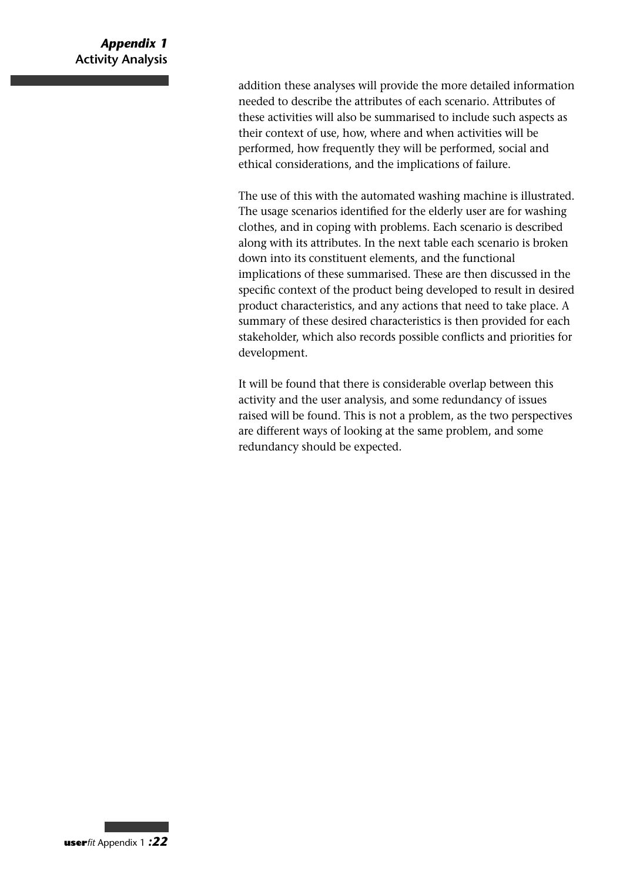addition these analyses will provide the more detailed information needed to describe the attributes of each scenario. Attributes of these activities will also be summarised to include such aspects as their context of use, how, where and when activities will be performed, how frequently they will be performed, social and ethical considerations, and the implications of failure.

The use of this with the automated washing machine is illustrated. The usage scenarios identified for the elderly user are for washing clothes, and in coping with problems. Each scenario is described along with its attributes. In the next table each scenario is broken down into its constituent elements, and the functional implications of these summarised. These are then discussed in the specific context of the product being developed to result in desired product characteristics, and any actions that need to take place. A summary of these desired characteristics is then provided for each stakeholder, which also records possible conflicts and priorities for development.

It will be found that there is considerable overlap between this activity and the user analysis, and some redundancy of issues raised will be found. This is not a problem, as the two perspectives are different ways of looking at the same problem, and some redundancy should be expected.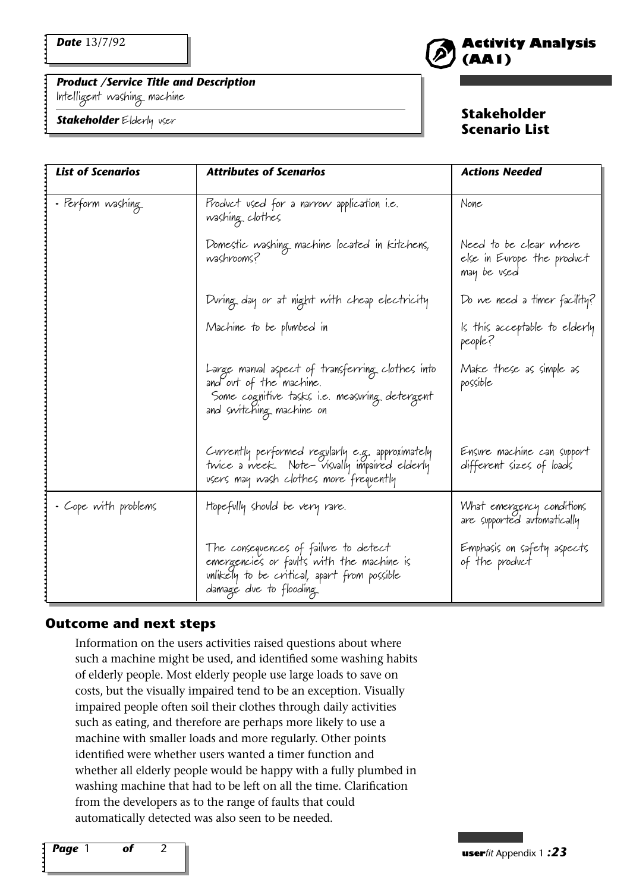**Date** 13/7/92

## Activity Analysis (AA1)

### Stakeholder Scenario List

***Product /Service Title and Description***
Intelligent washing machine

***Stakeholder*** Elderly user

| *List of Scenarios* | *Attributes of Scenarios* | *Actions Needed* |
|---|---|---|
| - Perform washing | Product used for a narrow application i.e. washing clothes | None |
| | Domestic washing machine located in kitchens, washrooms? | Need to be clear where else in Europe the product may be used |
| | During day or at night with cheap electricity | Do we need a timer facility? |
| | Machine to be plumbed in | Is this acceptable to elderly people? |
| | Large manual aspect of transferring clothes into and out of the machine. Some cognitive tasks i.e. measuring detergent and switching machine on | Make these as simple as possible |
| | Currently performed regularly e.g. approximately twice a week. Note- visually impaired elderly users may wash clothes more frequently | Ensure machine can support different sizes of loads |
| - Cope with problems | Hopefully should be very rare. | What emergency conditions are supported automatically |
| | The consequences of failure to detect emergencies or faults with the machine is unlikely to be critical, apart from possible damage due to flooding | Emphasis on safety aspects of the product |

### Outcome and next steps

Information on the users activities raised questions about where such a machine might be used, and identified some washing habits of elderly people. Most elderly people use large loads to save on costs, but the visually impaired tend to be an exception. Visually impaired people often soil their clothes through daily activities such as eating, and therefore are perhaps more likely to use a machine with smaller loads and more regularly. Other points identified were whether users wanted a timer function and whether all elderly people would be happy with a fully plumbed in washing machine that had to be left on all the time. Clarification from the developers as to the range of faults that could automatically detected was also seen to be needed.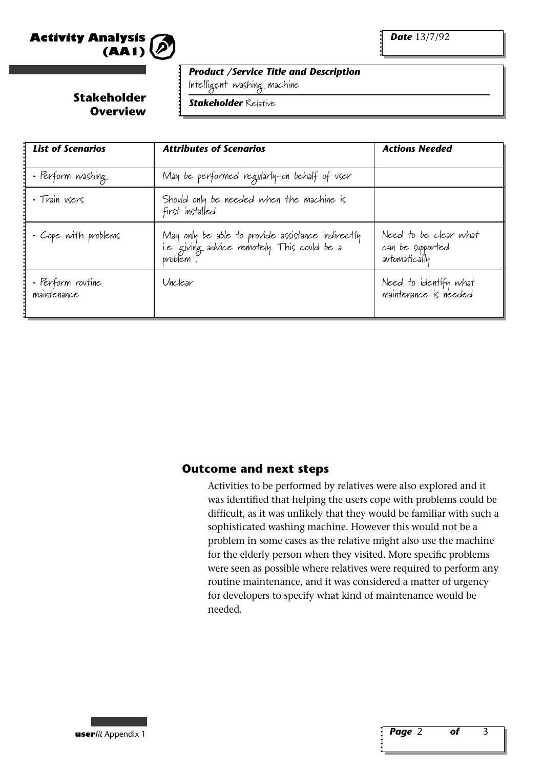## Activity Analysis (AA1)

**Date** 13/7/92

### Stakeholder Overview

***Product /Service Title and Description***
Intelligent washing machine

***Stakeholder*** Relative

| *List of Scenarios* | *Attributes of Scenarios* | *Actions Needed* |
|---|---|---|
| • Perform washing | May be performed regularly–on behalf of user | |
| • Train users | Should only be needed when the machine is first installed | |
| • Cope with problems | May only be able to provide assistance indirectly i.e. giving advice remotely. This could be a problem . | Need to be clear what can be supported automatically |
| • Perform routine maintenance | Unclear | Need to identify what maintenance is needed |

### Outcome and next steps

Activities to be performed by relatives were also explored and it was identified that helping the users cope with problems could be difficult, as it was unlikely that they would be familiar with such a sophisticated washing machine. However this would not be a problem in some cases as the relative might also use the machine for the elderly person when they visited. More specific problems were seen as possible where relatives were required to perform any routine maintenance, and it was considered a matter of urgency for developers to specify what kind of maintenance would be needed.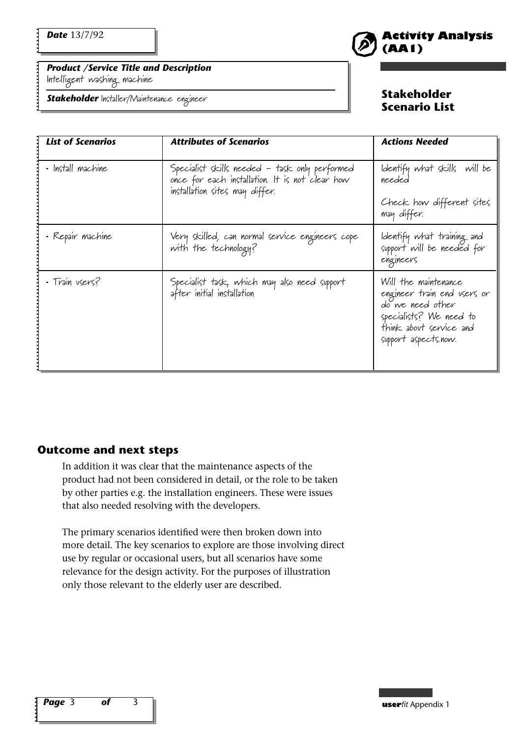**Date** 13/7/92

**Activity Analysis (AA1)**

**Stakeholder Scenario List**

***Product /Service Title and Description***
Intelligent washing machine

***Stakeholder*** Installer/Maintenance engineer

| *List of Scenarios* | *Attributes of Scenarios* | *Actions Needed* |
|---|---|---|
| - Install machine | Specialist skills needed – task only performed once for each installation. It is not clear how installation sites may differ. | Identify what skills will be needed<br><br>Check how different sites may differ. |
| - Repair machine | Very skilled, can normal service engineers cope with the technology? | Identify what training and support will be needed for engineers |
| - Train users? | Specialist task, which may also need support after initial installation | Will the maintenance engineer train end users or do we need other specialists? We need to think about service and support aspects.now. |

## Outcome and next steps

In addition it was clear that the maintenance aspects of the product had not been considered in detail, or the role to be taken by other parties e.g. the installation engineers. These were issues that also needed resolving with the developers.

The primary scenarios identified were then broken down into more detail. The key scenarios to explore are those involving direct use by regular or occasional users, but all scenarios have some relevance for the design activity. For the purposes of illustration only those relevant to the elderly user are described.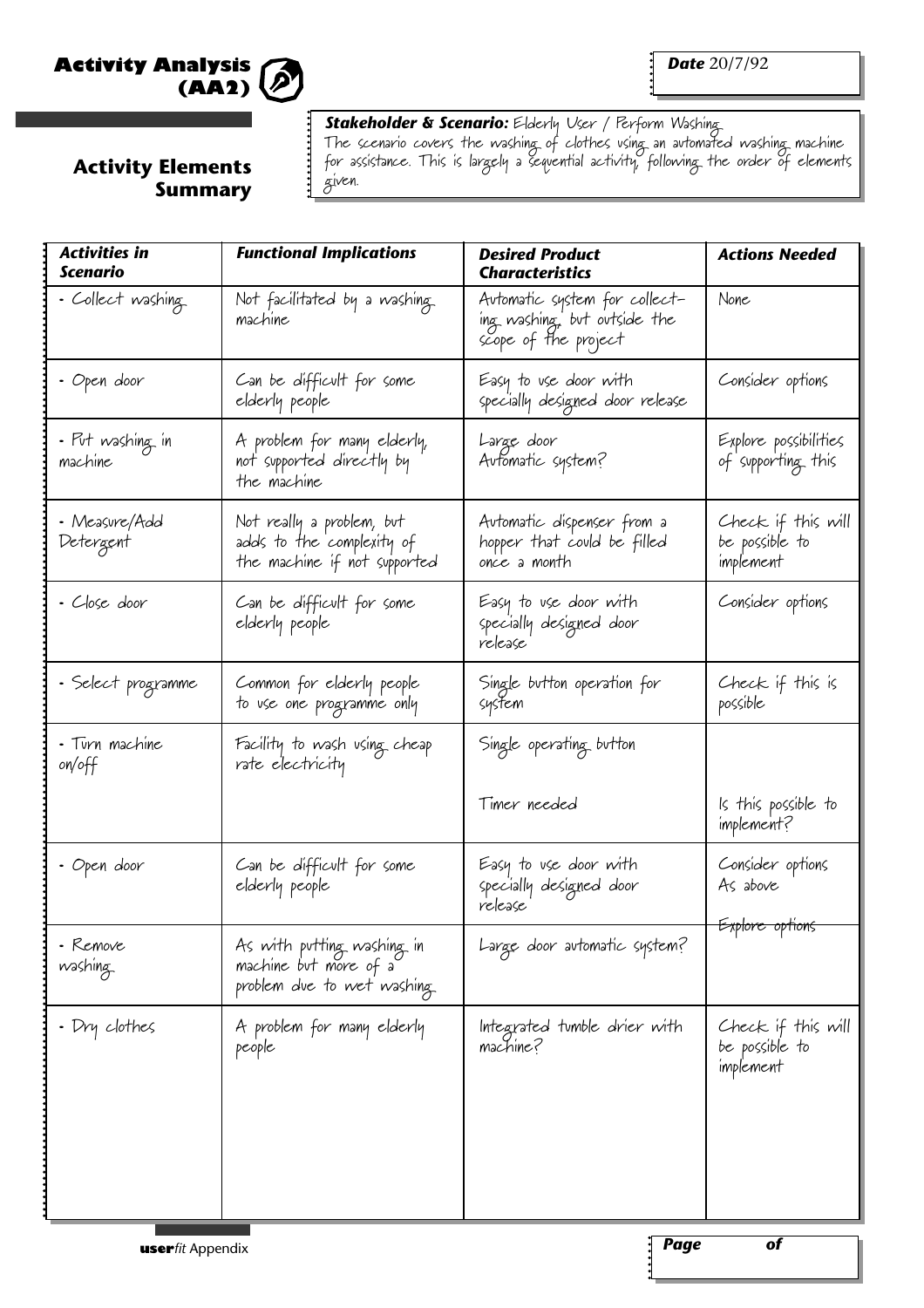# Activity Analysis (AA2)

## Activity Elements Summary

**Date** 20/7/92

***Stakeholder & Scenario:*** Elderly User / Perform Washing
The scenario covers the washing of clothes using an automated washing machine for assistance. This is largely a sequential activity, following the order of elements given.

| *Activities in Scenario* | *Functional Implications* | *Desired Product Characteristics* | *Actions Needed* |
|---|---|---|---|
| - Collect washing | Not facilitated by a washing machine | Automatic system for collecting washing, but outside the scope of the project | None |
| - Open door | Can be difficult for some elderly people | Easy to use door with specially designed door release | Consider options |
| - Put washing in machine | A problem for many elderly, not supported directly by the machine | Large door<br>Automatic system? | Explore possibilities of supporting this |
| - Measure/Add Detergent | Not really a problem, but adds to the complexity of the machine if not supported | Automatic dispenser from a hopper that could be filled once a month | Check if this will be possible to implement |
| - Close door | Can be difficult for some elderly people | Easy to use door with specially designed door release | Consider options |
| - Select programme | Common for elderly people to use one programme only | Single button operation for system | Check if this is possible |
| - Turn machine on/off | Facility to wash using cheap rate electricity | Single operating button<br><br>Timer needed | <br><br>Is this possible to implement? |
| - Open door | Can be difficult for some elderly people | Easy to use door with specially designed door release | Consider options<br>As above |
| - Remove washing | As with putting washing in machine but more of a problem due to wet washing | Large door automatic system? | Explore options |
| - Dry clothes | A problem for many elderly people | Integrated tumble drier with machine? | Check if this will be possible to implement |

**user***fit* Appendix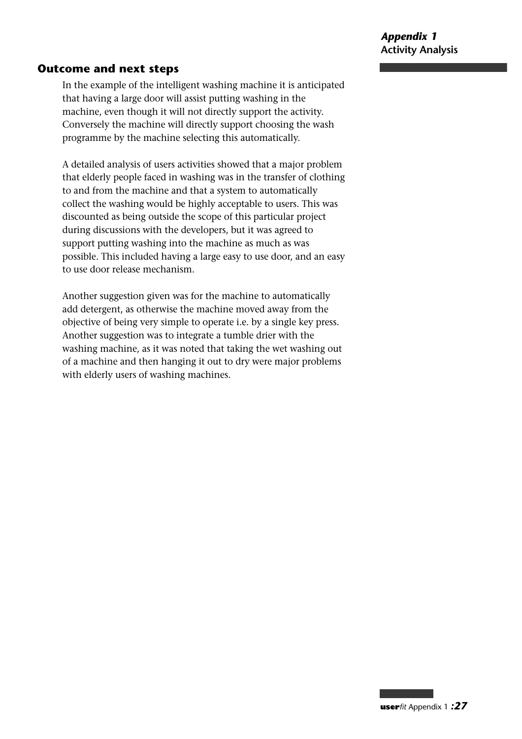## Outcome and next steps

In the example of the intelligent washing machine it is anticipated that having a large door will assist putting washing in the machine, even though it will not directly support the activity. Conversely the machine will directly support choosing the wash programme by the machine selecting this automatically.

A detailed analysis of users activities showed that a major problem that elderly people faced in washing was in the transfer of clothing to and from the machine and that a system to automatically collect the washing would be highly acceptable to users. This was discounted as being outside the scope of this particular project during discussions with the developers, but it was agreed to support putting washing into the machine as much as was possible. This included having a large easy to use door, and an easy to use door release mechanism.

Another suggestion given was for the machine to automatically add detergent, as otherwise the machine moved away from the objective of being very simple to operate i.e. by a single key press. Another suggestion was to integrate a tumble drier with the washing machine, as it was noted that taking the wet washing out of a machine and then hanging it out to dry were major problems with elderly users of washing machines.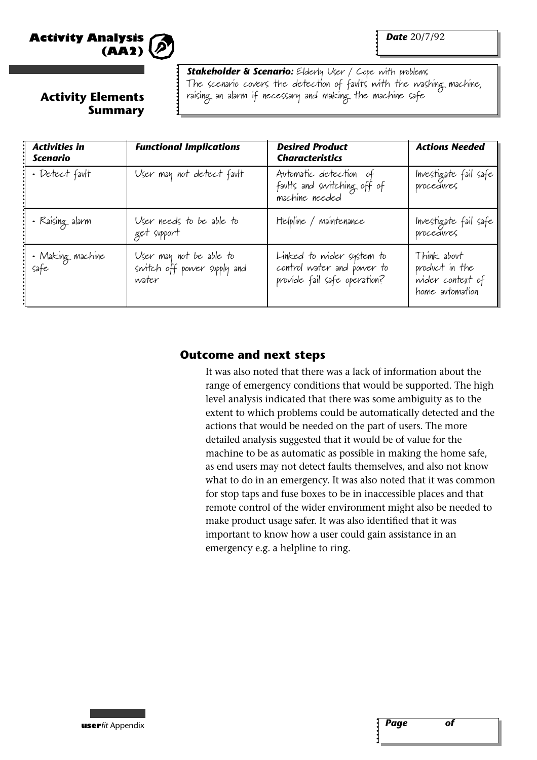# Activity Analysis (AA2)

**Date** 20/7/92

## Activity Elements Summary

***Stakeholder & Scenario:*** Elderly User / Cope with problems
The scenario covers the detection of faults with the washing machine, raising an alarm if necessary and making the machine safe

| *Activities in Scenario* | *Functional Implications* | *Desired Product Characteristics* | *Actions Needed* |
|---|---|---|---|
| - Detect fault | User may not detect fault | Automatic detection of faults and switching off of machine needed | Investigate fail safe procedures |
| - Raising alarm | User needs to be able to get support | Helpline / maintenance | Investigate fail safe procedures |
| - Making machine safe | User may not be able to switch off power supply and water | Linked to wider system to control water and power to provide fail safe operation? | Think about product in the wider context of home automation |

### Outcome and next steps

It was also noted that there was a lack of information about the range of emergency conditions that would be supported. The high level analysis indicated that there was some ambiguity as to the extent to which problems could be automatically detected and the actions that would be needed on the part of users. The more detailed analysis suggested that it would be of value for the machine to be as automatic as possible in making the home safe, as end users may not detect faults themselves, and also not know what to do in an emergency. It was also noted that it was common for stop taps and fuse boxes to be in inaccessible places and that remote control of the wider environment might also be needed to make product usage safer. It was also identified that it was important to know how a user could gain assistance in an emergency e.g. a helpline to ring.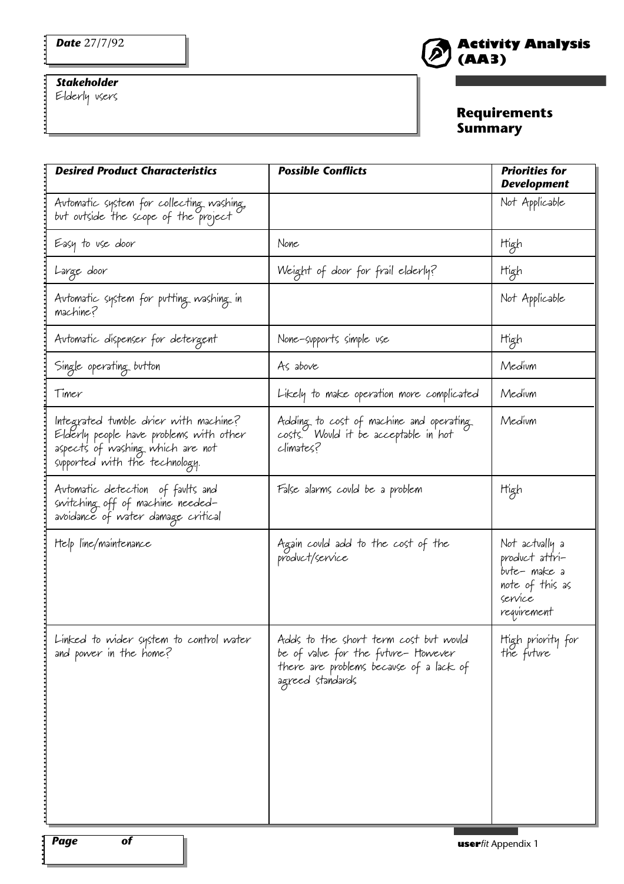**Date** 27/7/92

**Stakeholder**
Elderly users

# Activity Analysis (AA3)

## Requirements Summary

| *Desired Product Characteristics* | *Possible Conflicts* | *Priorities for Development* |
|---|---|---|
| Automatic system for collecting washing, but outside the scope of the project | | Not Applicable |
| Easy to use door | None | High |
| Large door | Weight of door for frail elderly? | High |
| Automatic system for putting washing in machine? | | Not Applicable |
| Automatic dispenser for detergent | None-supports simple use | High |
| Single operating button | As above | Medium |
| Timer | Likely to make operation more complicated | Medium |
| Integrated tumble drier with machine? Elderly people have problems with other aspects of washing which are not supported with the technology. | Adding to cost of machine and operating costs. Would it be acceptable in hot climates? | Medium |
| Automatic detection of faults and switching off of machine needed- avoidance of water damage critical | False alarms could be a problem | High |
| Help line/maintenance | Again could add to the cost of the product/service | Not actually a product attribute- make a note of this as service requirement |
| Linked to wider system to control water and power in the home? | Adds to the short term cost but would be of value for the future- However there are problems because of a lack of agreed standards | High priority for the future |

**Page** **of**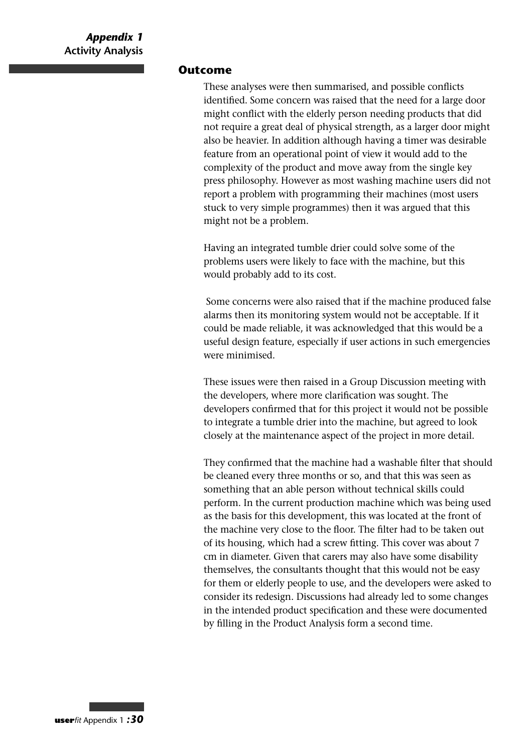## Outcome

These analyses were then summarised, and possible conflicts identified. Some concern was raised that the need for a large door might conflict with the elderly person needing products that did not require a great deal of physical strength, as a larger door might also be heavier. In addition although having a timer was desirable feature from an operational point of view it would add to the complexity of the product and move away from the single key press philosophy. However as most washing machine users did not report a problem with programming their machines (most users stuck to very simple programmes) then it was argued that this might not be a problem.

Having an integrated tumble drier could solve some of the problems users were likely to face with the machine, but this would probably add to its cost.

Some concerns were also raised that if the machine produced false alarms then its monitoring system would not be acceptable. If it could be made reliable, it was acknowledged that this would be a useful design feature, especially if user actions in such emergencies were minimised.

These issues were then raised in a Group Discussion meeting with the developers, where more clarification was sought. The developers confirmed that for this project it would not be possible to integrate a tumble drier into the machine, but agreed to look closely at the maintenance aspect of the project in more detail.

They confirmed that the machine had a washable filter that should be cleaned every three months or so, and that this was seen as something that an able person without technical skills could perform. In the current production machine which was being used as the basis for this development, this was located at the front of the machine very close to the floor. The filter had to be taken out of its housing, which had a screw fitting. This cover was about 7 cm in diameter. Given that carers may also have some disability themselves, the consultants thought that this would not be easy for them or elderly people to use, and the developers were asked to consider its redesign. Discussions had already led to some changes in the intended product specification and these were documented by filling in the Product Analysis form a second time.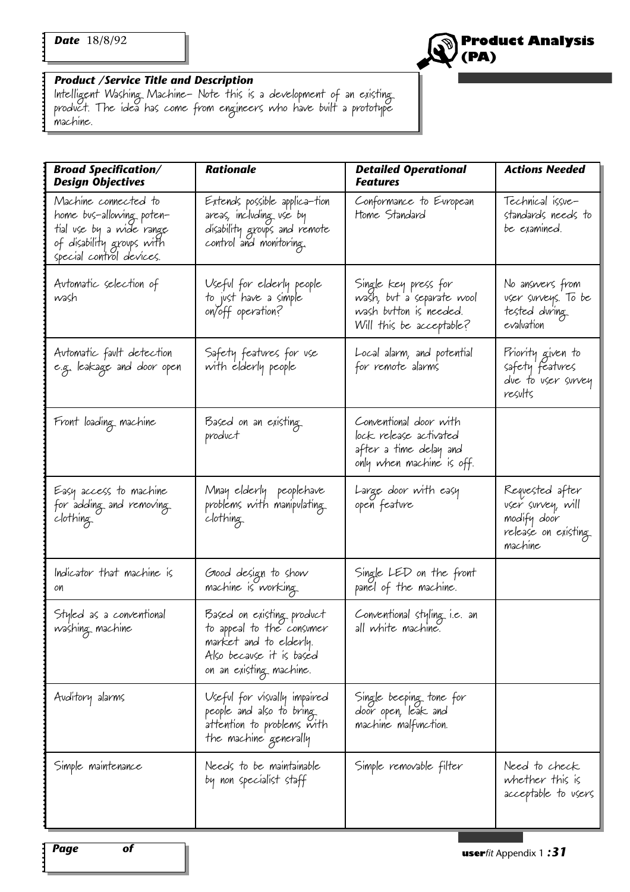**Date** 18/8/92

# Product Analysis (PA)

***Product /Service Title and Description***

Intelligent Washing Machine- Note this is a development of an existing product. The idea has come from engineers who have built a prototype machine.

| ***Broad Specification/ Design Objectives*** | ***Rationale*** | ***Detailed Operational Features*** | ***Actions Needed*** |
|---|---|---|---|
| Machine connected to home bus-allowing potential use by a wide range of disability groups with special control devices. | Extends possible applica-tion areas, including use by disability groups and remote control and monitoring. | Conformance to European Home Standard | Technical issue-standards needs to be examined. |
| Automatic selection of wash | Useful for elderly people to just have a simple on/off operation? | Single key press for wash, but a separate wool wash button is needed. Will this be acceptable? | No answers from user surveys. To be tested during evaluation |
| Automatic fault detection e.g. leakage and door open | Safety features for use with elderly people | Local alarm, and potential for remote alarms | Priority given to safety features due to user survey results |
| Front loading machine | Based on an existing product | Conventional door with lock release activated after a time delay and only when machine is off. | |
| Easy access to machine for adding and removing clothing | Mnay elderly peoplehave problems with manipulating clothing | Large door with easy open feature | Requested after user survey, will modify door release on existing machine |
| Indicator that machine is on | Good design to show machine is working | Single LED on the front panel of the machine. | |
| Styled as a conventional washing machine | Based on existing product to appeal to the consumer market and to elderly. Also because it is based on an existing machine. | Conventional styling i.e. an all white machine. | |
| Auditory alarms | Useful for visually impaired people and also to bring attention to problems with the machine generally | Single beeping tone for door open, leak and machine malfunction. | |
| Simple maintenance | Needs to be maintainable by non specialist staff | Simple removable filter | Need to check whether this is acceptable to users |

**Page** &nbsp;&nbsp;&nbsp;&nbsp;&nbsp;&nbsp; **of**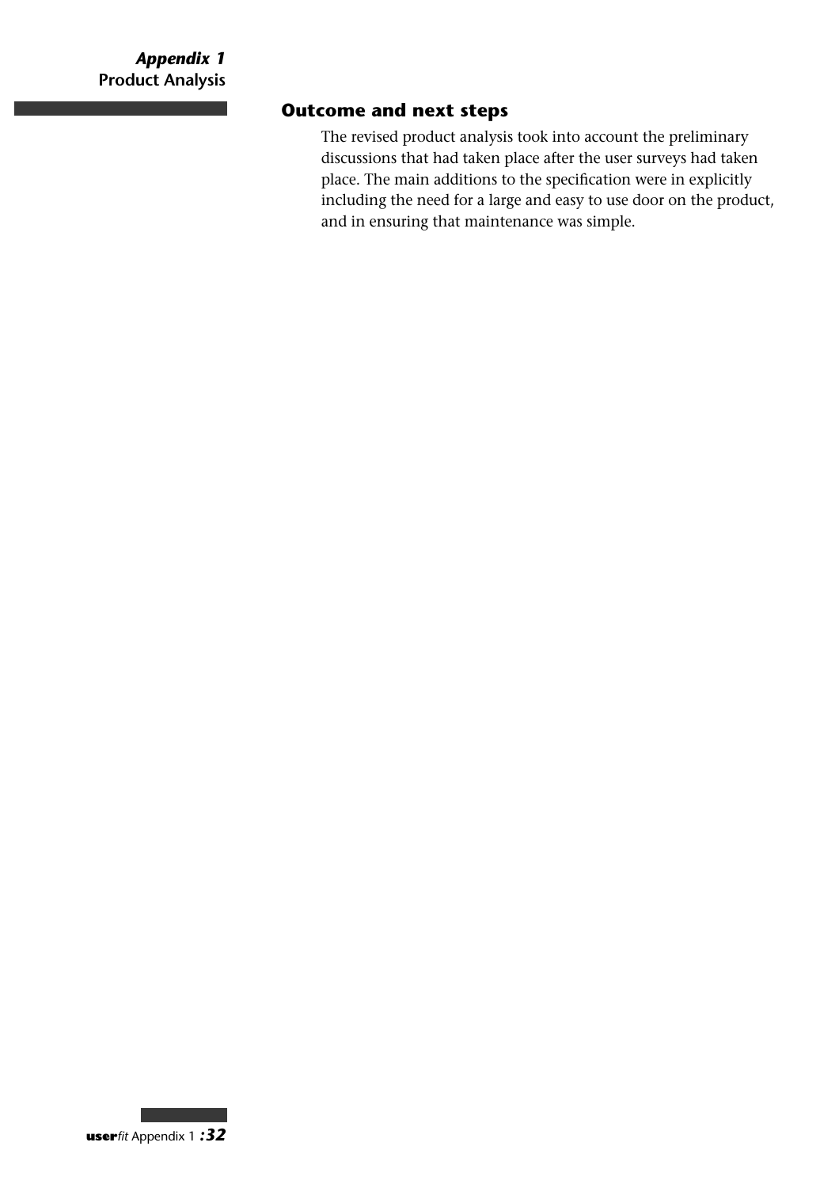## Outcome and next steps

The revised product analysis took into account the preliminary discussions that had taken place after the user surveys had taken place. The main additions to the specification were in explicitly including the need for a large and easy to use door on the product, and in ensuring that maintenance was simple.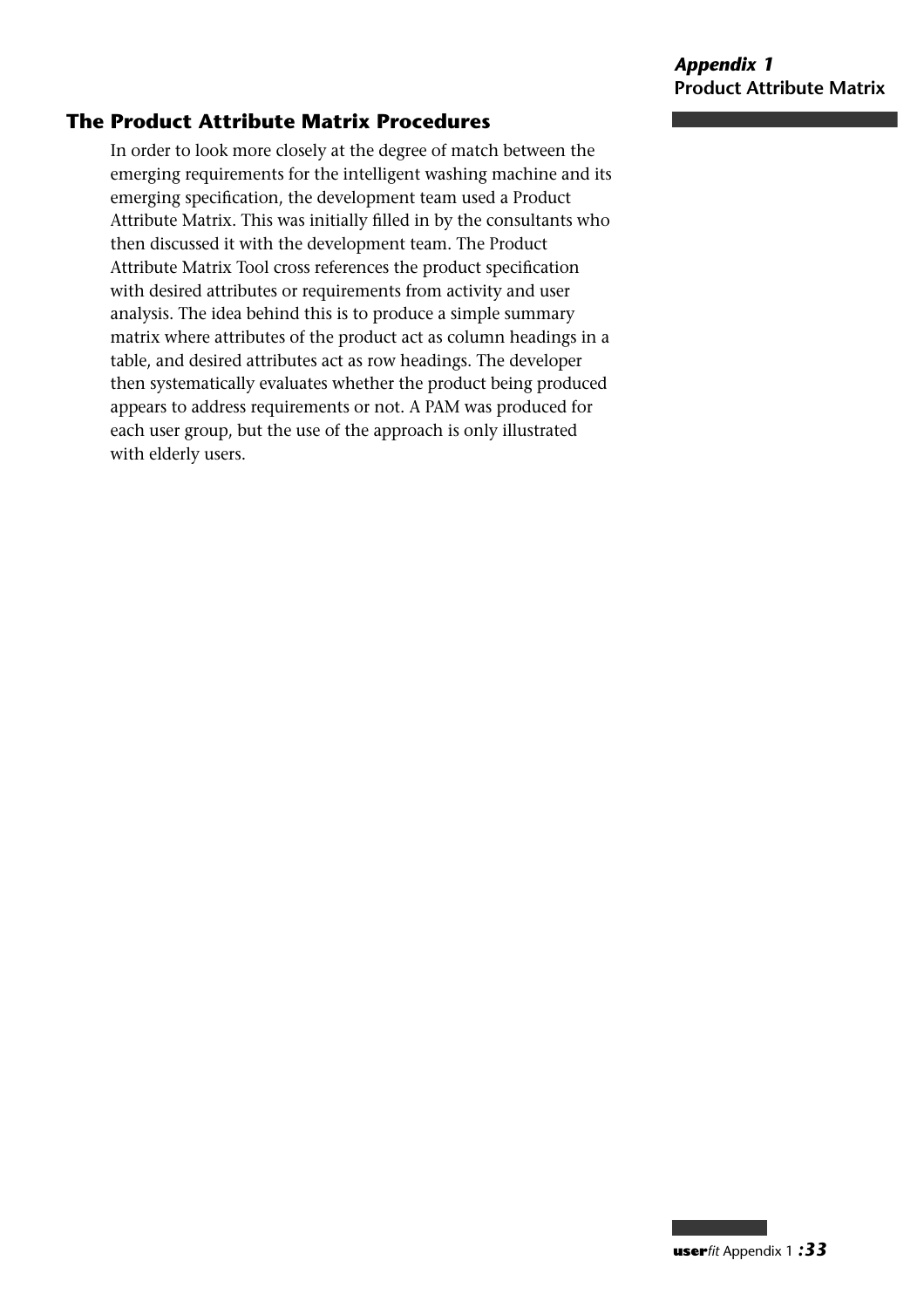## The Product Attribute Matrix Procedures

In order to look more closely at the degree of match between the emerging requirements for the intelligent washing machine and its emerging specification, the development team used a Product Attribute Matrix. This was initially filled in by the consultants who then discussed it with the development team. The Product Attribute Matrix Tool cross references the product specification with desired attributes or requirements from activity and user analysis. The idea behind this is to produce a simple summary matrix where attributes of the product act as column headings in a table, and desired attributes act as row headings. The developer then systematically evaluates whether the product being produced appears to address requirements or not. A PAM was produced for each user group, but the use of the approach is only illustrated with elderly users.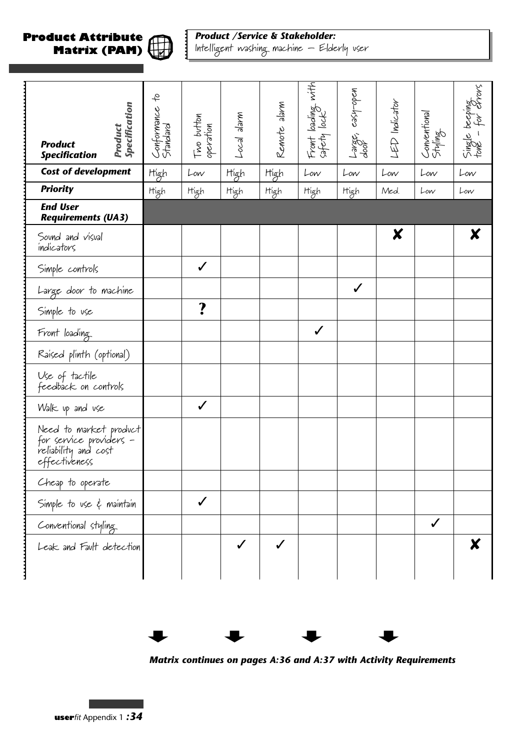**Product Attribute Matrix (PAM)**

*Product /Service & Stakeholder:*
Intelligent washing machine – Elderly user

| *Product Specification* | Conformance to Standard | Two button operation | Local alarm | Remote alarm | Front loading with safety lock | Large, easy-open door | LED Indicator | Conventional Styling | Single beeping tone – for errors |
|---|---|---|---|---|---|---|---|---|---|
| ***Cost of development*** | High | Low | High | High | Low | Low | Low | Low | Low |
| ***Priority*** | High | High | High | High | High | High | Med. | Low | Low |
| ***End User Requirements (UA3)*** | | | | | | | | | |
| Sound and visual indicators | | | | | | | ✘ | | ✘ |
| Simple controls | | ✓ | | | | | | | |
| Large door to machine | | | | | | ✓ | | | |
| Simple to use | | ? | | | | | | | |
| Front loading | | | | | ✓ | | | | |
| Raised plinth (optional) | | | | | | | | | |
| Use of tactile feedback on controls | | | | | | | | | |
| Walk up and use | | ✓ | | | | | | | |
| Need to market product for service providers – reliability and cost effectiveness | | | | | | | | | |
| Cheap to operate | | | | | | | | | |
| Simple to use & maintain | | ✓ | | | | | | | |
| Conventional styling | | | | | | | | ✓ | |
| Leak and Fault detection | | | ✓ | ✓ | | | | | ✘ |

*Matrix continues on pages A:36 and A:37 with Activity Requirements*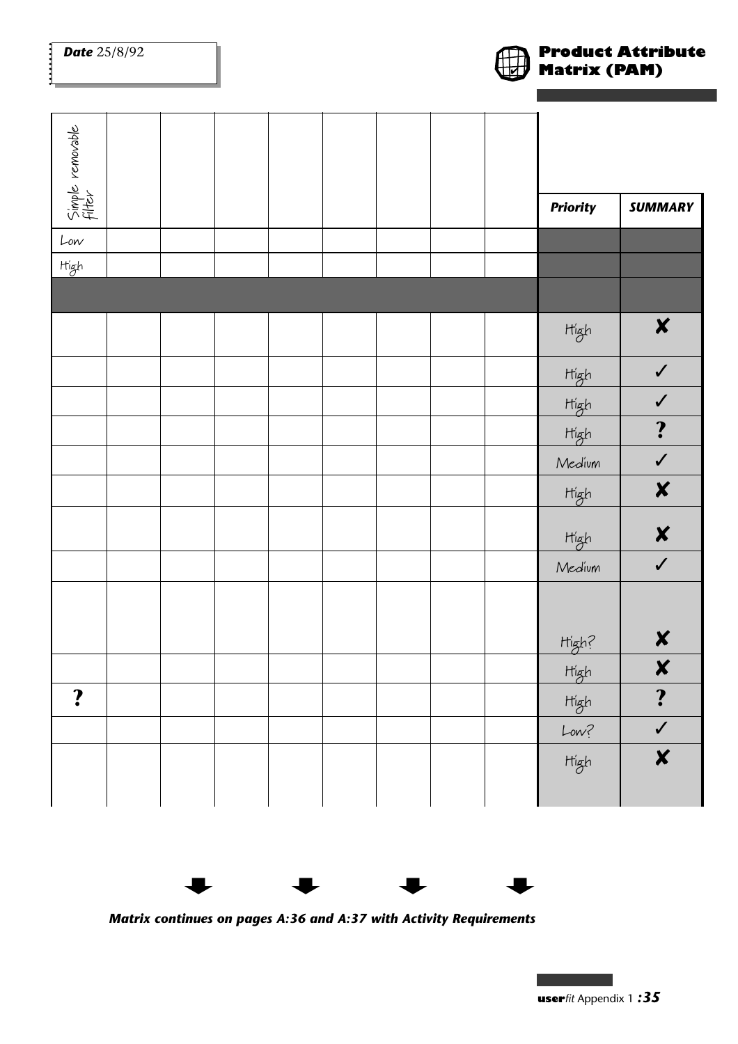**Date** 25/8/92

# Product Attribute Matrix (PAM)

| Simple removable filter | | | | | | | | | Priority | SUMMARY |
|---|---|---|---|---|---|---|---|---|---|---|
| Low | | | | | | | | | | |
| High | | | | | | | | | | |
| | | | | | | | | | | |
| | | | | | | | | | High | ✘ |
| | | | | | | | | | High | ✓ |
| | | | | | | | | | High | ✓ |
| | | | | | | | | | High | ? |
| | | | | | | | | | Medium | ✓ |
| | | | | | | | | | High | ✘ |
| | | | | | | | | | High | ✘ |
| | | | | | | | | | Medium | ✓ |
| | | | | | | | | | High? | ✘ |
| | | | | | | | | | High | ✘ |
| ? | | | | | | | | | High | ? |
| | | | | | | | | | Low? | ✓ |
| | | | | | | | | | High | ✘ |

***Matrix continues on pages A:36 and A:37 with Activity Requirements***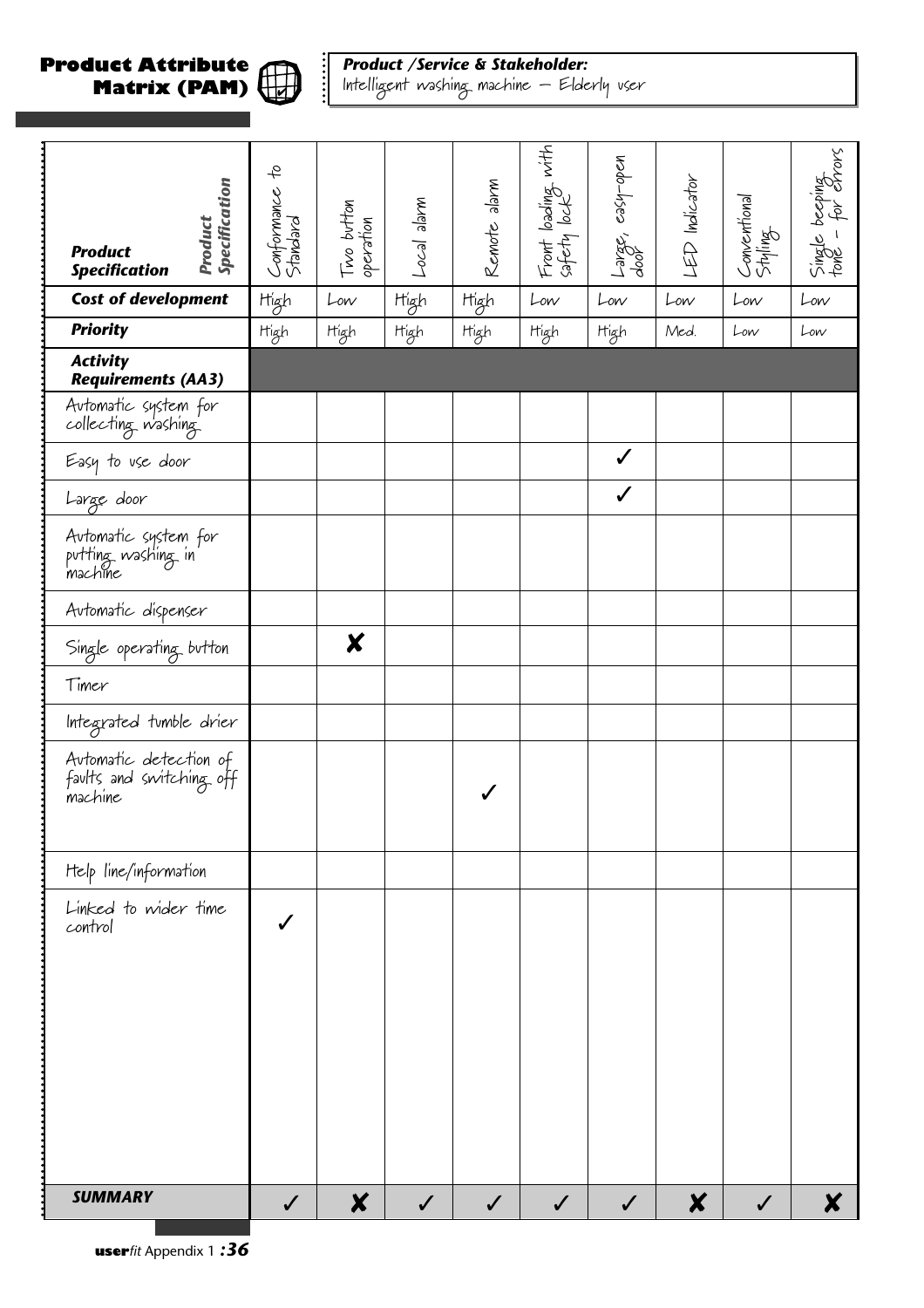# Product Attribute Matrix (PAM)

**Product /Service & Stakeholder:** Intelligent washing machine – Elderly user

| *Product Specification* / *Product Specification* | Conformance to Standard | Two button operation | Local alarm | Remote alarm | Front loading with safety lock | Large, easy-open door | LED Indicator | Conventional Styling | Single beeping tone – for errors |
|---|---|---|---|---|---|---|---|---|---|
| **Cost of development** | High | Low | High | High | Low | Low | Low | Low | Low |
| **Priority** | High | High | High | High | High | High | Med. | Low | Low |
| ***Activity Requirements (AA3)*** | | | | | | | | | |
| Automatic system for collecting washing | | | | | | | | | |
| Easy to use door | | | | | | ✓ | | | |
| Large door | | | | | | ✓ | | | |
| Automatic system for putting washing in machine | | | | | | | | | |
| Automatic dispenser | | | | | | | | | |
| Single operating button | | ✘ | | | | | | | |
| Timer | | | | | | | | | |
| Integrated tumble drier | | | | | | | | | |
| Automatic detection of faults and switching off machine | | | | ✓ | | | | | |
| Help line/information | | | | | | | | | |
| Linked to wider time control | ✓ | | | | | | | | |
| ***SUMMARY*** | ✓ | ✘ | ✓ | ✓ | ✓ | ✓ | ✘ | ✓ | ✘ |

**user***fit* Appendix 1 ***:36***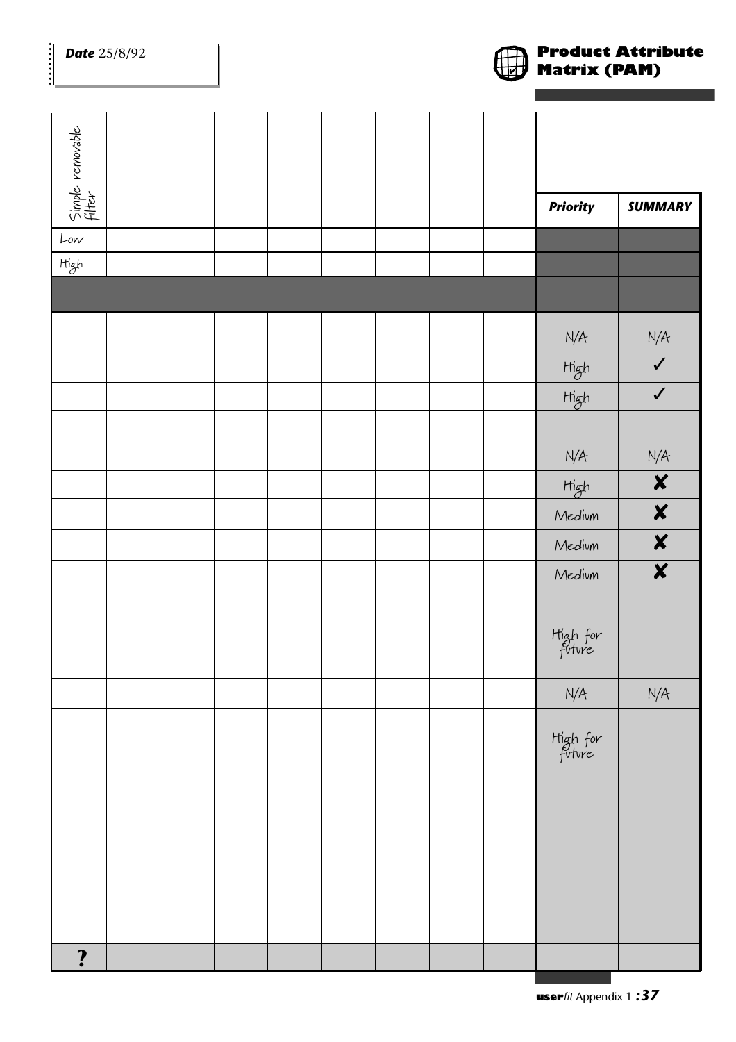**Date** 25/8/92

## Product Attribute Matrix (PAM)

| Simple removable filter | | | | | | | | | Priority | SUMMARY |
|---|---|---|---|---|---|---|---|---|---|---|
| Low | | | | | | | | | | |
| High | | | | | | | | | | |
| | | | | | | | | | | |
| | | | | | | | | | N/A | N/A |
| | | | | | | | | | High | ✓ |
| | | | | | | | | | High | ✓ |
| | | | | | | | | | N/A | N/A |
| | | | | | | | | | High | ✘ |
| | | | | | | | | | Medium | ✘ |
| | | | | | | | | | Medium | ✘ |
| | | | | | | | | | Medium | ✘ |
| | | | | | | | | | High for future | |
| | | | | | | | | | N/A | N/A |
| | | | | | | | | | High for future | |
| **?** | | | | | | | | | | |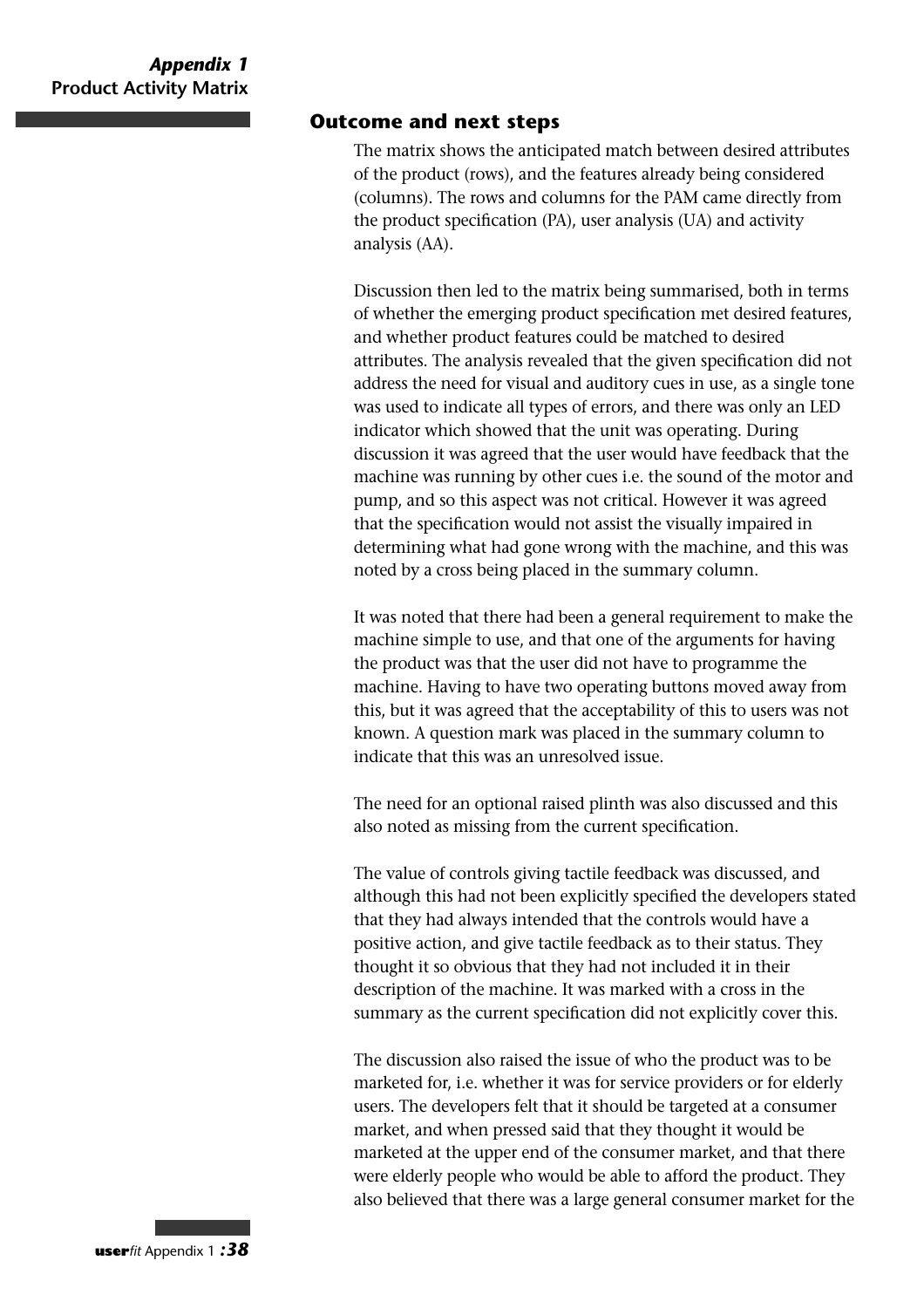## Outcome and next steps

The matrix shows the anticipated match between desired attributes of the product (rows), and the features already being considered (columns). The rows and columns for the PAM came directly from the product specification (PA), user analysis (UA) and activity analysis (AA).

Discussion then led to the matrix being summarised, both in terms of whether the emerging product specification met desired features, and whether product features could be matched to desired attributes. The analysis revealed that the given specification did not address the need for visual and auditory cues in use, as a single tone was used to indicate all types of errors, and there was only an LED indicator which showed that the unit was operating. During discussion it was agreed that the user would have feedback that the machine was running by other cues i.e. the sound of the motor and pump, and so this aspect was not critical. However it was agreed that the specification would not assist the visually impaired in determining what had gone wrong with the machine, and this was noted by a cross being placed in the summary column.

It was noted that there had been a general requirement to make the machine simple to use, and that one of the arguments for having the product was that the user did not have to programme the machine. Having to have two operating buttons moved away from this, but it was agreed that the acceptability of this to users was not known. A question mark was placed in the summary column to indicate that this was an unresolved issue.

The need for an optional raised plinth was also discussed and this also noted as missing from the current specification.

The value of controls giving tactile feedback was discussed, and although this had not been explicitly specified the developers stated that they had always intended that the controls would have a positive action, and give tactile feedback as to their status. They thought it so obvious that they had not included it in their description of the machine. It was marked with a cross in the summary as the current specification did not explicitly cover this.

The discussion also raised the issue of who the product was to be marketed for, i.e. whether it was for service providers or for elderly users. The developers felt that it should be targeted at a consumer market, and when pressed said that they thought it would be marketed at the upper end of the consumer market, and that there were elderly people who would be able to afford the product. They also believed that there was a large general consumer market for the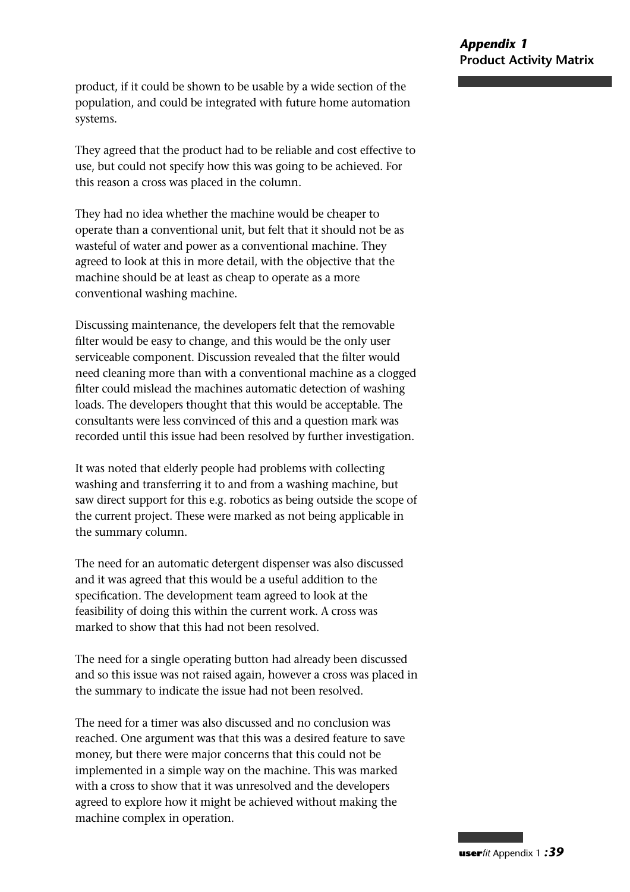product, if it could be shown to be usable by a wide section of the population, and could be integrated with future home automation systems.

They agreed that the product had to be reliable and cost effective to use, but could not specify how this was going to be achieved. For this reason a cross was placed in the column.

They had no idea whether the machine would be cheaper to operate than a conventional unit, but felt that it should not be as wasteful of water and power as a conventional machine. They agreed to look at this in more detail, with the objective that the machine should be at least as cheap to operate as a more conventional washing machine.

Discussing maintenance, the developers felt that the removable filter would be easy to change, and this would be the only user serviceable component. Discussion revealed that the filter would need cleaning more than with a conventional machine as a clogged filter could mislead the machines automatic detection of washing loads. The developers thought that this would be acceptable. The consultants were less convinced of this and a question mark was recorded until this issue had been resolved by further investigation.

It was noted that elderly people had problems with collecting washing and transferring it to and from a washing machine, but saw direct support for this e.g. robotics as being outside the scope of the current project. These were marked as not being applicable in the summary column.

The need for an automatic detergent dispenser was also discussed and it was agreed that this would be a useful addition to the specification. The development team agreed to look at the feasibility of doing this within the current work. A cross was marked to show that this had not been resolved.

The need for a single operating button had already been discussed and so this issue was not raised again, however a cross was placed in the summary to indicate the issue had not been resolved.

The need for a timer was also discussed and no conclusion was reached. One argument was that this was a desired feature to save money, but there were major concerns that this could not be implemented in a simple way on the machine. This was marked with a cross to show that it was unresolved and the developers agreed to explore how it might be achieved without making the machine complex in operation.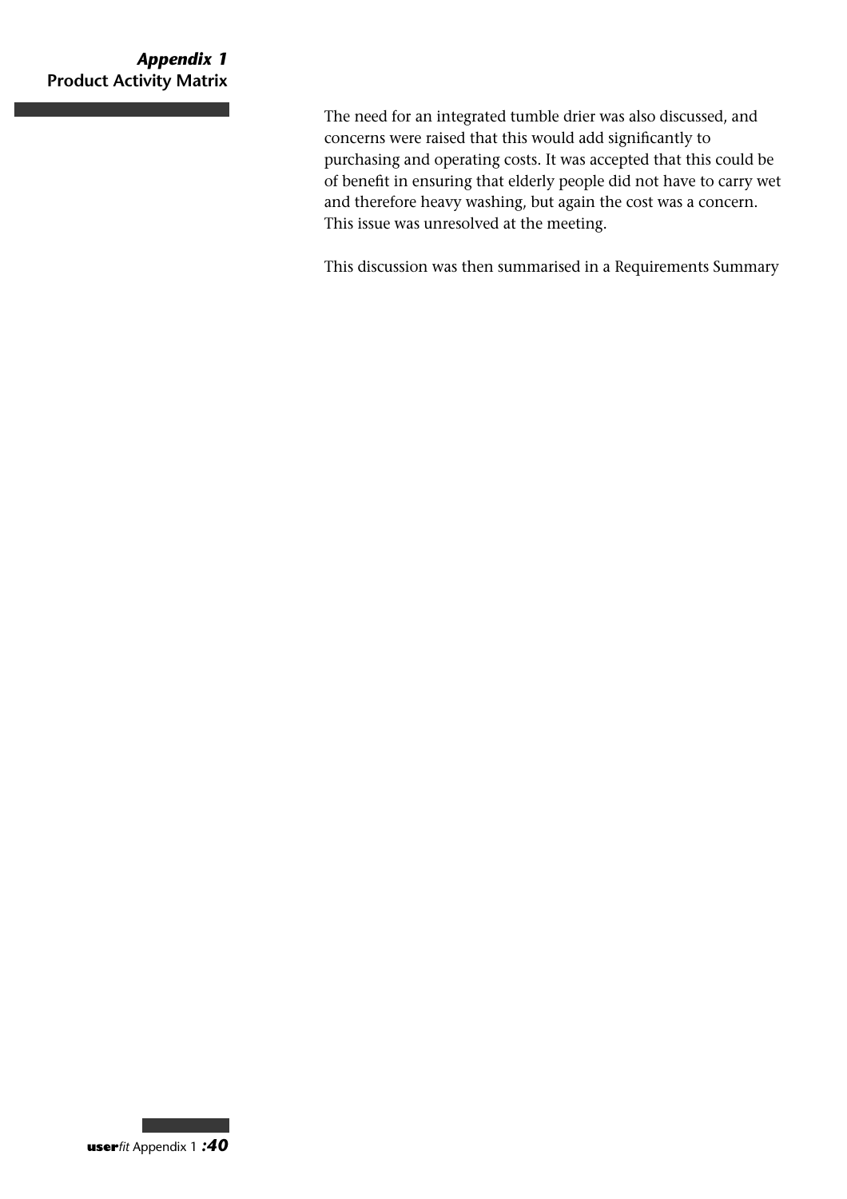The need for an integrated tumble drier was also discussed, and concerns were raised that this would add significantly to purchasing and operating costs. It was accepted that this could be of benefit in ensuring that elderly people did not have to carry wet and therefore heavy washing, but again the cost was a concern. This issue was unresolved at the meeting.

This discussion was then summarised in a Requirements Summary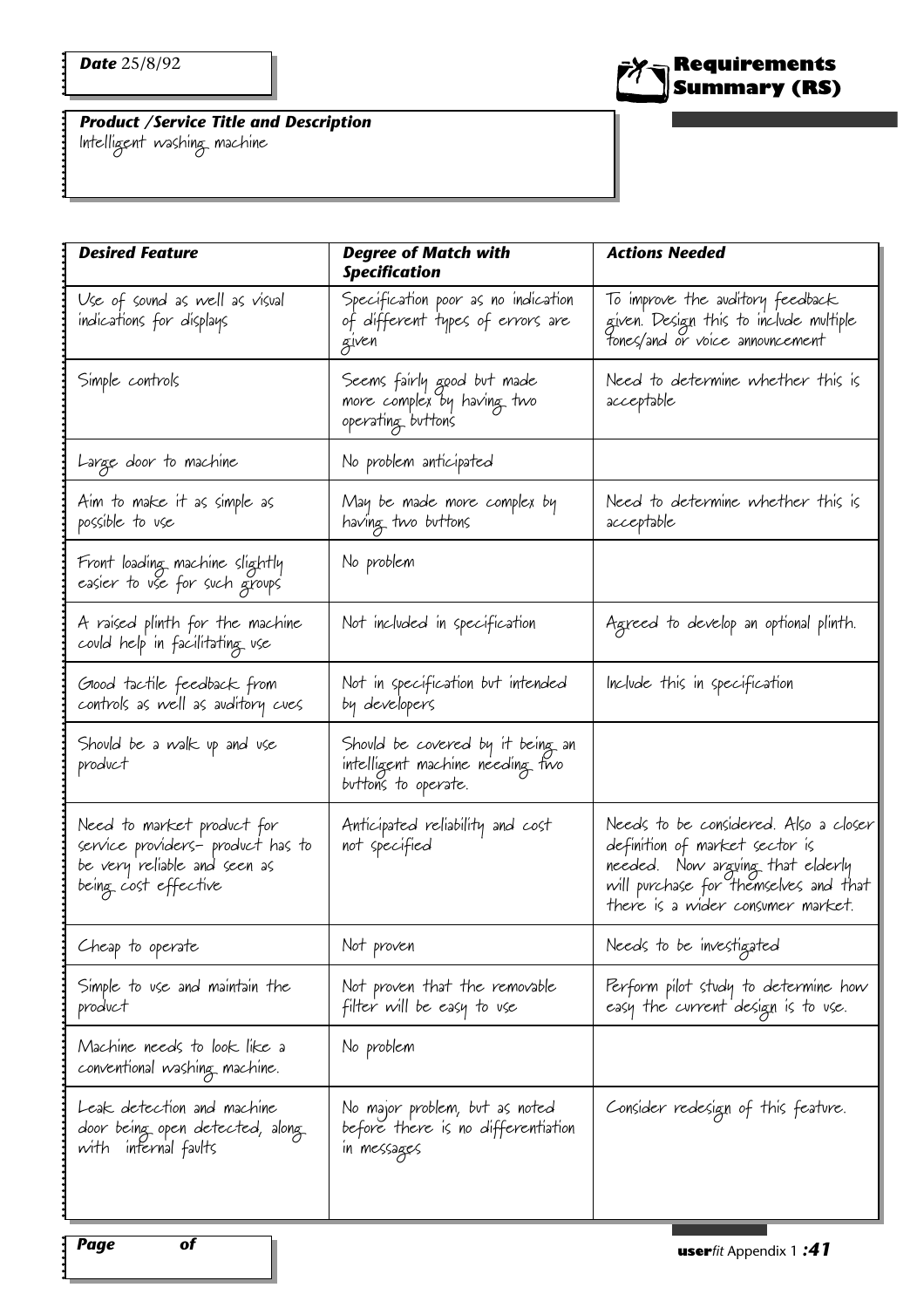**Date** 25/8/92

# Requirements Summary (RS)

***Product /Service Title and Description***
Intelligent washing machine

| *Desired Feature* | *Degree of Match with Specification* | *Actions Needed* |
|---|---|---|
| Use of sound as well as visual indications for displays | Specification poor as no indication of different types of errors are given | To improve the auditory feedback given. Design this to include multiple tones/and or voice announcement |
| Simple controls | Seems fairly good but made more complex by having two operating buttons | Need to determine whether this is acceptable |
| Large door to machine | No problem anticipated | |
| Aim to make it as simple as possible to use | May be made more complex by having two buttons | Need to determine whether this is acceptable |
| Front loading machine slightly easier to use for such groups | No problem | |
| A raised plinth for the machine could help in facilitating use | Not included in specification | Agreed to develop an optional plinth. |
| Good tactile feedback from controls as well as auditory cues | Not in specification but intended by developers | Include this in specification |
| Should be a walk up and use product | Should be covered by it being an intelligent machine needing two buttons to operate. | |
| Need to market product for service providers- product has to be very reliable and seen as being cost effective | Anticipated reliability and cost not specified | Needs to be considered. Also a closer definition of market sector is needed. Now arguing that elderly will purchase for themselves and that there is a wider consumer market. |
| Cheap to operate | Not proven | Needs to be investigated |
| Simple to use and maintain the product | Not proven that the removable filter will be easy to use | Perform pilot study to determine how easy the current design is to use. |
| Machine needs to look like a conventional washing machine. | No problem | |
| Leak detection and machine door being open detected, along with internal faults | No major problem, but as noted before there is no differentiation in messages | Consider redesign of this feature. |

**Page of**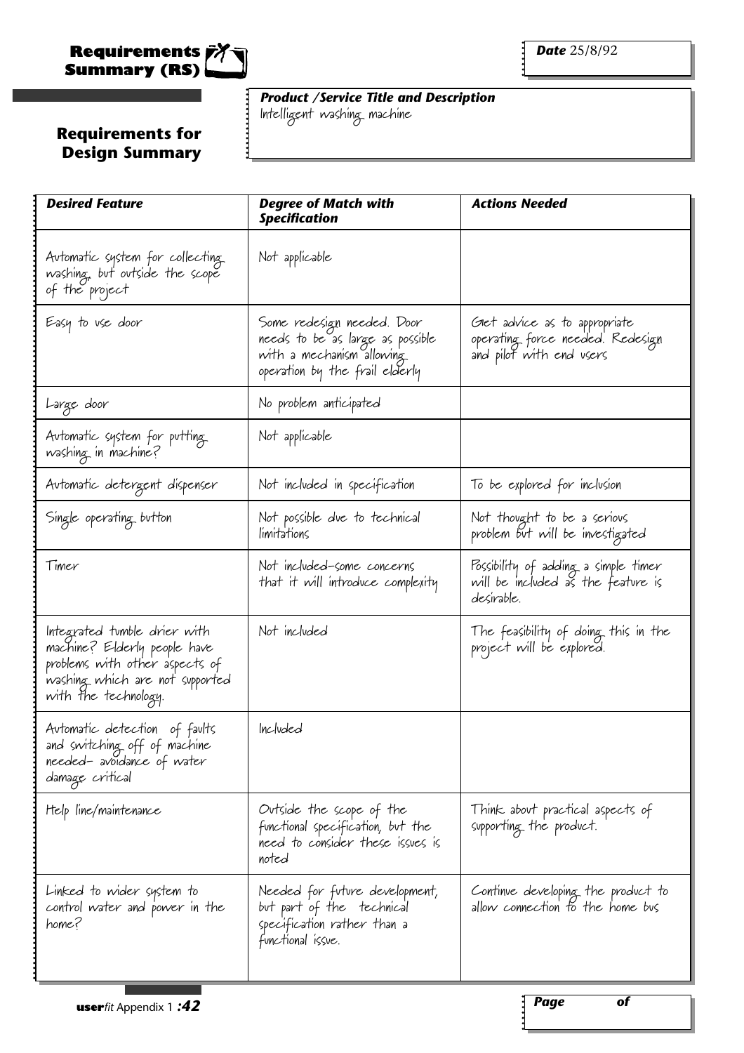# Requirements Summary (RS)

**Date** 25/8/92

## Requirements for Design Summary

***Product /Service Title and Description***
Intelligent washing machine

| *Desired Feature* | *Degree of Match with Specification* | *Actions Needed* |
|---|---|---|
| Automatic system for collecting washing, but outside the scope of the project | Not applicable | |
| Easy to use door | Some redesign needed. Door needs to be as large as possible with a mechanism allowing operation by the frail elderly | Get advice as to appropriate operating force needed. Redesign and pilot with end users |
| Large door | No problem anticipated | |
| Automatic system for putting washing in machine? | Not applicable | |
| Automatic detergent dispenser | Not included in specification | To be explored for inclusion |
| Single operating button | Not possible due to technical limitations | Not thought to be a serious problem but will be investigated |
| Timer | Not included-some concerns that it will introduce complexity | Possibility of adding a simple timer will be included as the feature is desirable. |
| Integrated tumble drier with machine? Elderly people have problems with other aspects of washing which are not supported with the technology. | Not included | The feasibility of doing this in the project will be explored. |
| Automatic detection of faults and switching off of machine needed- avoidance of water damage critical | Included | |
| Help line/maintenance | Outside the scope of the functional specification, but the need to consider these issues is noted | Think about practical aspects of supporting the product. |
| Linked to wider system to control water and power in the home? | Needed for future development, but part of the technical specification rather than a functional issue. | Continue developing the product to allow connection to the home bus |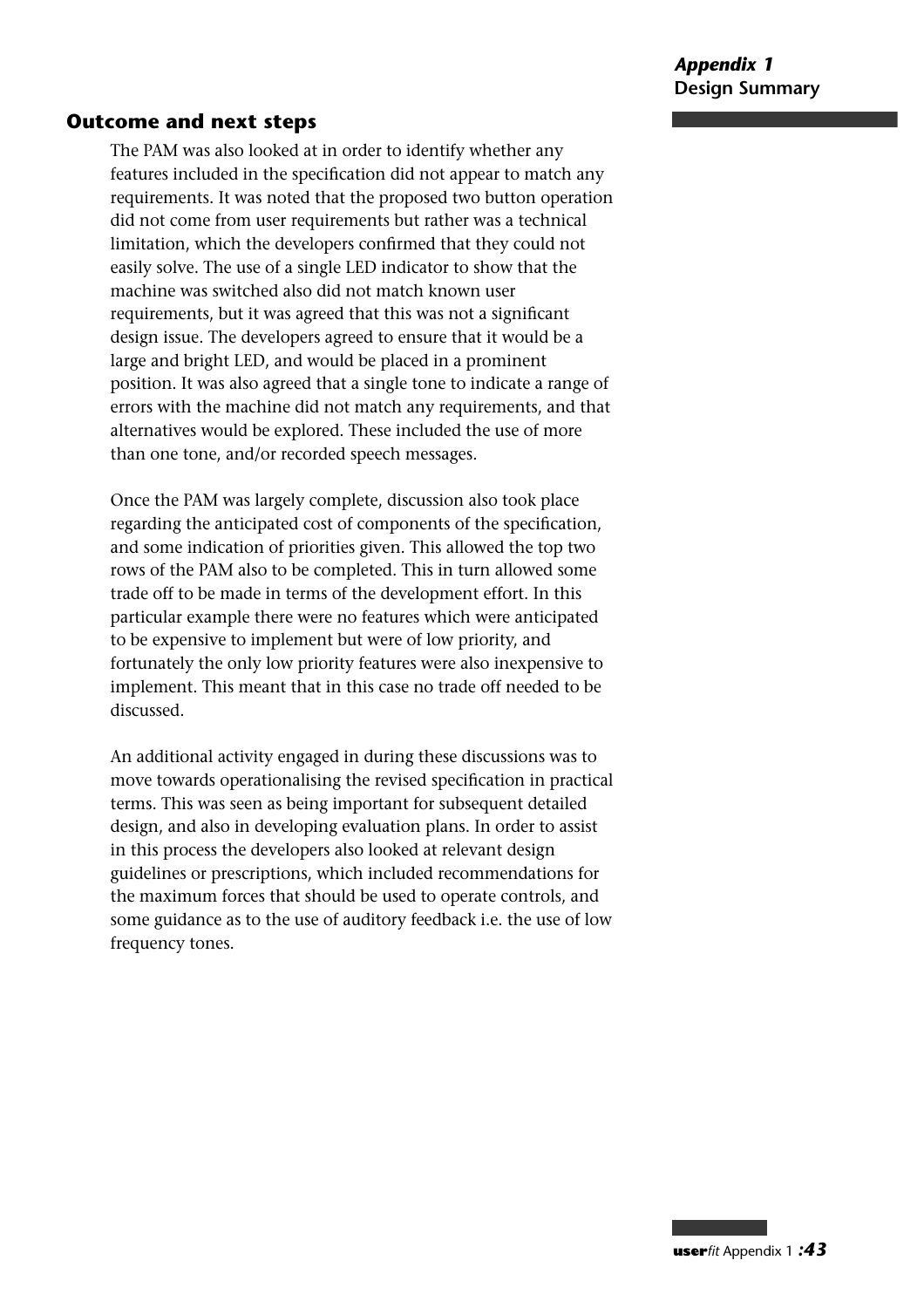## Outcome and next steps

The PAM was also looked at in order to identify whether any features included in the specification did not appear to match any requirements. It was noted that the proposed two button operation did not come from user requirements but rather was a technical limitation, which the developers confirmed that they could not easily solve. The use of a single LED indicator to show that the machine was switched also did not match known user requirements, but it was agreed that this was not a significant design issue. The developers agreed to ensure that it would be a large and bright LED, and would be placed in a prominent position. It was also agreed that a single tone to indicate a range of errors with the machine did not match any requirements, and that alternatives would be explored. These included the use of more than one tone, and/or recorded speech messages.

Once the PAM was largely complete, discussion also took place regarding the anticipated cost of components of the specification, and some indication of priorities given. This allowed the top two rows of the PAM also to be completed. This in turn allowed some trade off to be made in terms of the development effort. In this particular example there were no features which were anticipated to be expensive to implement but were of low priority, and fortunately the only low priority features were also inexpensive to implement. This meant that in this case no trade off needed to be discussed.

An additional activity engaged in during these discussions was to move towards operationalising the revised specification in practical terms. This was seen as being important for subsequent detailed design, and also in developing evaluation plans. In order to assist in this process the developers also looked at relevant design guidelines or prescriptions, which included recommendations for the maximum forces that should be used to operate controls, and some guidance as to the use of auditory feedback i.e. the use of low frequency tones.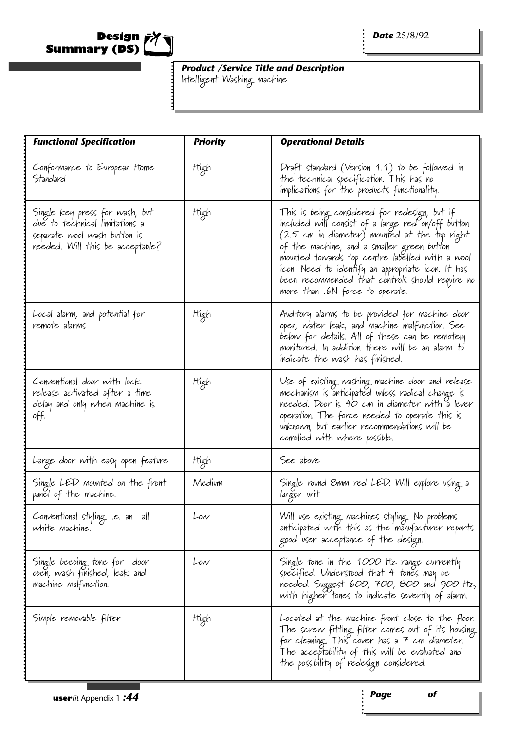# Design Summary (DS)

***Date*** 25/8/92

***Product /Service Title and Description***
Intelligent Washing machine

| ***Functional Specification*** | ***Priority*** | ***Operational Details*** |
|---|---|---|
| Conformance to European Home Standard | High | Draft standard (Version 1.1) to be followed in the technical specification. This has no implications for the products functionality. |
| Single key press for wash, but due to technical limitations a separate wool wash button is needed. Will this be acceptable? | High | This is being considered for redesign, but if included will consist of a large red on/off button (2.5 cm in diameter) mounted at the top right of the machine, and a smaller green button mounted towards top centre labelled with a wool icon. Need to identify an appropriate icon. It has been recommended that controls should require no more than .6N force to operate. |
| Local alarm, and potential for remote alarms | High | Auditory alarms to be provided for machine door open, water leak, and machine malfunction. See below for details. All of these can be remotely monitored. In addition there will be an alarm to indicate the wash has finished. |
| Conventional door with lock release activated after a time delay and only when machine is off. | High | Use of existing washing machine door and release mechanism is anticipated unless radical change is needed. Door is 40 cm in diameter with a lever operation. The force needed to operate this is unknown, but earlier recommendations will be complied with where possible. |
| Large door with easy open feature | High | See above |
| Single LED mounted on the front panel of the machine. | Medium | Single round 8mm red LED. Will explore using a larger unit |
| Conventional styling i.e. an all white machine. | Low | Will use existing machines styling. No problems anticipated with this as the manufacturer reports good user acceptance of the design. |
| Single beeping tone for door open, wash finished, leak and machine malfunction. | Low | Single tone in the 1000 Hz range currently specified. Understood that 4 tones may be needed. Suggest 600, 700, 800 and 900 Hz, with higher tones to indicate severity of alarm. |
| Simple removable filter | High | Located at the machine front close to the floor. The screw fitting filter comes out of its housing for cleaning. This cover has a 7 cm diameter. The acceptability of this will be evaluated and the possibility of redesign considered. |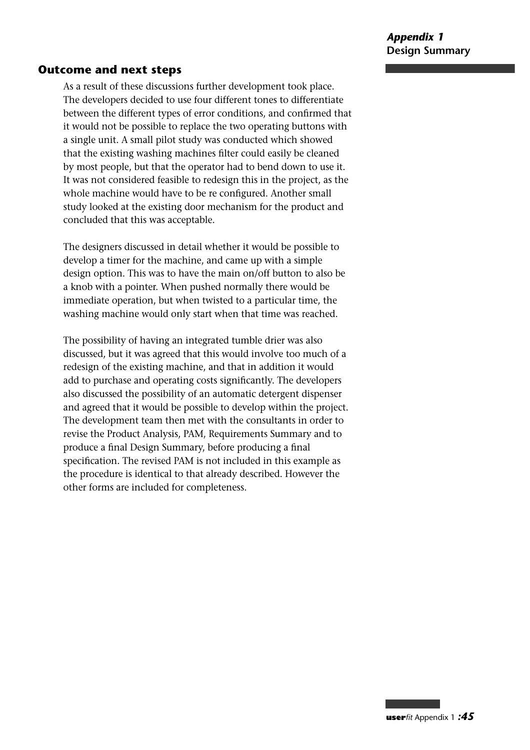## Outcome and next steps

As a result of these discussions further development took place. The developers decided to use four different tones to differentiate between the different types of error conditions, and confirmed that it would not be possible to replace the two operating buttons with a single unit. A small pilot study was conducted which showed that the existing washing machines filter could easily be cleaned by most people, but that the operator had to bend down to use it. It was not considered feasible to redesign this in the project, as the whole machine would have to be re configured. Another small study looked at the existing door mechanism for the product and concluded that this was acceptable.

The designers discussed in detail whether it would be possible to develop a timer for the machine, and came up with a simple design option. This was to have the main on/off button to also be a knob with a pointer. When pushed normally there would be immediate operation, but when twisted to a particular time, the washing machine would only start when that time was reached.

The possibility of having an integrated tumble drier was also discussed, but it was agreed that this would involve too much of a redesign of the existing machine, and that in addition it would add to purchase and operating costs significantly. The developers also discussed the possibility of an automatic detergent dispenser and agreed that it would be possible to develop within the project. The development team then met with the consultants in order to revise the Product Analysis, PAM, Requirements Summary and to produce a final Design Summary, before producing a final specification. The revised PAM is not included in this example as the procedure is identical to that already described. However the other forms are included for completeness.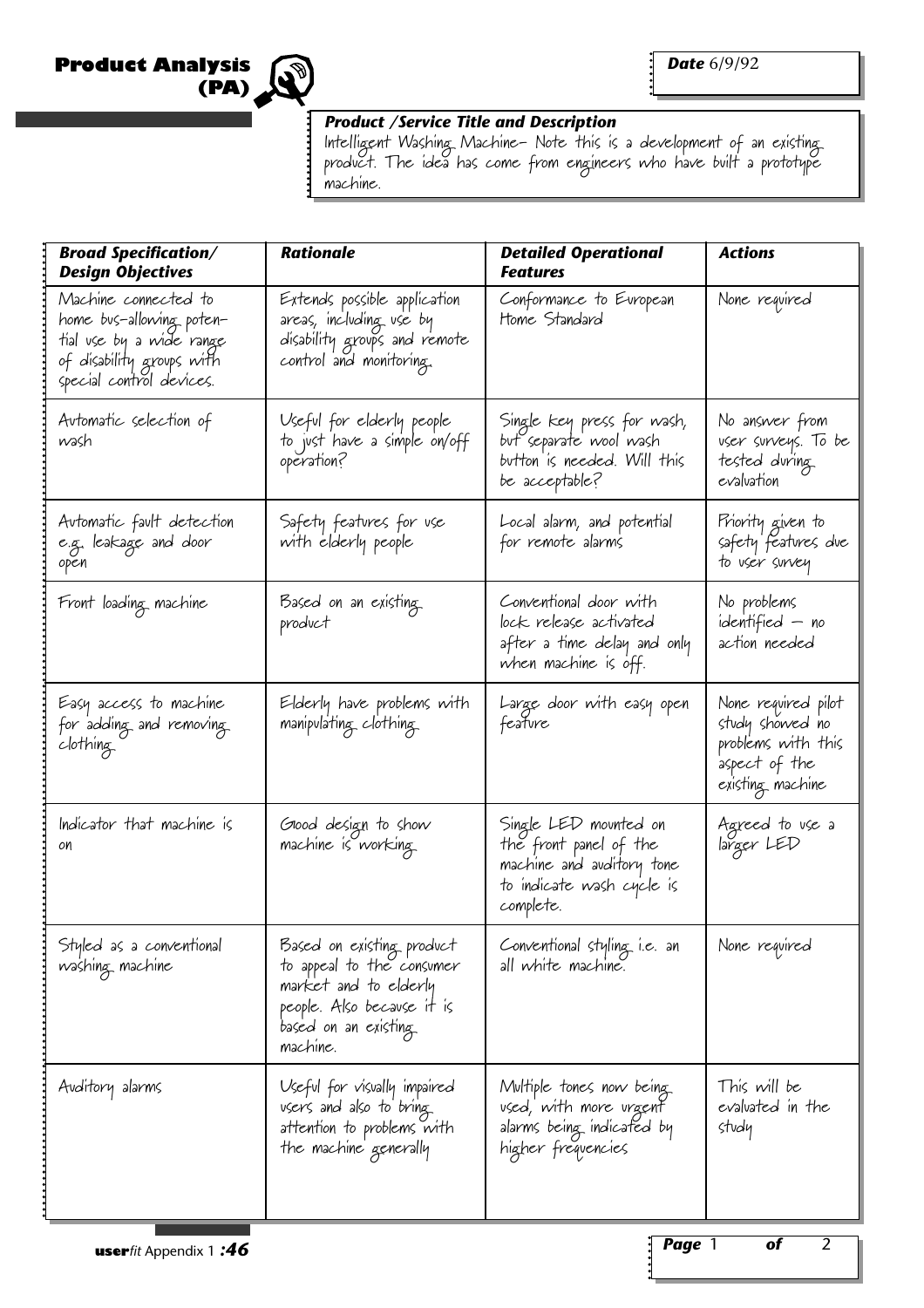# Product Analysis (PA)

***Date*** 6/9/92

***Product /Service Title and Description***

Intelligent Washing Machine- Note this is a development of an existing product. The idea has come from engineers who have built a prototype machine.

| *Broad Specification/ Design Objectives* | *Rationale* | *Detailed Operational Features* | *Actions* |
|---|---|---|---|
| Machine connected to home bus-allowing potential use by a wide range of disability groups with special control devices. | Extends possible application areas, including use by disability groups and remote control and monitoring. | Conformance to European Home Standard | None required |
| Automatic selection of wash | Useful for elderly people to just have a simple on/off operation? | Single key press for wash, but separate wool wash button is needed. Will this be acceptable? | No answer from user surveys. To be tested during evaluation |
| Automatic fault detection e.g. leakage and door open | Safety features for use with elderly people | Local alarm, and potential for remote alarms | Priority given to safety features due to user survey |
| Front loading machine | Based on an existing product | Conventional door with lock release activated after a time delay and only when machine is off. | No problems identified — no action needed |
| Easy access to machine for adding and removing clothing | Elderly have problems with manipulating clothing | Large door with easy open feature | None required pilot study showed no problems with this aspect of the existing machine |
| Indicator that machine is on | Good design to show machine is working | Single LED mounted on the front panel of the machine and auditory tone to indicate wash cycle is complete. | Agreed to use a larger LED |
| Styled as a conventional washing machine | Based on existing product to appeal to the consumer market and to elderly people. Also because it is based on an existing machine. | Conventional styling i.e. an all white machine. | None required |
| Auditory alarms | Useful for visually impaired users and also to bring attention to problems with the machine generally | Multiple tones now being used, with more urgent alarms being indicated by higher frequencies | This will be evaluated in the study |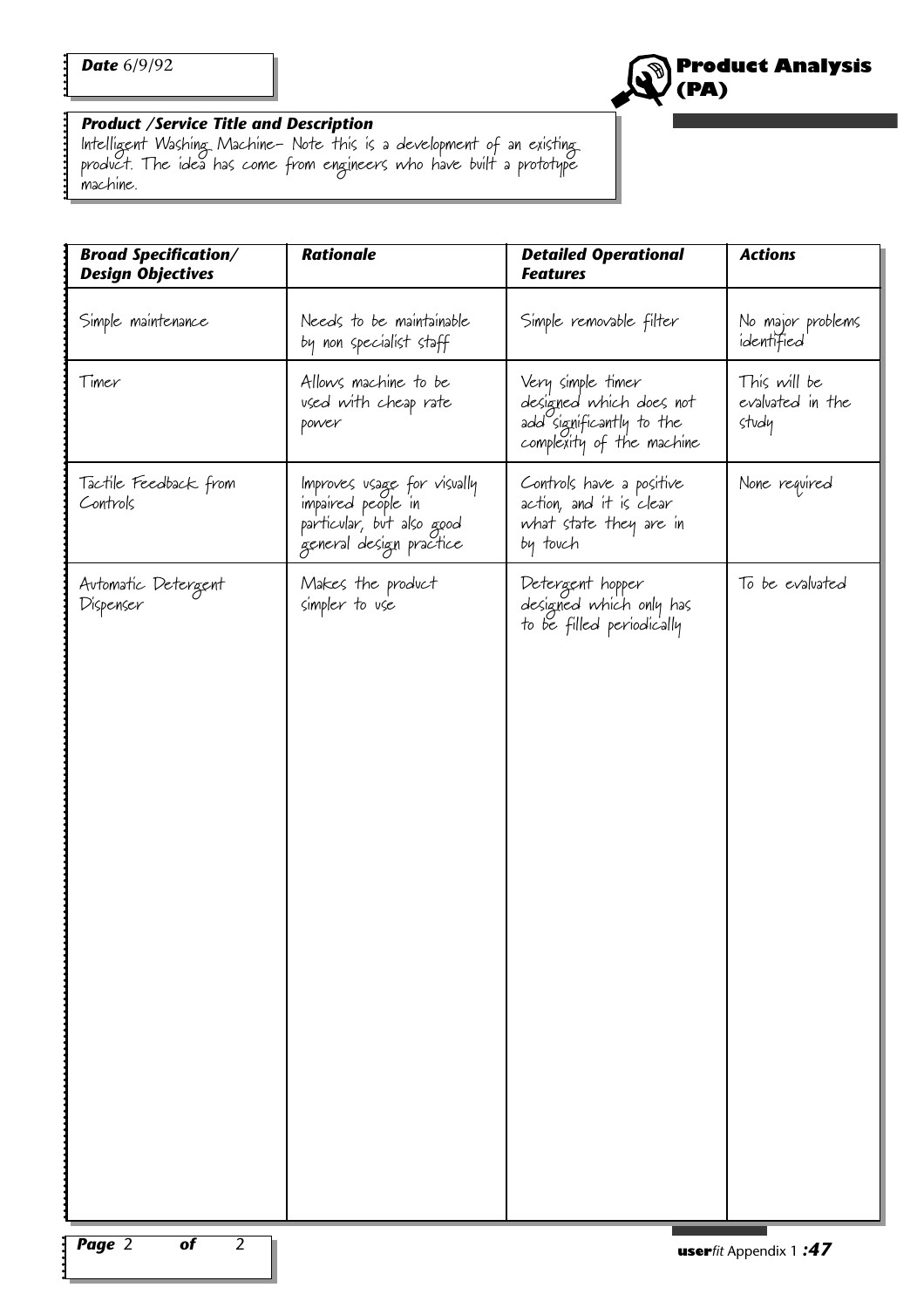**Date** 6/9/92

# Product Analysis (PA)

**Product /Service Title and Description**

Intelligent Washing Machine– Note this is a development of an existing product. The idea has come from engineers who have built a prototype machine.

| Broad Specification/ Design Objectives | Rationale | Detailed Operational Features | Actions |
|---|---|---|---|
| Simple maintenance | Needs to be maintainable by non specialist staff | Simple removable filter | No major problems identified |
| Timer | Allows machine to be used with cheap rate power | Very simple timer designed which does not add significantly to the complexity of the machine | This will be evaluated in the study |
| Tactile Feedback from Controls | Improves usage for visually impaired people in particular, but also good general design practice | Controls have a positive action, and it is clear what state they are in by touch | None required |
| Automatic Detergent Dispenser | Makes the product simpler to use | Detergent hopper designed which only has to be filled periodically | To be evaluated |

**Page** 2 **of** 2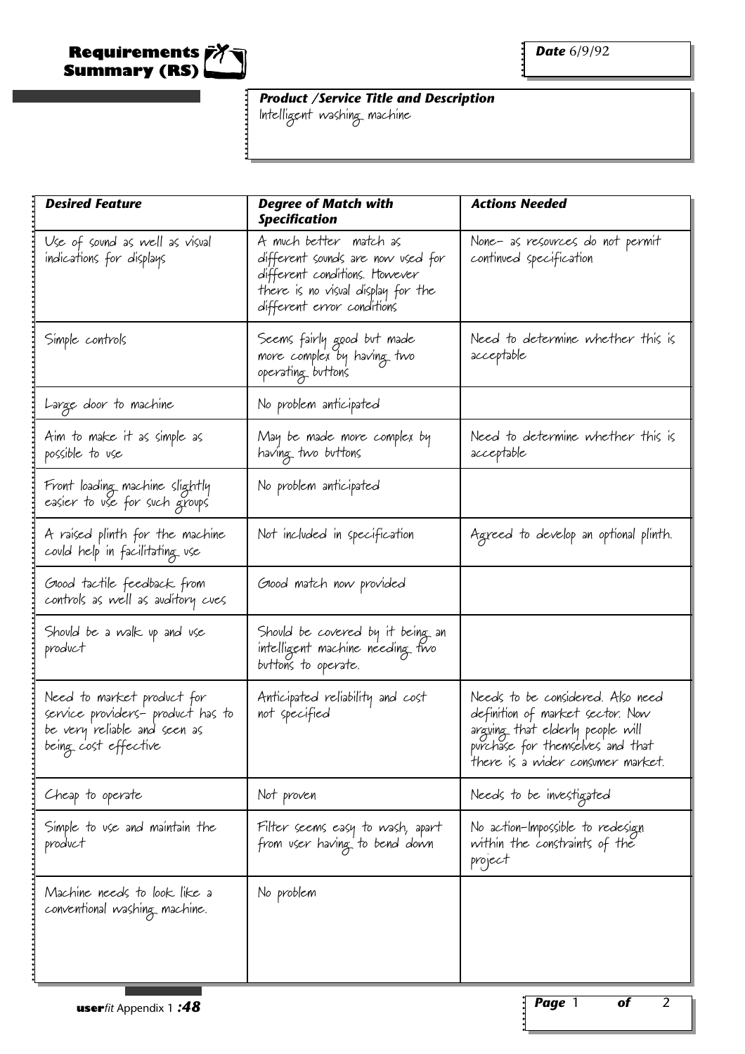# Requirements Summary (RS)

***Date*** 6/9/92

***Product /Service Title and Description***
Intelligent washing machine

| *Desired Feature* | *Degree of Match with Specification* | *Actions Needed* |
|---|---|---|
| Use of sound as well as visual indications for displays | A much better match as different sounds are now used for different conditions. However there is no visual display for the different error conditions | None- as resources do not permit continued specification |
| Simple controls | Seems fairly good but made more complex by having two operating buttons | Need to determine whether this is acceptable |
| Large door to machine | No problem anticipated | |
| Aim to make it as simple as possible to use | May be made more complex by having two buttons | Need to determine whether this is acceptable |
| Front loading machine slightly easier to use for such groups | No problem anticipated | |
| A raised plinth for the machine could help in facilitating use | Not included in specification | Agreed to develop an optional plinth. |
| Good tactile feedback from controls as well as auditory cues | Good match now provided | |
| Should be a walk up and use product | Should be covered by it being an intelligent machine needing two buttons to operate. | |
| Need to market product for service providers- product has to be very reliable and seen as being cost effective | Anticipated reliability and cost not specified | Needs to be considered. Also need definition of market sector. Now arguing that elderly people will purchase for themselves and that there is a wider consumer market. |
| Cheap to operate | Not proven | Needs to be investigated |
| Simple to use and maintain the product | Filter seems easy to wash, apart from user having to bend down | No action-Impossible to redesign within the constraints of the project |
| Machine needs to look like a conventional washing machine. | No problem | |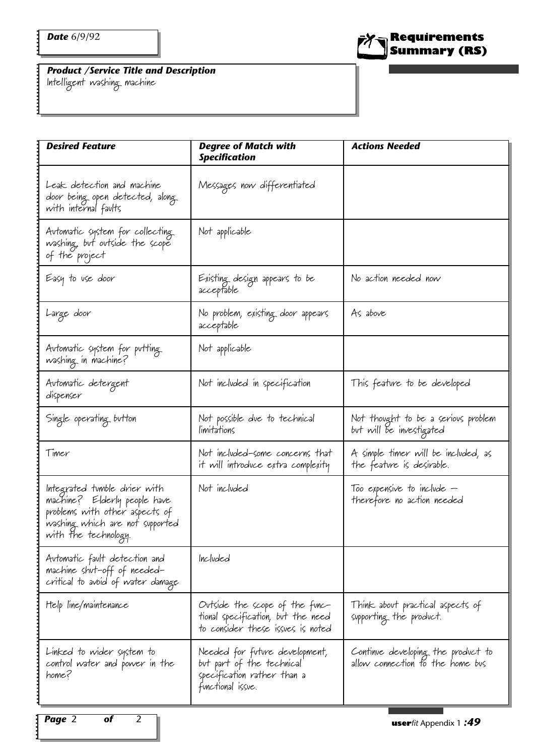**Date** 6/9/92

# Requirements Summary (RS)

***Product /Service Title and Description***
Intelligent washing machine

| ***Desired Feature*** | ***Degree of Match with Specification*** | ***Actions Needed*** |
|---|---|---|
| Leak detection and machine door being open detected, along with internal faults | Messages now differentiated | |
| Automatic system for collecting washing, but outside the scope of the project | Not applicable | |
| Easy to use door | Existing design appears to be acceptable | No action needed now |
| Large door | No problem, existing door appears acceptable | As above |
| Automatic system for putting washing in machine? | Not applicable | |
| Automatic detergent dispenser | Not included in specification | This feature to be developed |
| Single operating button | Not possible due to technical limitations | Not thought to be a serious problem but will be investigated |
| Timer | Not included-some concerns that it will introduce extra complexity | A simple timer will be included, as the feature is desirable. |
| Integrated tumble drier with machine? Elderly people have problems with other aspects of washing which are not supported with the technology. | Not included | Too expensive to include – therefore no action needed |
| Automatic fault detection and machine shut-off of needed-critical to avoid of water damage | Included | |
| Help line/maintenance | Outside the scope of the functional specification, but the need to consider these issues is noted | Think about practical aspects of supporting the product. |
| Linked to wider system to control water and power in the home? | Needed for future development, but part of the technical specification rather than a functional issue. | Continue developing the product to allow connection to the home bus |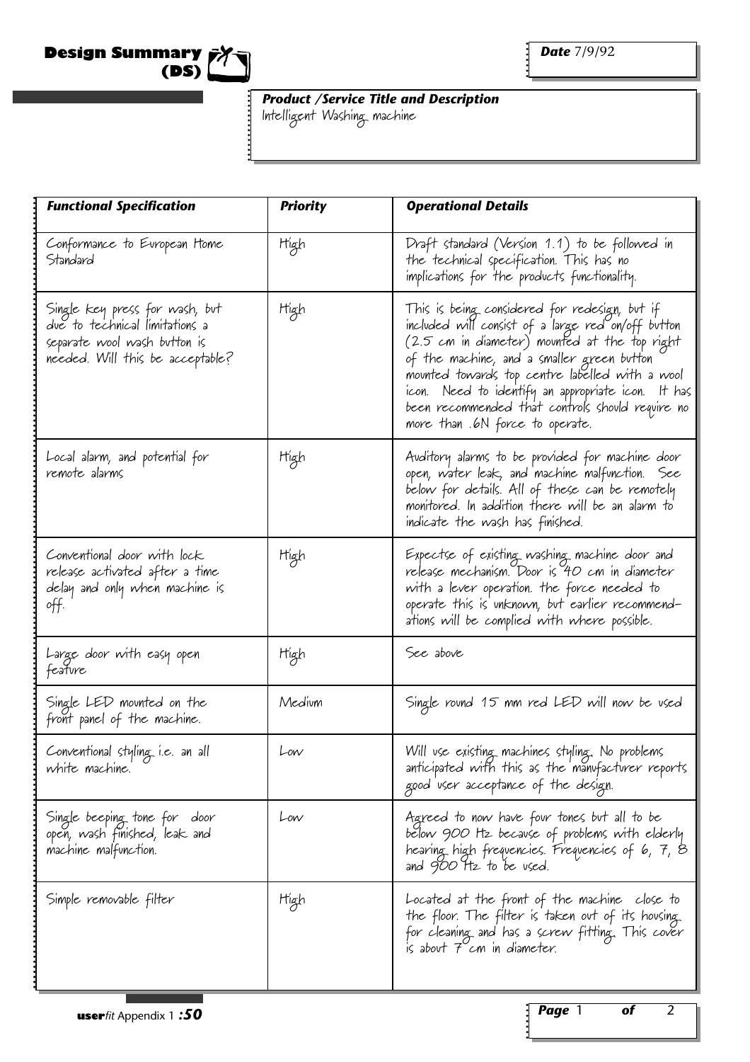# Design Summary (DS)

**Date** 7/9/92

***Product /Service Title and Description***
Intelligent Washing machine

| *Functional Specification* | *Priority* | *Operational Details* |
|---|---|---|
| Conformance to European Home Standard | High | Draft standard (Version 1.1) to be followed in the technical specification. This has no implications for the products functionality. |
| Single key press for wash, but due to technical limitations a separate wool wash button is needed. Will this be acceptable? | High | This is being considered for redesign, but if included will consist of a large red on/off button (2.5 cm in diameter) mounted at the top right of the machine, and a smaller green button mounted towards top centre labelled with a wool icon. Need to identify an appropriate icon. It has been recommended that controls should require no more than .6N force to operate. |
| Local alarm, and potential for remote alarms | High | Auditory alarms to be provided for machine door open, water leak, and machine malfunction. See below for details. All of these can be remotely monitored. In addition there will be an alarm to indicate the wash has finished. |
| Conventional door with lock release activated after a time delay and only when machine is off. | High | Expectse of existing washing machine door and release mechanism. Door is 40 cm in diameter with a lever operation. the force needed to operate this is unknown, but earlier recommend-ations will be complied with where possible. |
| Large door with easy open feature | High | See above |
| Single LED mounted on the front panel of the machine. | Medium | Single round 15 mm red LED will now be used |
| Conventional styling i.e. an all white machine. | Low | Will use existing machines styling. No problems anticipated with this as the manufacturer reports good user acceptance of the design. |
| Single beeping tone for door open, wash finished, leak and machine malfunction. | Low | Agreed to now have four tones but all to be below 900 Hz because of problems with elderly hearing high frequencies. Frequencies of 6, 7, 8 and 900 Hz to be used. |
| Simple removable filter | High | Located at the front of the machine close to the floor. The filter is taken out of its housing for cleaning and has a screw fitting. This cover is about 7 cm in diameter. |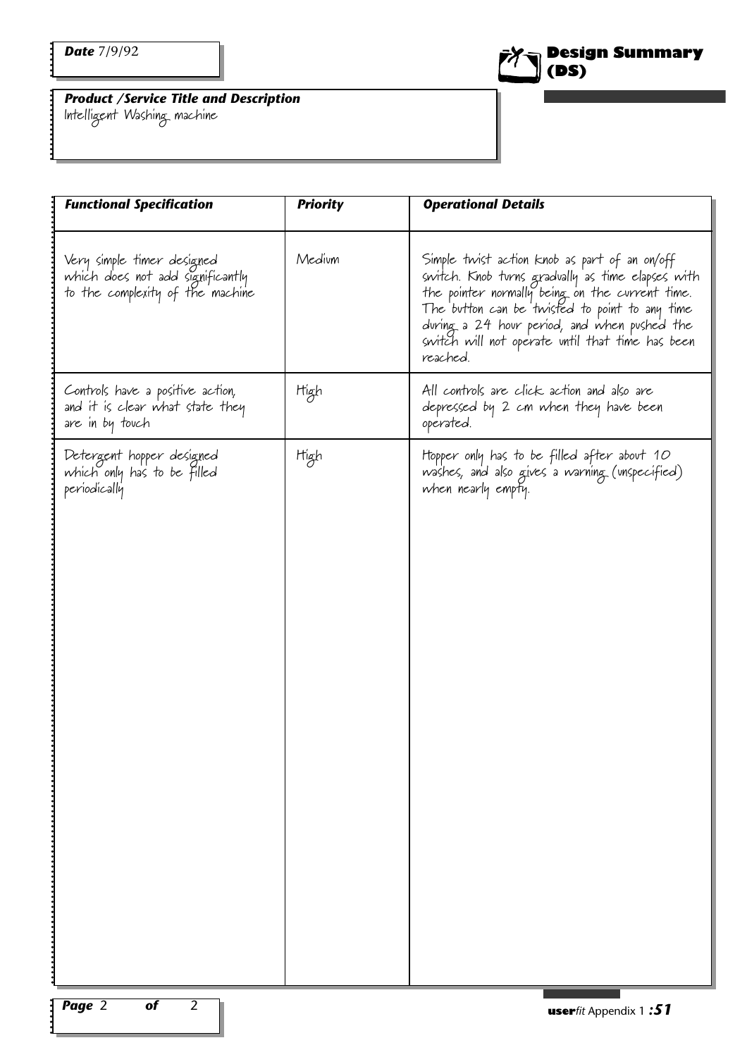**Date** 7/9/92

# Design Summary (DS)

***Product /Service Title and Description***
Intelligent Washing machine

| *Functional Specification* | *Priority* | *Operational Details* |
|---|---|---|
| Very simple timer designed which does not add significantly to the complexity of the machine | Medium | Simple twist action knob as part of an on/off switch. Knob turns gradually as time elapses with the pointer normally being on the current time. The button can be twisted to point to any time during a 24 hour period, and when pushed the switch will not operate until that time has been reached. |
| Controls have a positive action, and it is clear what state they are in by touch | High | All controls are click action and also are depressed by 2 cm when they have been operated. |
| Detergent hopper designed which only has to be filled periodically | High | Hopper only has to be filled after about 10 washes, and also gives a warning (unspecified) when nearly empty. |

**Page** 2 **of** 2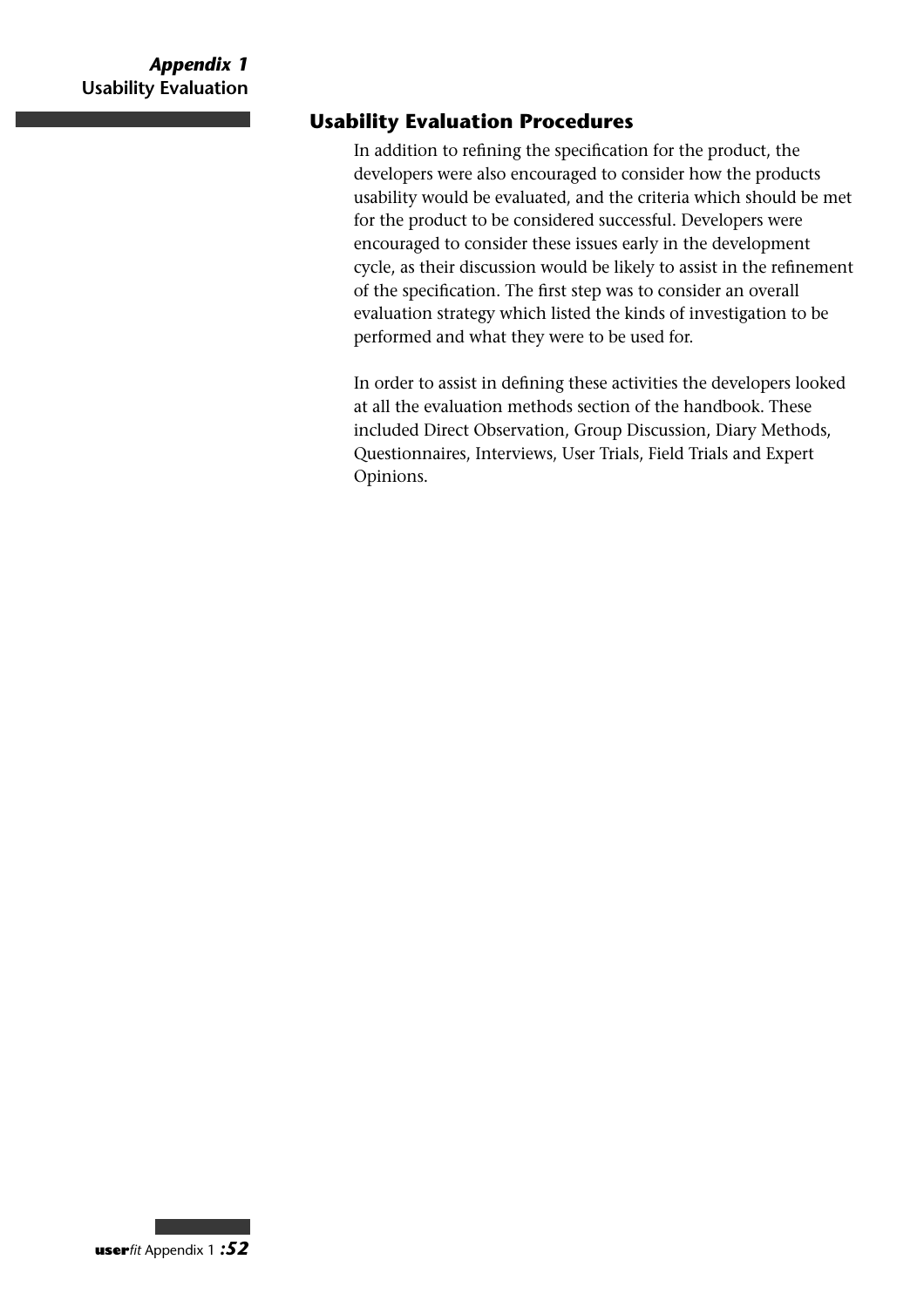## Usability Evaluation Procedures

In addition to refining the specification for the product, the developers were also encouraged to consider how the products usability would be evaluated, and the criteria which should be met for the product to be considered successful. Developers were encouraged to consider these issues early in the development cycle, as their discussion would be likely to assist in the refinement of the specification. The first step was to consider an overall evaluation strategy which listed the kinds of investigation to be performed and what they were to be used for.

In order to assist in defining these activities the developers looked at all the evaluation methods section of the handbook. These included Direct Observation, Group Discussion, Diary Methods, Questionnaires, Interviews, User Trials, Field Trials and Expert Opinions.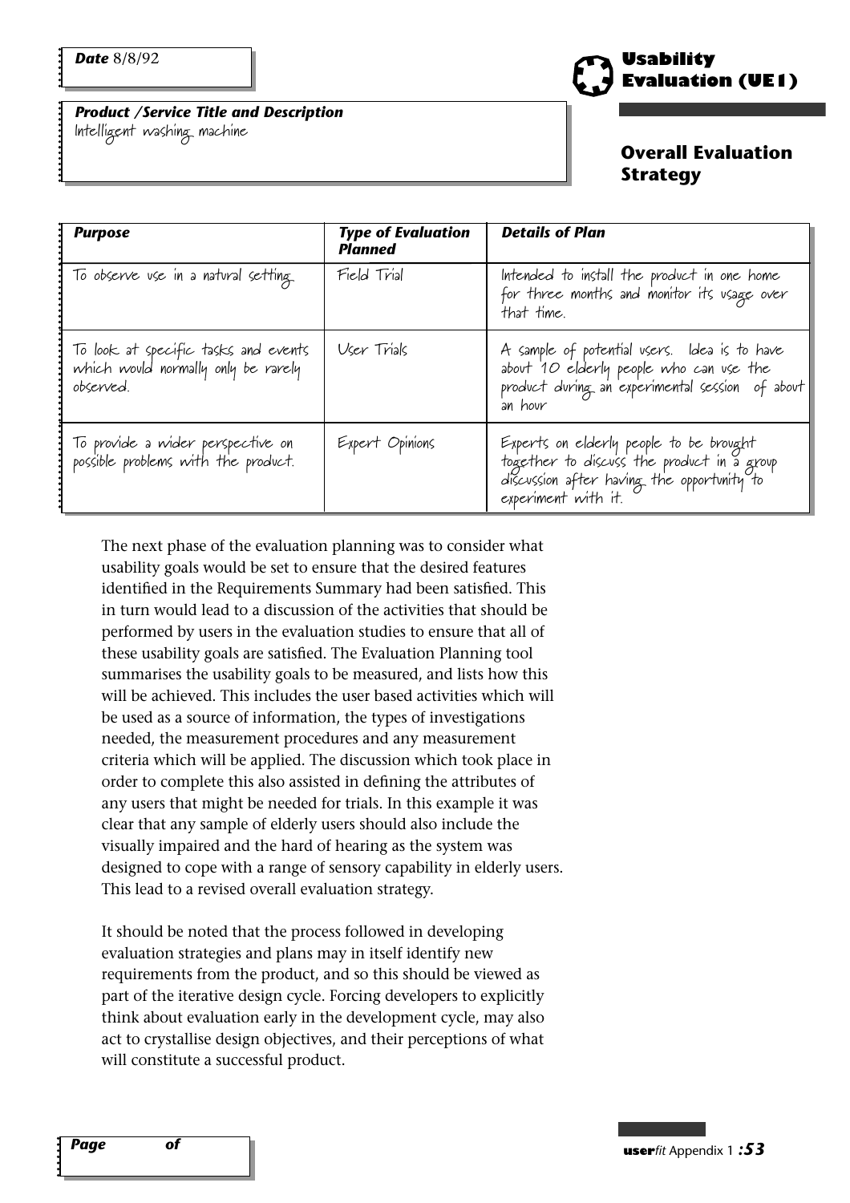**Date** 8/8/92

**Product /Service Title and Description**
Intelligent washing machine

# Usability Evaluation (UE1)

## Overall Evaluation Strategy

| *Purpose* | *Type of Evaluation Planned* | *Details of Plan* |
|---|---|---|
| To observe use in a natural setting | Field Trial | Intended to install the product in one home for three months and monitor its usage over that time. |
| To look at specific tasks and events which would normally only be rarely observed. | User Trials | A sample of potential users. Idea is to have about 10 elderly people who can use the product during an experimental session of about an hour |
| To provide a wider perspective on possible problems with the product. | Expert Opinions | Experts on elderly people to be brought together to discuss the product in a group discussion after having the opportunity to experiment with it. |

The next phase of the evaluation planning was to consider what usability goals would be set to ensure that the desired features identified in the Requirements Summary had been satisfied. This in turn would lead to a discussion of the activities that should be performed by users in the evaluation studies to ensure that all of these usability goals are satisfied. The Evaluation Planning tool summarises the usability goals to be measured, and lists how this will be achieved. This includes the user based activities which will be used as a source of information, the types of investigations needed, the measurement procedures and any measurement criteria which will be applied. The discussion which took place in order to complete this also assisted in defining the attributes of any users that might be needed for trials. In this example it was clear that any sample of elderly users should also include the visually impaired and the hard of hearing as the system was designed to cope with a range of sensory capability in elderly users. This lead to a revised overall evaluation strategy.

It should be noted that the process followed in developing evaluation strategies and plans may in itself identify new requirements from the product, and so this should be viewed as part of the iterative design cycle. Forcing developers to explicitly think about evaluation early in the development cycle, may also act to crystallise design objectives, and their perceptions of what will constitute a successful product.

**Page** **of**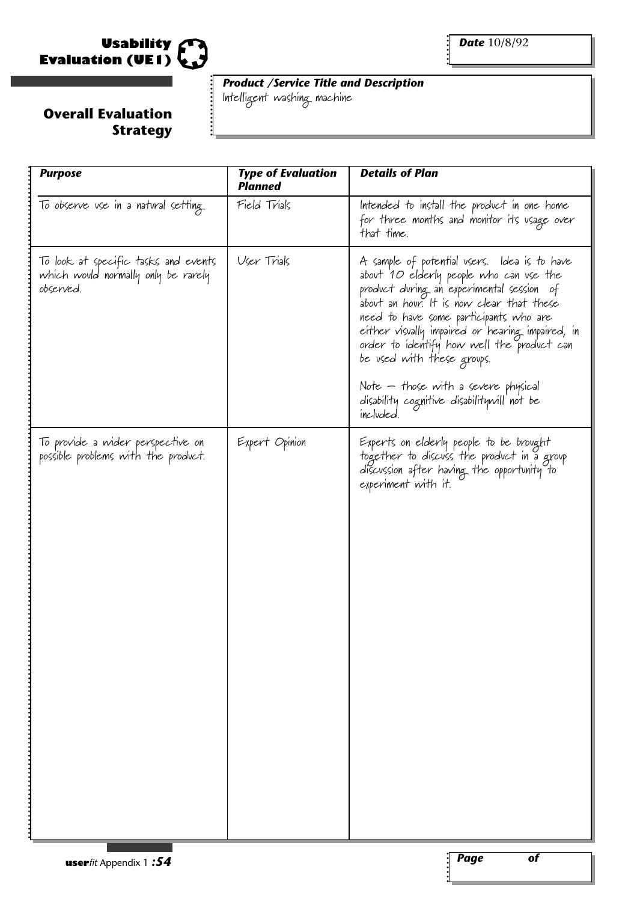# Usability Evaluation (UE1)

## Overall Evaluation Strategy

***Date*** 10/8/92

***Product /Service Title and Description***
Intelligent washing machine

| *Purpose* | *Type of Evaluation Planned* | *Details of Plan* |
|---|---|---|
| To observe use in a natural setting. | Field Trials | Intended to install the product in one home for three months and monitor its usage over that time. |
| To look at specific tasks and events which would normally only be rarely observed. | User Trials | A sample of potential users. Idea is to have about 10 elderly people who can use the product during an experimental session of about an hour. It is now clear that these need to have some participants who are either visually impaired or hearing impaired, in order to identify how well the product can be used with these groups.<br><br>Note – those with a severe physical disability cognitive disabilitywill not be included. |
| To provide a wider perspective on possible problems with the product. | Expert Opinion | Experts on elderly people to be brought together to discuss the product in a group discussion after having the opportunity to experiment with it. |

***Page*** ***of***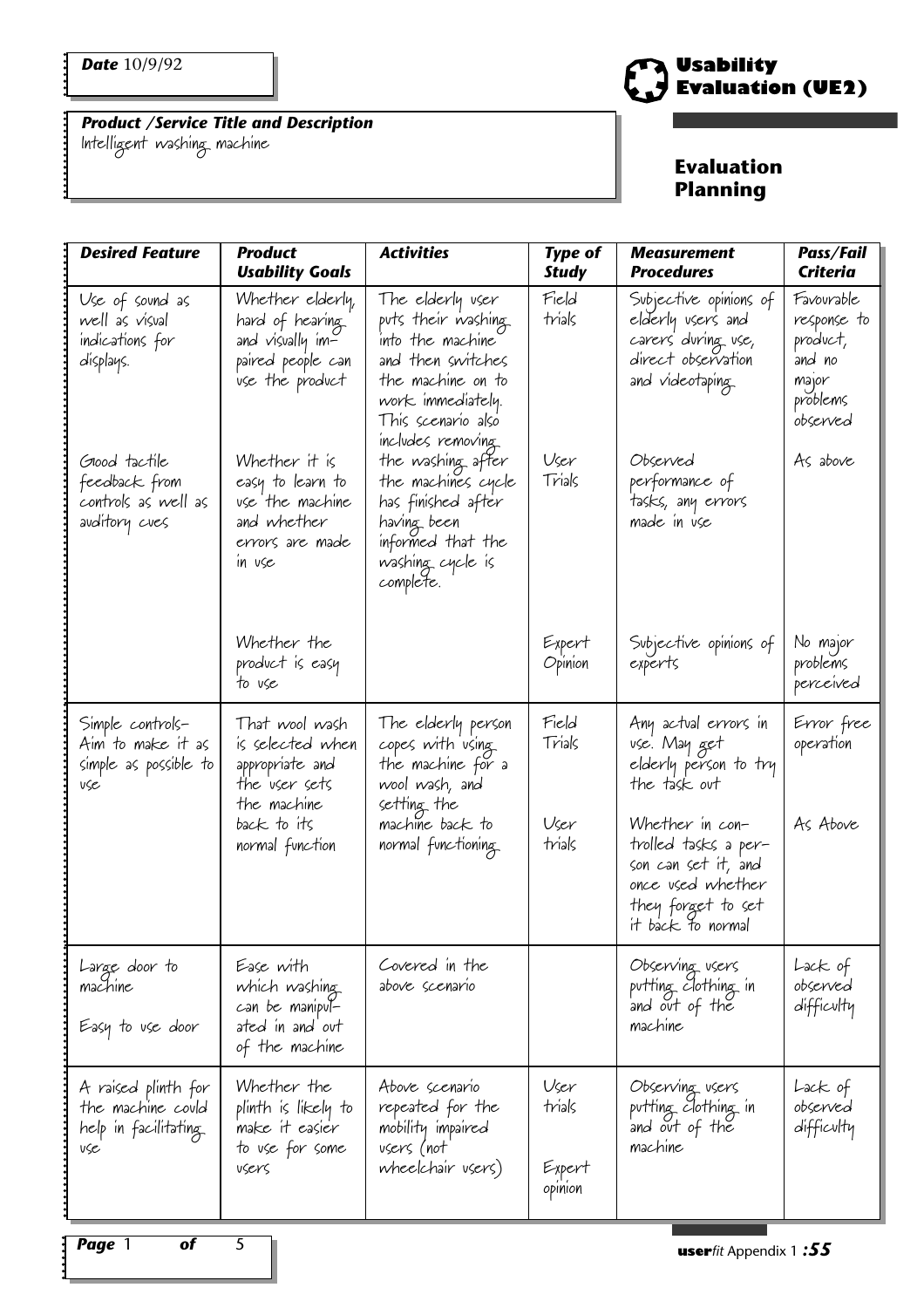**Date** 10/9/92

**Product /Service Title and Description**
Intelligent washing machine

# Usability Evaluation (UE2)

## Evaluation Planning

| Desired Feature | Product Usability Goals | Activities | Type of Study | Measurement Procedures | Pass/Fail Criteria |
|---|---|---|---|---|---|
| Use of sound as well as visual indications for displays. | Whether elderly, hard of hearing and visually impaired people can use the product | The elderly user puts their washing into the machine and then switches the machine on to work immediately. This scenario also includes removing the washing after the machines cycle has finished after having been informed that the washing cycle is complete. | Field trials | Subjective opinions of elderly users and carers during use, direct observation and videotaping | Favourable response to product, and no major problems observed |
| Good tactile feedback from controls as well as auditory cues | Whether it is easy to learn to use the machine and whether errors are made in use | | User Trials | Observed performance of tasks, any errors made in use | As above |
| | Whether the product is easy to use | | Expert Opinion | Subjective opinions of experts | No major problems perceived |
| Simple controls- Aim to make it as simple as possible to use | That wool wash is selected when appropriate and the user sets the machine back to its normal function | The elderly person copes with using the machine for a wool wash, and setting the machine back to normal functioning | Field Trials | Any actual errors in use. May get elderly person to try the task out | Error free operation |
| | | | User trials | Whether in controlled tasks a person can set it, and once used whether they forget to set it back to normal | As Above |
| Large door to machine<br><br>Easy to use door | Ease with which washing can be manipulated in and out of the machine | Covered in the above scenario | | Observing users putting clothing in and out of the machine | Lack of observed difficulty |
| A raised plinth for the machine could help in facilitating use | Whether the plinth is likely to make it easier to use for some users | Above scenario repeated for the mobility impaired users (not wheelchair users) | User trials<br><br>Expert opinion | Observing users putting clothing in and out of the machine | Lack of observed difficulty |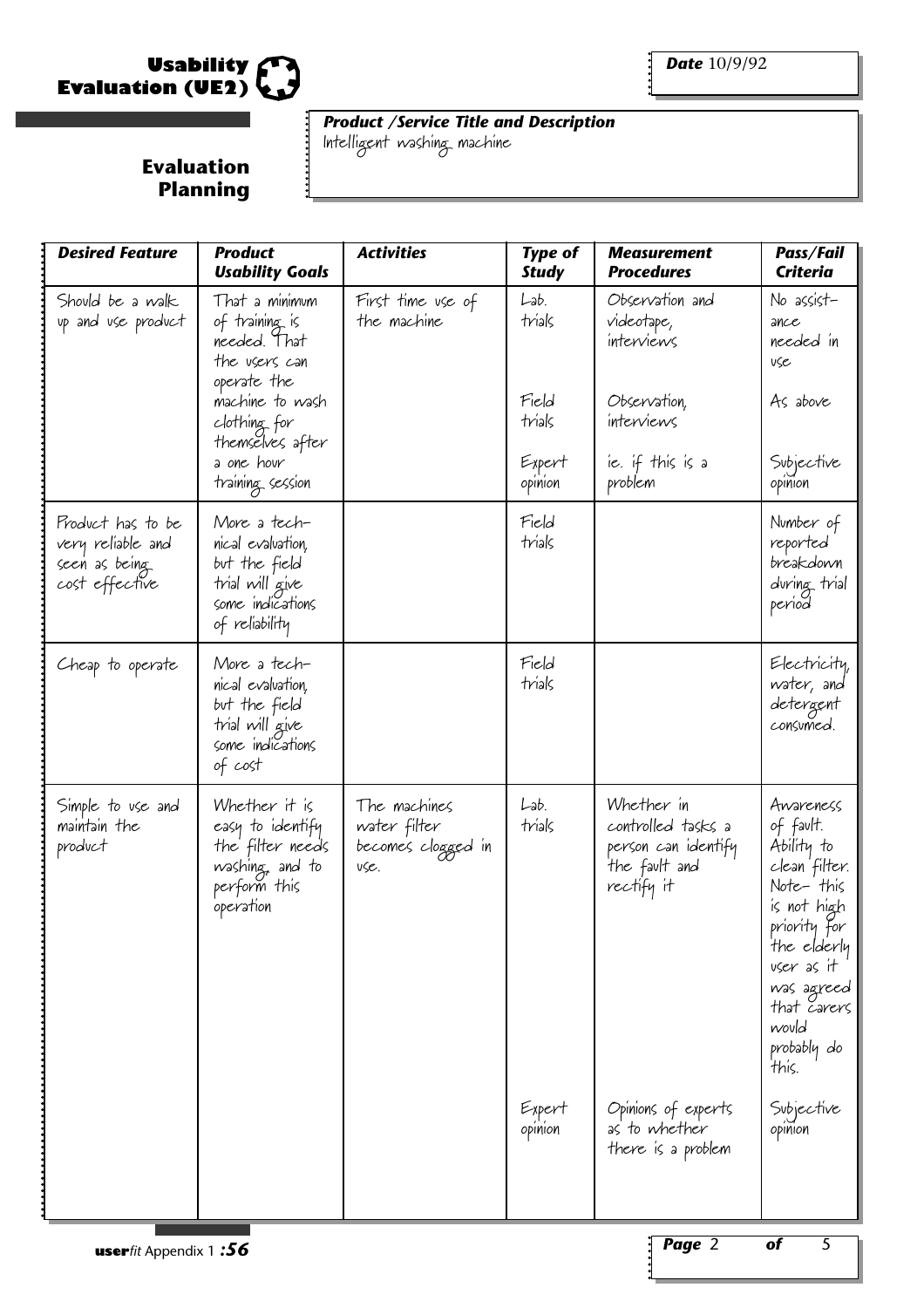# Usability Evaluation (UE2)

## Evaluation Planning

***Date*** 10/9/92

***Product /Service Title and Description***
Intelligent washing machine

| *Desired Feature* | *Product Usability Goals* | *Activities* | *Type of Study* | *Measurement Procedures* | *Pass/Fail Criteria* |
|---|---|---|---|---|---|
| Should be a walk up and use product | That a minimum of training is needed. That the users can operate the machine to wash clothing for themselves after a one hour training session | First time use of the machine | Lab. trials | Observation and videotape, interviews | No assistance needed in use |
| | | | Field trials | Observation, interviews | As above |
| | | | Expert opinion | ie. if this is a problem | Subjective opinion |
| Product has to be very reliable and seen as being cost effective | More a technical evaluation, but the field trial will give some indications of reliability | | Field trials | | Number of reported breakdown during trial period |
| Cheap to operate | More a technical evaluation, but the field trial will give some indications of cost | | Field trials | | Electricity, water, and detergent consumed. |
| Simple to use and maintain the product | Whether it is easy to identify the filter needs washing, and to perform this operation | The machines water filter becomes clogged in use. | Lab. trials | Whether in controlled tasks a person can identify the fault and rectify it | Awareness of fault. Ability to clean filter. Note- this is not high priority for the elderly user as it was agreed that carers would probably do this. |
| | | | Expert opinion | Opinions of experts as to whether there is a problem | Subjective opinion |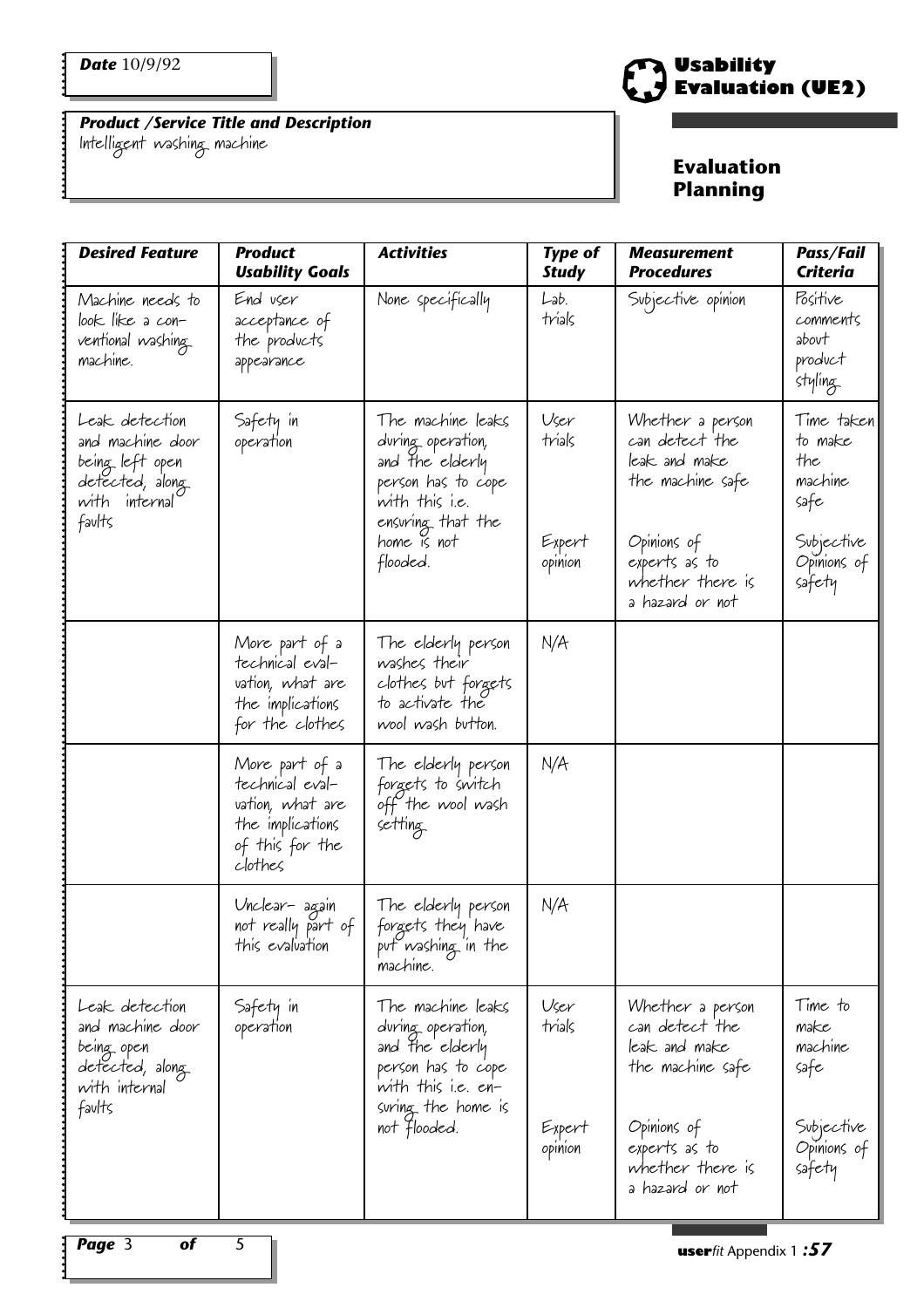***Date*** 10/9/92

***Product /Service Title and Description***
Intelligent washing machine

## Usability Evaluation (UE2)

### Evaluation Planning

| ***Desired Feature*** | ***Product Usability Goals*** | ***Activities*** | ***Type of Study*** | ***Measurement Procedures*** | ***Pass/Fail Criteria*** |
|---|---|---|---|---|---|
| Machine needs to look like a conventional washing machine. | End user acceptance of the products appearance | None specifically | Lab. trials | Subjective opinion | Positive comments about product styling |
| Leak detection and machine door being left open detected, along with internal faults | Safety in operation | The machine leaks during operation, and the elderly person has to cope with this i.e. ensuring that the home is not flooded. | User trials<br><br>Expert opinion | Whether a person can detect the leak and make the machine safe<br><br>Opinions of experts as to whether there is a hazard or not | Time taken to make the machine safe<br><br>Subjective Opinions of safety |
| | More part of a technical evaluation, what are the implications for the clothes | The elderly person washes their clothes but forgets to activate the wool wash button. | N/A | | |
| | More part of a technical evaluation, what are the implications of this for the clothes | The elderly person forgets to switch off the wool wash setting. | N/A | | |
| | Unclear- again not really part of this evaluation | The elderly person forgets they have put washing in the machine. | N/A | | |
| Leak detection and machine door being open detected, along with internal faults | Safety in operation | The machine leaks during operation, and the elderly person has to cope with this i.e. ensuring the home is not flooded. | User trials<br><br>Expert opinion | Whether a person can detect the leak and make the machine safe<br><br>Opinions of experts as to whether there is a hazard or not | Time to make machine safe<br><br>Subjective Opinions of safety |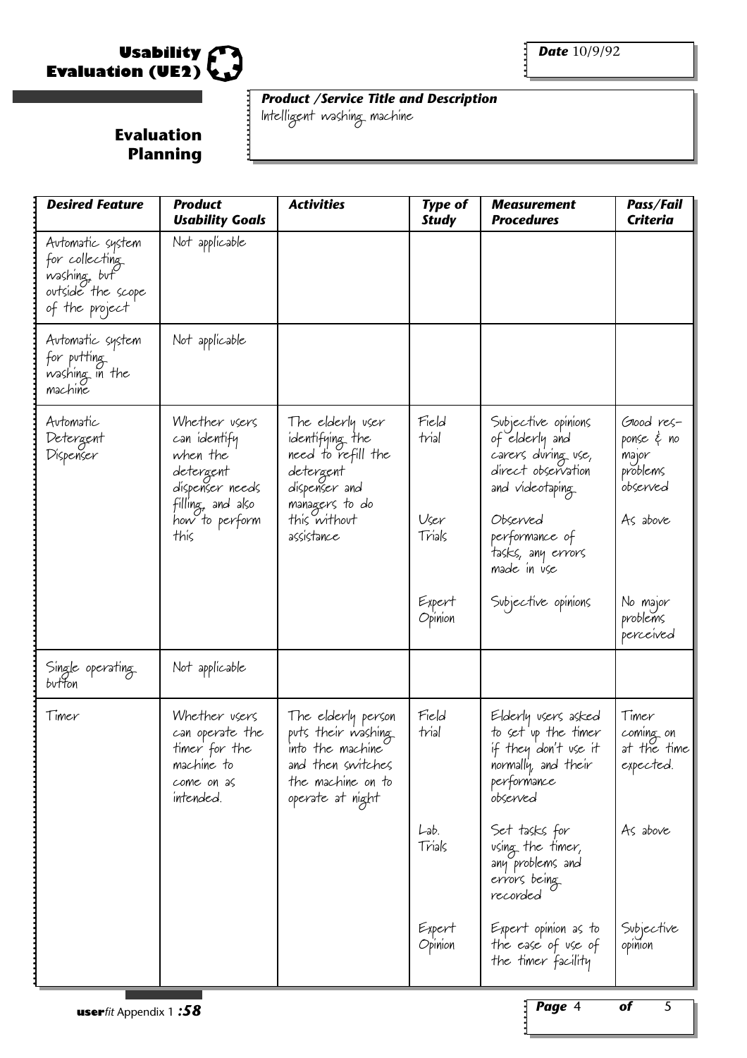# Usability Evaluation (UE2)

## Evaluation Planning

**Date** 10/9/92

***Product /Service Title and Description***
Intelligent washing machine

| *Desired Feature* | *Product Usability Goals* | *Activities* | *Type of Study* | *Measurement Procedures* | *Pass/Fail Criteria* |
|---|---|---|---|---|---|
| Automatic system for collecting washing, but outside the scope of the project | Not applicable | | | | |
| Automatic system for putting washing in the machine | Not applicable | | | | |
| Automatic Detergent Dispenser | Whether users can identify when the detergent dispenser needs filling, and also how to perform this | The elderly user identifying the need to refill the detergent dispenser and managers to do this without assistance | Field trial | Subjective opinions of elderly and carers during use, direct observation and videotaping | Good response & no major problems observed |
| | | | User Trials | Observed performance of tasks, any errors made in use | As above |
| | | | Expert Opinion | Subjective opinions | No major problems perceived |
| Single operating button | Not applicable | | | | |
| Timer | Whether users can operate the timer for the machine to come on as intended. | The elderly person puts their washing into the machine and then switches the machine on to operate at night | Field trial | Elderly users asked to set up the timer if they don't use it normally, and their performance observed | Timer coming on at the time expected. |
| | | | Lab. Trials | Set tasks for using the timer, any problems and errors being recorded | As above |
| | | | Expert Opinion | Expert opinion as to the ease of use of the timer facility | Subjective opinion |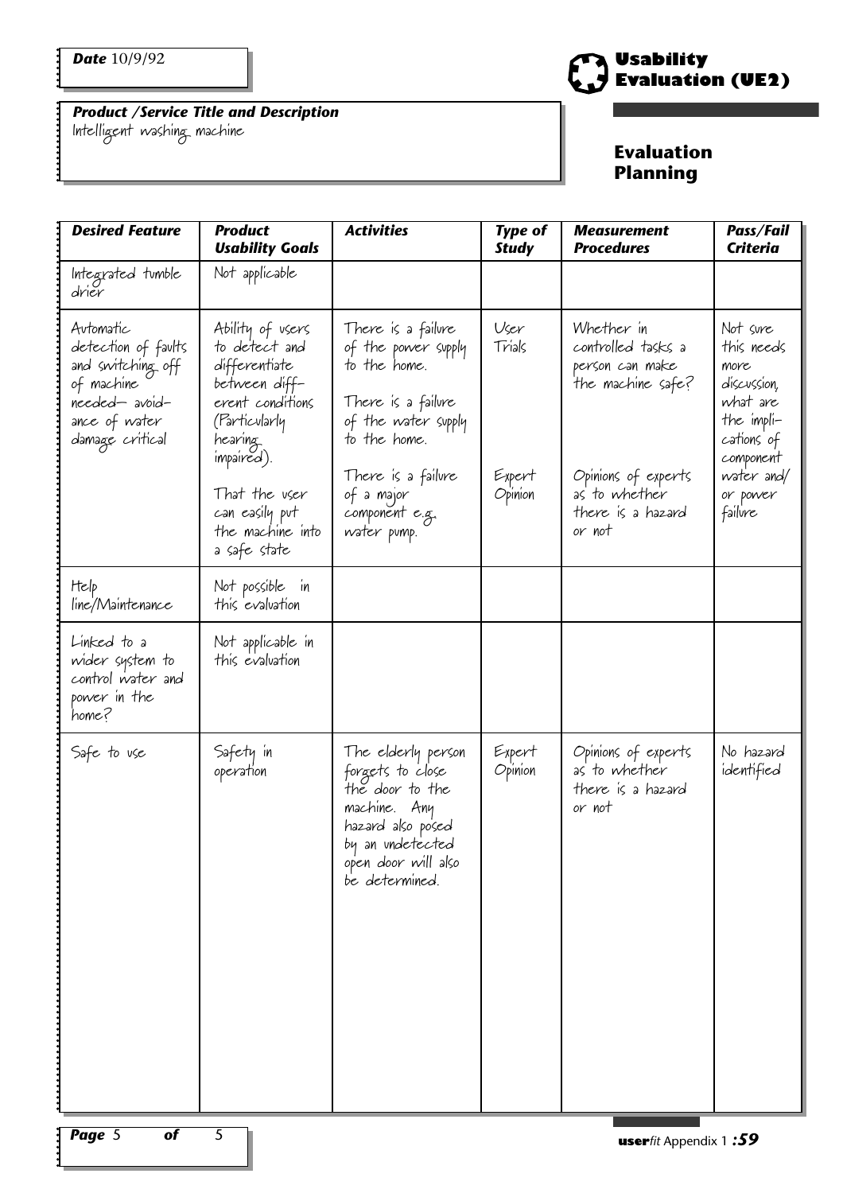**Date** 10/9/92

**Product /Service Title and Description**
Intelligent washing machine

# Usability Evaluation (UE2)

## Evaluation Planning

| Desired Feature | Product Usability Goals | Activities | Type of Study | Measurement Procedures | Pass/Fail Criteria |
|---|---|---|---|---|---|
| Integrated tumble drier | Not applicable | | | | |
| Automatic detection of faults and switching off of machine needed– avoidance of water damage critical | Ability of users to detect and differentiate between different conditions (Particularly hearing impaired). That the user can easily put the machine into a safe state | There is a failure of the power supply to the home. There is a failure of the water supply to the home. There is a failure of a major component e.g. water pump. | User Trials / Expert Opinion | Whether in controlled tasks a person can make the machine safe? / Opinions of experts as to whether there is a hazard or not | Not sure this needs more discussion, what are the implications of component water and/ or power failure |
| Help line/Maintenance | Not possible in this evaluation | | | | |
| Linked to a wider system to control water and power in the home? | Not applicable in this evaluation | | | | |
| Safe to use | Safety in operation | The elderly person forgets to close the door to the machine. Any hazard also posed by an undetected open door will also be determined. | Expert Opinion | Opinions of experts as to whether there is a hazard or not | No hazard identified |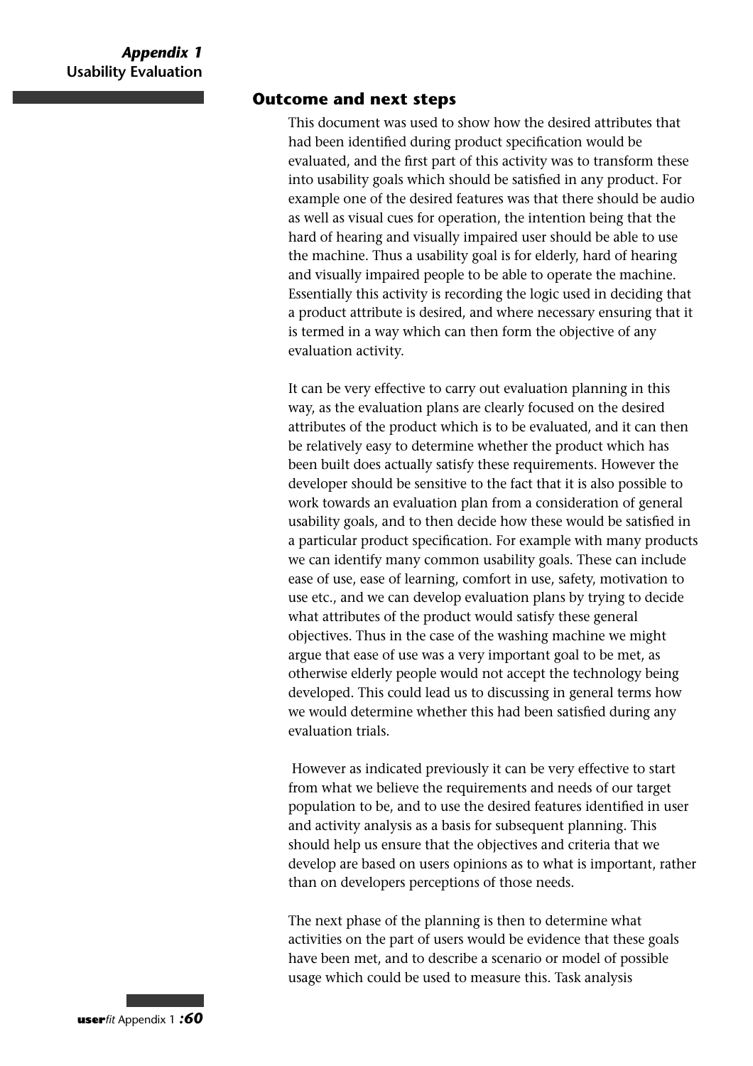## Outcome and next steps

This document was used to show how the desired attributes that had been identified during product specification would be evaluated, and the first part of this activity was to transform these into usability goals which should be satisfied in any product. For example one of the desired features was that there should be audio as well as visual cues for operation, the intention being that the hard of hearing and visually impaired user should be able to use the machine. Thus a usability goal is for elderly, hard of hearing and visually impaired people to be able to operate the machine. Essentially this activity is recording the logic used in deciding that a product attribute is desired, and where necessary ensuring that it is termed in a way which can then form the objective of any evaluation activity.

It can be very effective to carry out evaluation planning in this way, as the evaluation plans are clearly focused on the desired attributes of the product which is to be evaluated, and it can then be relatively easy to determine whether the product which has been built does actually satisfy these requirements. However the developer should be sensitive to the fact that it is also possible to work towards an evaluation plan from a consideration of general usability goals, and to then decide how these would be satisfied in a particular product specification. For example with many products we can identify many common usability goals. These can include ease of use, ease of learning, comfort in use, safety, motivation to use etc., and we can develop evaluation plans by trying to decide what attributes of the product would satisfy these general objectives. Thus in the case of the washing machine we might argue that ease of use was a very important goal to be met, as otherwise elderly people would not accept the technology being developed. This could lead us to discussing in general terms how we would determine whether this had been satisfied during any evaluation trials.

However as indicated previously it can be very effective to start from what we believe the requirements and needs of our target population to be, and to use the desired features identified in user and activity analysis as a basis for subsequent planning. This should help us ensure that the objectives and criteria that we develop are based on users opinions as to what is important, rather than on developers perceptions of those needs.

The next phase of the planning is then to determine what activities on the part of users would be evidence that these goals have been met, and to describe a scenario or model of possible usage which could be used to measure this. Task analysis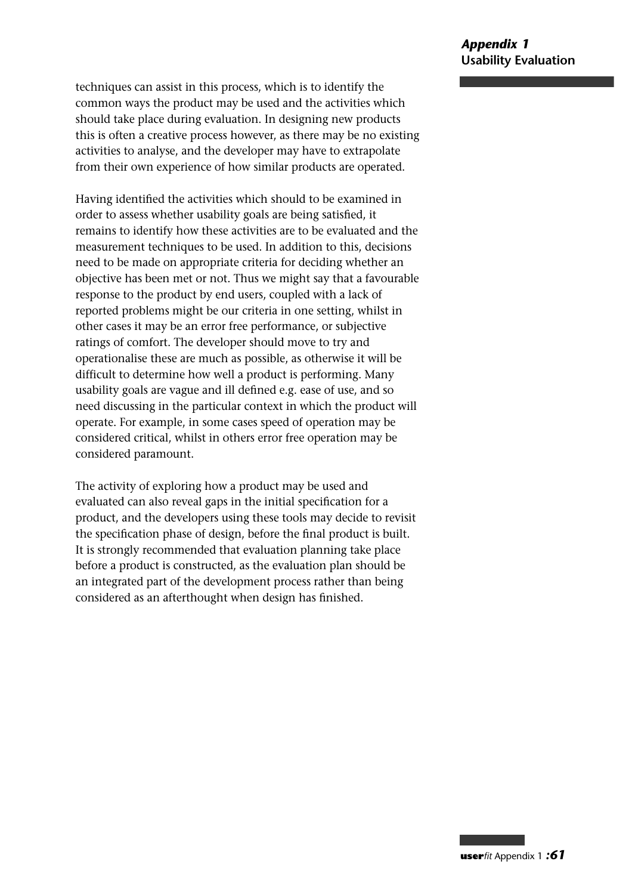techniques can assist in this process, which is to identify the common ways the product may be used and the activities which should take place during evaluation. In designing new products this is often a creative process however, as there may be no existing activities to analyse, and the developer may have to extrapolate from their own experience of how similar products are operated.

Having identified the activities which should to be examined in order to assess whether usability goals are being satisfied, it remains to identify how these activities are to be evaluated and the measurement techniques to be used. In addition to this, decisions need to be made on appropriate criteria for deciding whether an objective has been met or not. Thus we might say that a favourable response to the product by end users, coupled with a lack of reported problems might be our criteria in one setting, whilst in other cases it may be an error free performance, or subjective ratings of comfort. The developer should move to try and operationalise these are much as possible, as otherwise it will be difficult to determine how well a product is performing. Many usability goals are vague and ill defined e.g. ease of use, and so need discussing in the particular context in which the product will operate. For example, in some cases speed of operation may be considered critical, whilst in others error free operation may be considered paramount.

The activity of exploring how a product may be used and evaluated can also reveal gaps in the initial specification for a product, and the developers using these tools may decide to revisit the specification phase of design, before the final product is built. It is strongly recommended that evaluation planning take place before a product is constructed, as the evaluation plan should be an integrated part of the development process rather than being considered as an afterthought when design has finished.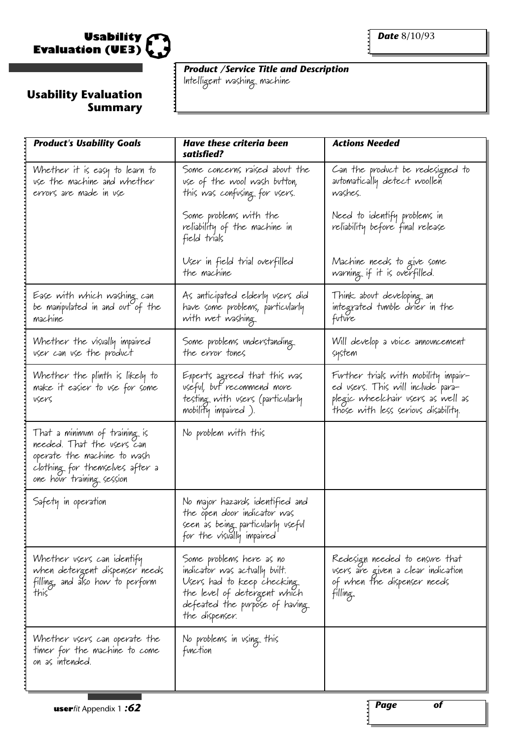# Usability Evaluation (UE3)

## Usability Evaluation Summary

***Date*** 8/10/93

***Product /Service Title and Description***
Intelligent washing machine

| *Product's Usability Goals* | *Have these criteria been satisfied?* | *Actions Needed* |
|---|---|---|
| Whether it is easy to learn to use the machine and whether errors are made in use | Some concerns raised about the use of the wool wash button, this was confusing for users. | Can the product be redesigned to automatically detect woollen washes. |
| | Some problems with the reliability of the machine in field trials | Need to identify problems in reliability before final release |
| | User in field trial overfilled the machine | Machine needs to give some warning if it is overfilled. |
| Ease with which washing can be manipulated in and out of the machine | As anticipated elderly users did have some problems, particularly with wet washing | Think about developing an integrated tumble drier in the future |
| Whether the visually impaired user can use the product | Some problems understanding the error tones | Will develop a voice announcement system |
| Whether the plinth is likely to make it easier to use for some users | Experts agreed that this was useful, but recommend more testing with users (particularly mobility impaired ). | Further trials with mobility impaired users. This will include paraplegic wheelchair users as well as those with less serious disability. |
| That a minimum of training is needed. That the users can operate the machine to wash clothing for themselves after a one hour training session | No problem with this | |
| Safety in operation | No major hazards identified and the open door indicator was seen as being particularly useful for the visually impaired | |
| Whether users can identify when detergent dispenser needs filling, and also how to perform this | Some problems here as no indicator was actually built. Users had to keep checking the level of detergent which defeated the purpose of having the dispenser. | Redesign needed to ensure that users are given a clear indication of when the dispenser needs filling. |
| Whether users can operate the timer for the machine to come on as intended. | No problems in using this function | |

***Page*** ***of***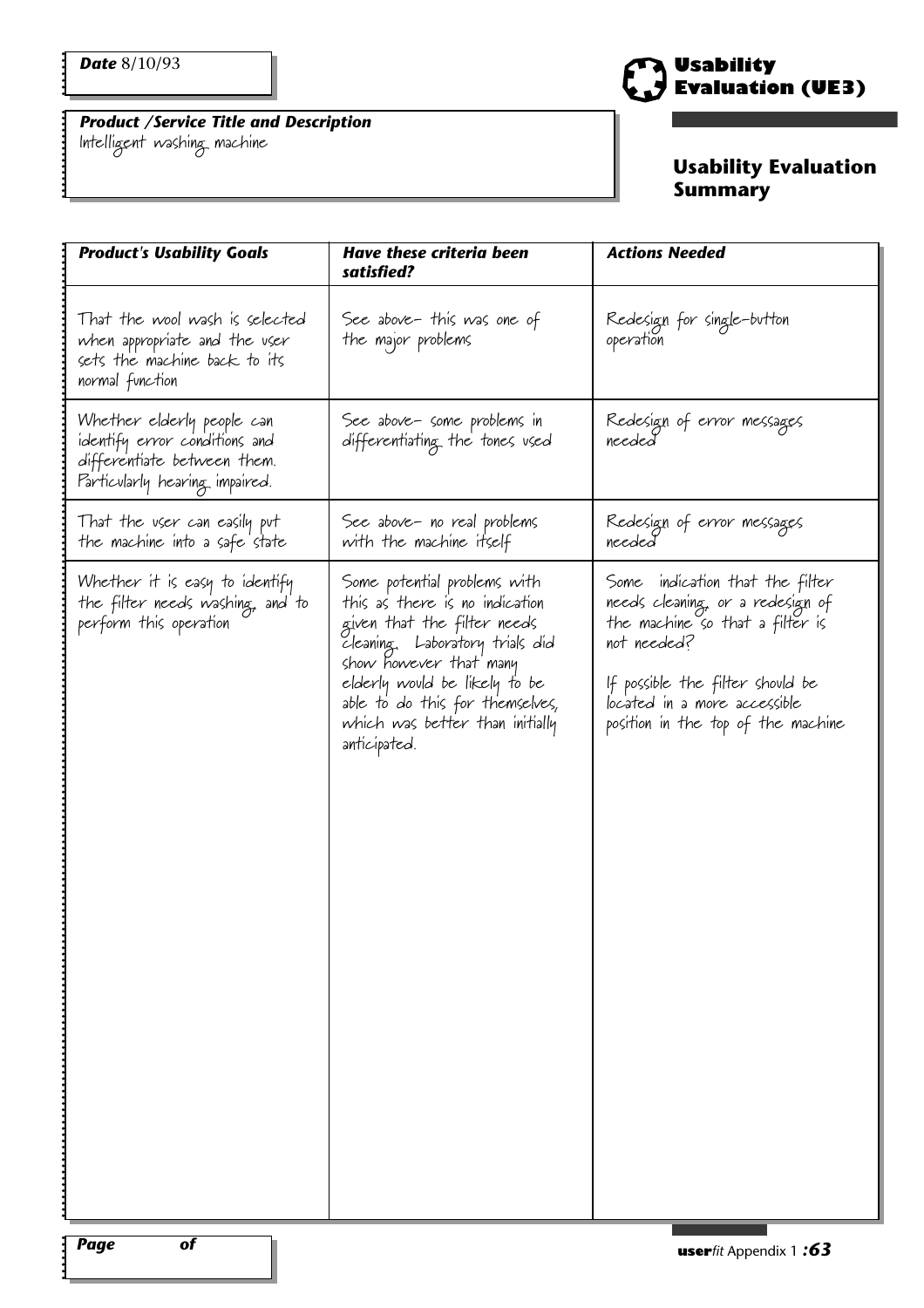**Date** 8/10/93

**Product /Service Title and Description**
Intelligent washing machine

# Usability Evaluation (UE3)

## Usability Evaluation Summary

| *Product's Usability Goals* | *Have these criteria been satisfied?* | *Actions Needed* |
|---|---|---|
| That the wool wash is selected when appropriate and the user sets the machine back to its normal function | See above- this was one of the major problems | Redesign for single-button operation |
| Whether elderly people can identify error conditions and differentiate between them. Particularly hearing impaired. | See above- some problems in differentiating the tones used | Redesign of error messages needed |
| That the user can easily put the machine into a safe state | See above- no real problems with the machine itself | Redesign of error messages needed |
| Whether it is easy to identify the filter needs washing, and to perform this operation | Some potential problems with this as there is no indication given that the filter needs cleaning. Laboratory trials did show however that many elderly would be likely to be able to do this for themselves, which was better than initially anticipated. | Some indication that the filter needs cleaning, or a redesign of the machine so that a filter is not needed? If possible the filter should be located in a more accessible position in the top of the machine |

**Page** **of**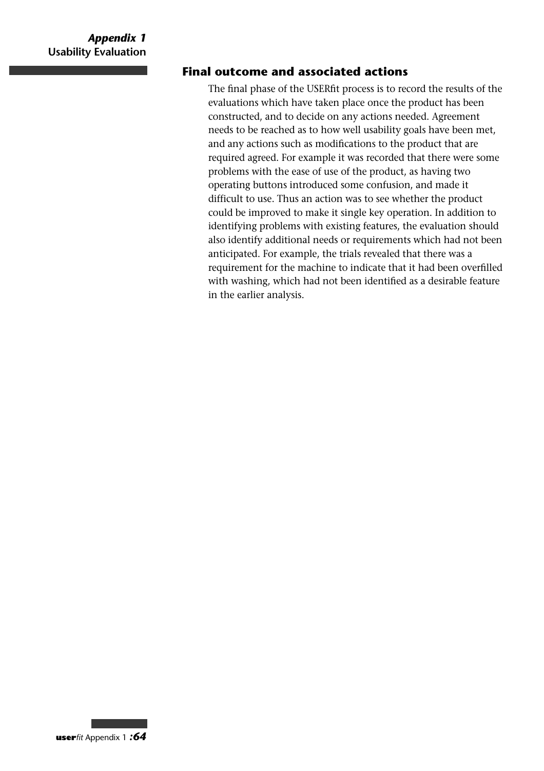## Final outcome and associated actions

The final phase of the USERfit process is to record the results of the evaluations which have taken place once the product has been constructed, and to decide on any actions needed. Agreement needs to be reached as to how well usability goals have been met, and any actions such as modifications to the product that are required agreed. For example it was recorded that there were some problems with the ease of use of the product, as having two operating buttons introduced some confusion, and made it difficult to use. Thus an action was to see whether the product could be improved to make it single key operation. In addition to identifying problems with existing features, the evaluation should also identify additional needs or requirements which had not been anticipated. For example, the trials revealed that there was a requirement for the machine to indicate that it had been overfilled with washing, which had not been identified as a desirable feature in the earlier analysis.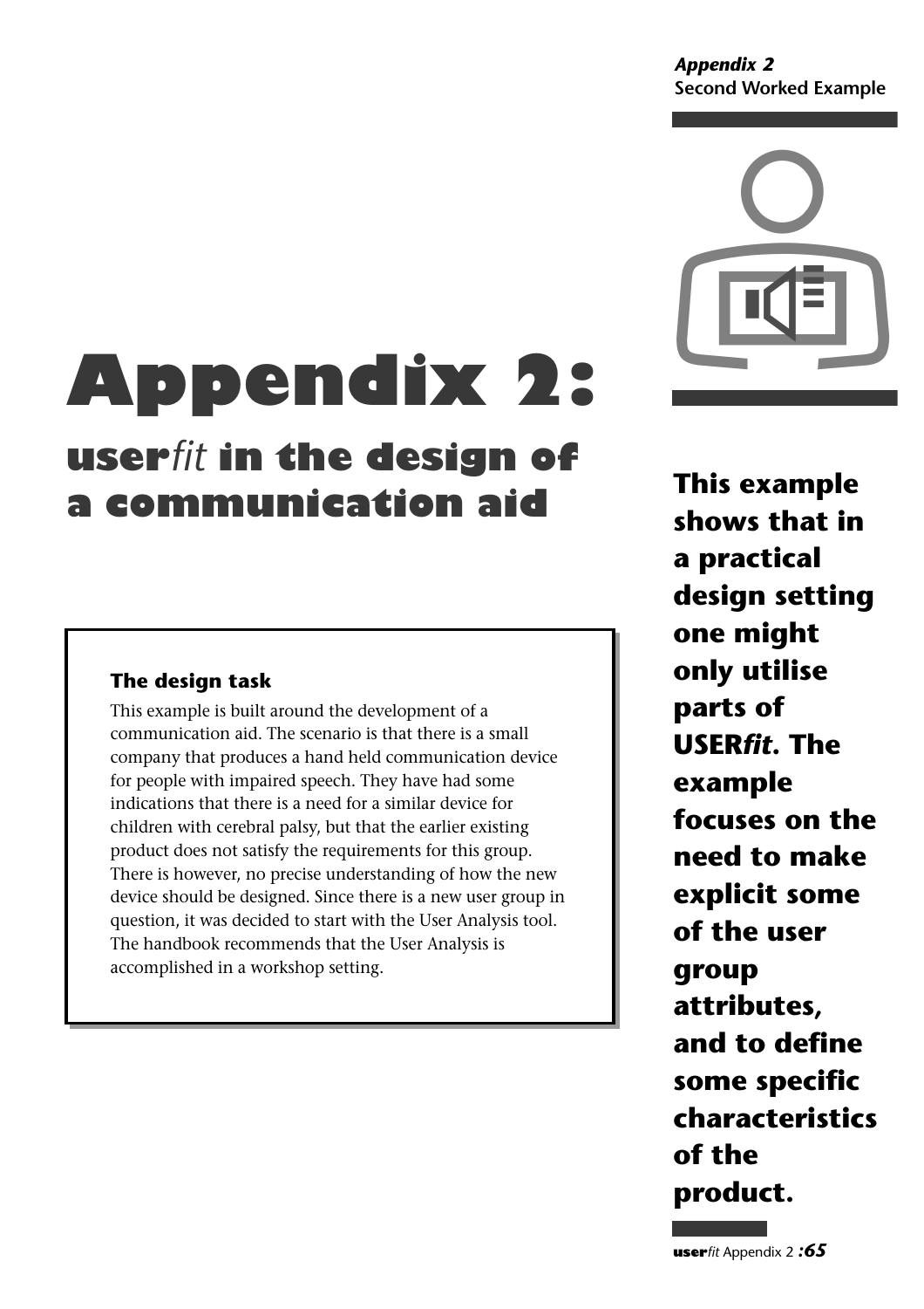# Appendix 2:

## *user*fit in the design of a communication aid

### The design task

This example is built around the development of a communication aid. The scenario is that there is a small company that produces a hand held communication device for people with impaired speech. They have had some indications that there is a need for a similar device for children with cerebral palsy, but that the earlier existing product does not satisfy the requirements for this group. There is however, no precise understanding of how the new device should be designed. Since there is a new user group in question, it was decided to start with the User Analysis tool. The handbook recommends that the User Analysis is accomplished in a workshop setting.

**This example shows that in a practical design setting one might only utilise parts of USER*fit*. The example focuses on the need to make explicit some of the user group attributes, and to define some specific characteristics of the product.**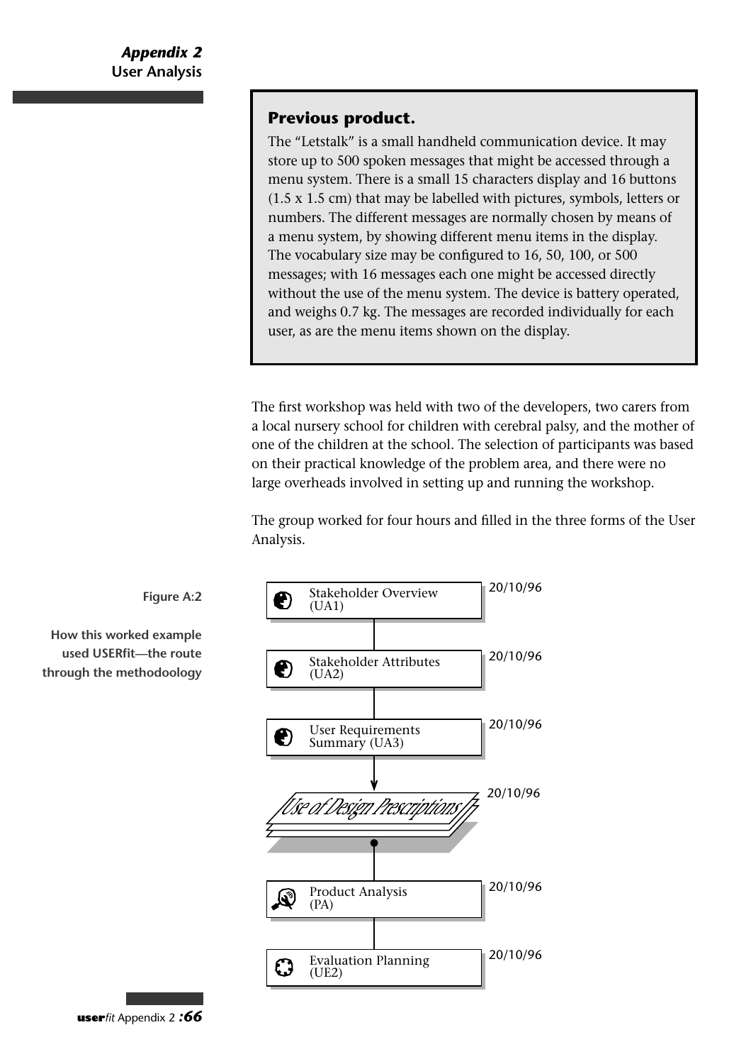### Previous product.

The "Letstalk" is a small handheld communication device. It may store up to 500 spoken messages that might be accessed through a menu system. There is a small 15 characters display and 16 buttons (1.5 x 1.5 cm) that may be labelled with pictures, symbols, letters or numbers. The different messages are normally chosen by means of a menu system, by showing different menu items in the display. The vocabulary size may be configured to 16, 50, 100, or 500 messages; with 16 messages each one might be accessed directly without the use of the menu system. The device is battery operated, and weighs 0.7 kg. The messages are recorded individually for each user, as are the menu items shown on the display.

The first workshop was held with two of the developers, two carers from a local nursery school for children with cerebral palsy, and the mother of one of the children at the school. The selection of participants was based on their practical knowledge of the problem area, and there were no large overheads involved in setting up and running the workshop.

The group worked for four hours and filled in the three forms of the User Analysis.

**Figure A:2**

**How this worked example used USERfit—the route through the methodoology**

Stakeholder Overview (UA1) — 20/10/96

Stakeholder Attributes (UA2) — 20/10/96

User Requirements Summary (UA3) — 20/10/96

Use of Design Prescriptions — 20/10/96

Product Analysis (PA) — 20/10/96

Evaluation Planning (UE2) — 20/10/96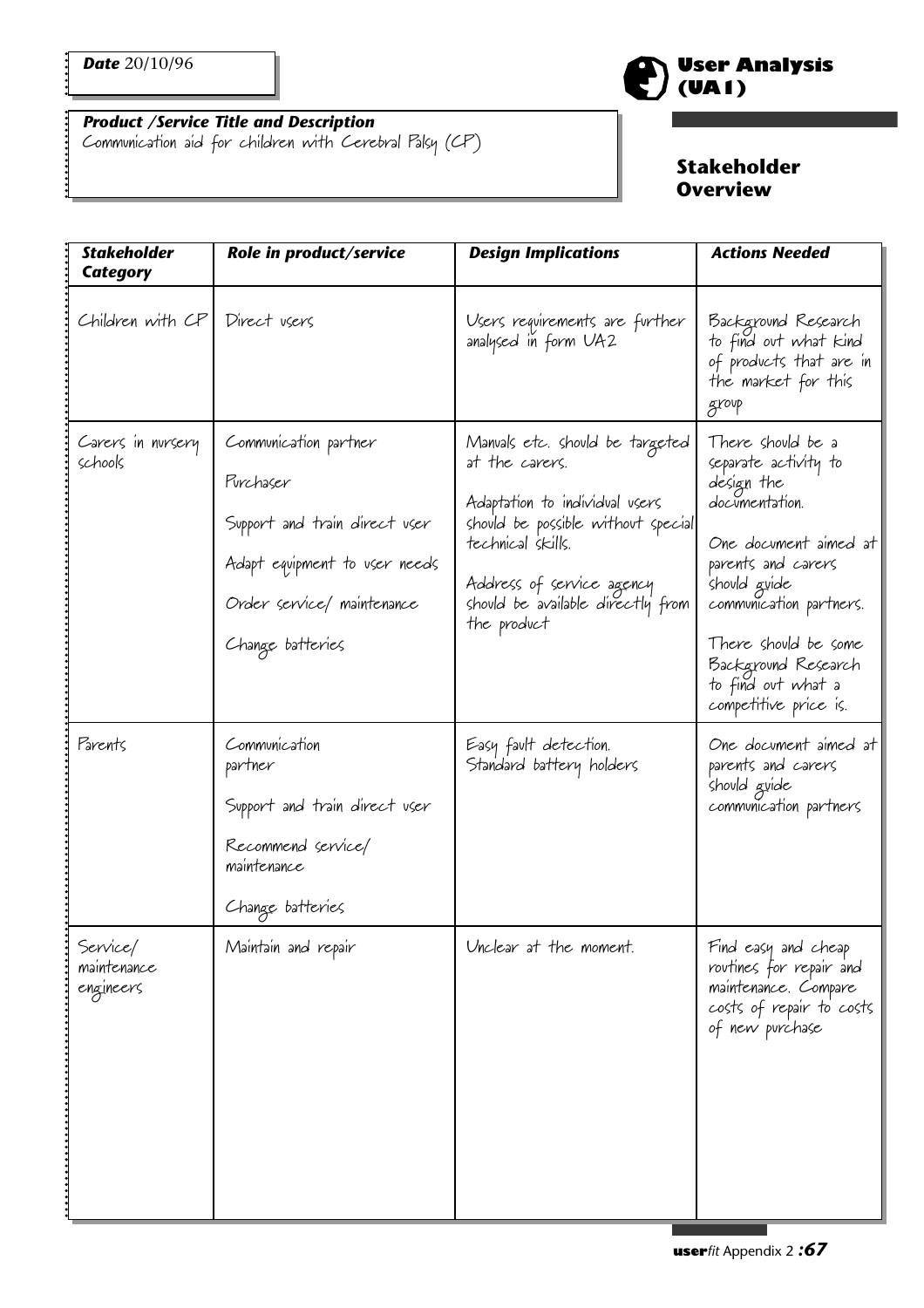**Date** 20/10/96

**Product /Service Title and Description**
Communication aid for children with Cerebral Palsy (CP)

# User Analysis (UA1)

## Stakeholder Overview

| **Stakeholder Category** | **Role in product/service** | **Design Implications** | **Actions Needed** |
|---|---|---|---|
| Children with CP | Direct users | Users requirements are further analysed in form UA2 | Background Research to find out what kind of products that are in the market for this group |
| Carers in nursery schools | Communication partner<br><br>Purchaser<br><br>Support and train direct user<br><br>Adapt equipment to user needs<br><br>Order service/ maintenance<br><br>Change batteries | Manuals etc. should be targeted at the carers.<br><br>Adaptation to individual users should be possible without special technical skills.<br><br>Address of service agency should be available directly from the product | There should be a separate activity to design the documentation.<br><br>One document aimed at parents and carers should guide communication partners.<br><br>There should be some Background Research to find out what a competitive price is. |
| Parents | Communication partner<br><br>Support and train direct user<br><br>Recommend service/ maintenance<br><br>Change batteries | Easy fault detection.<br>Standard battery holders | One document aimed at parents and carers should guide communication partners |
| Service/ maintenance engineers | Maintain and repair | Unclear at the moment. | Find easy and cheap routines for repair and maintenance. Compare costs of repair to costs of new purchase |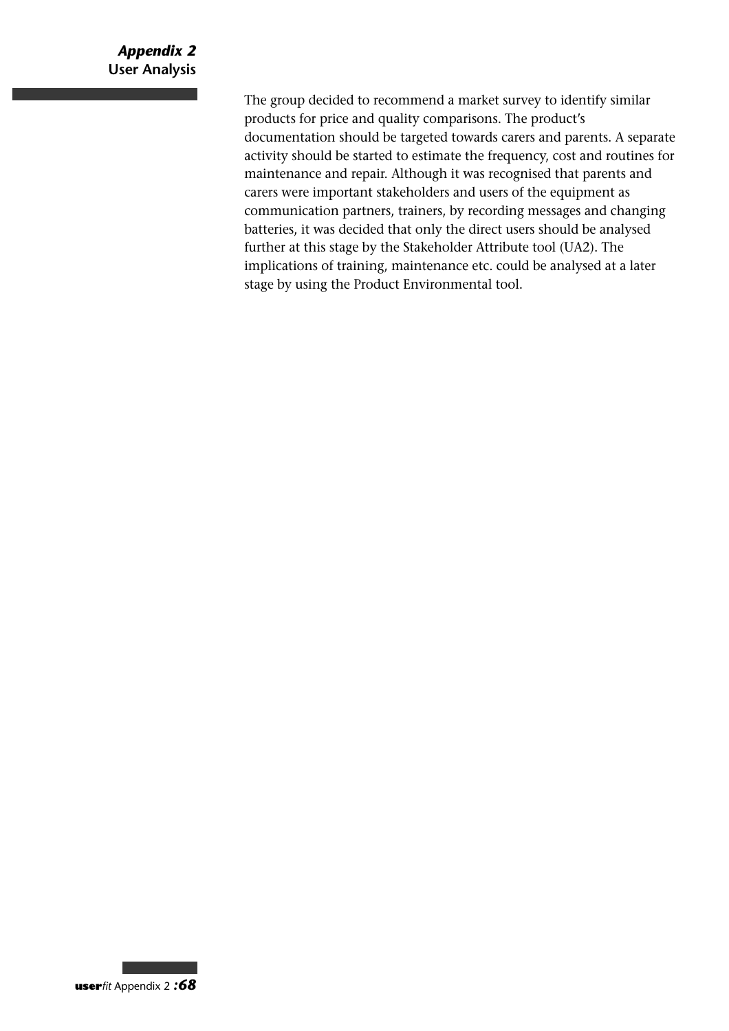The group decided to recommend a market survey to identify similar products for price and quality comparisons. The product's documentation should be targeted towards carers and parents. A separate activity should be started to estimate the frequency, cost and routines for maintenance and repair. Although it was recognised that parents and carers were important stakeholders and users of the equipment as communication partners, trainers, by recording messages and changing batteries, it was decided that only the direct users should be analysed further at this stage by the Stakeholder Attribute tool (UA2). The implications of training, maintenance etc. could be analysed at a later stage by using the Product Environmental tool.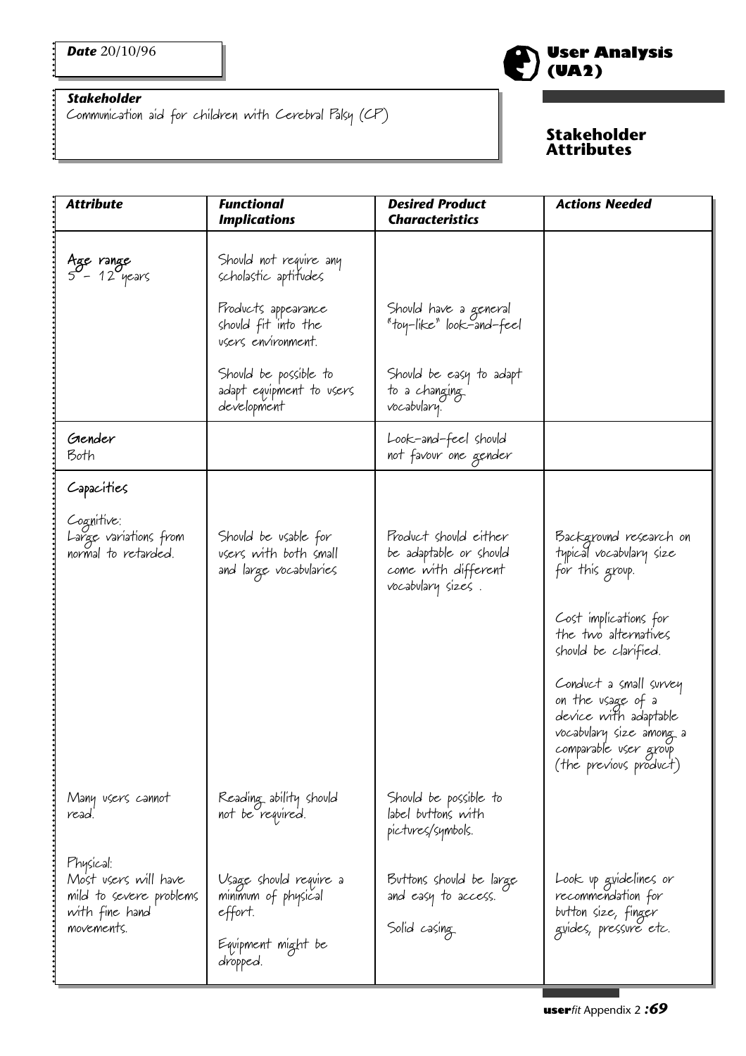**Date** 20/10/96

**Stakeholder**
Communication aid for children with Cerebral Palsy (CP)

# User Analysis (UA2)

## Stakeholder Attributes

| *Attribute* | *Functional Implications* | *Desired Product Characteristics* | *Actions Needed* |
|---|---|---|---|
| **Age range**<br>5 – 12 years | Should not require any scholastic aptitudes | | |
| | Products appearance should fit into the users environment. | Should have a general "toy-like" look-and-feel | |
| | Should be possible to adapt equipment to users development | Should be easy to adapt to a changing vocabulary. | |
| **Gender**<br>Both | | Look-and-feel should not favour one gender | |
| **Capacities** | | | |
| Cognitive:<br>Large variations from normal to retarded. | Should be usable for users with both small and large vocabularies | Product should either be adaptable or should come with different vocabulary sizes . | Background research on typical vocabulary size for this group. |
| | | | Cost implications for the two alternatives should be clarified. |
| | | | Conduct a small survey on the usage of a device with adaptable vocabulary size among a comparable user group (the previous product) |
| Many users cannot read. | Reading ability should not be required. | Should be possible to label buttons with pictures/symbols. | |
| Physical:<br>Most users will have mild to severe problems with fine hand movements. | Usage should require a minimum of physical effort. | Buttons should be large and easy to access. | Look up guidelines or recommendation for button size, finger guides, pressure etc. |
| | Equipment might be dropped. | Solid casing. | |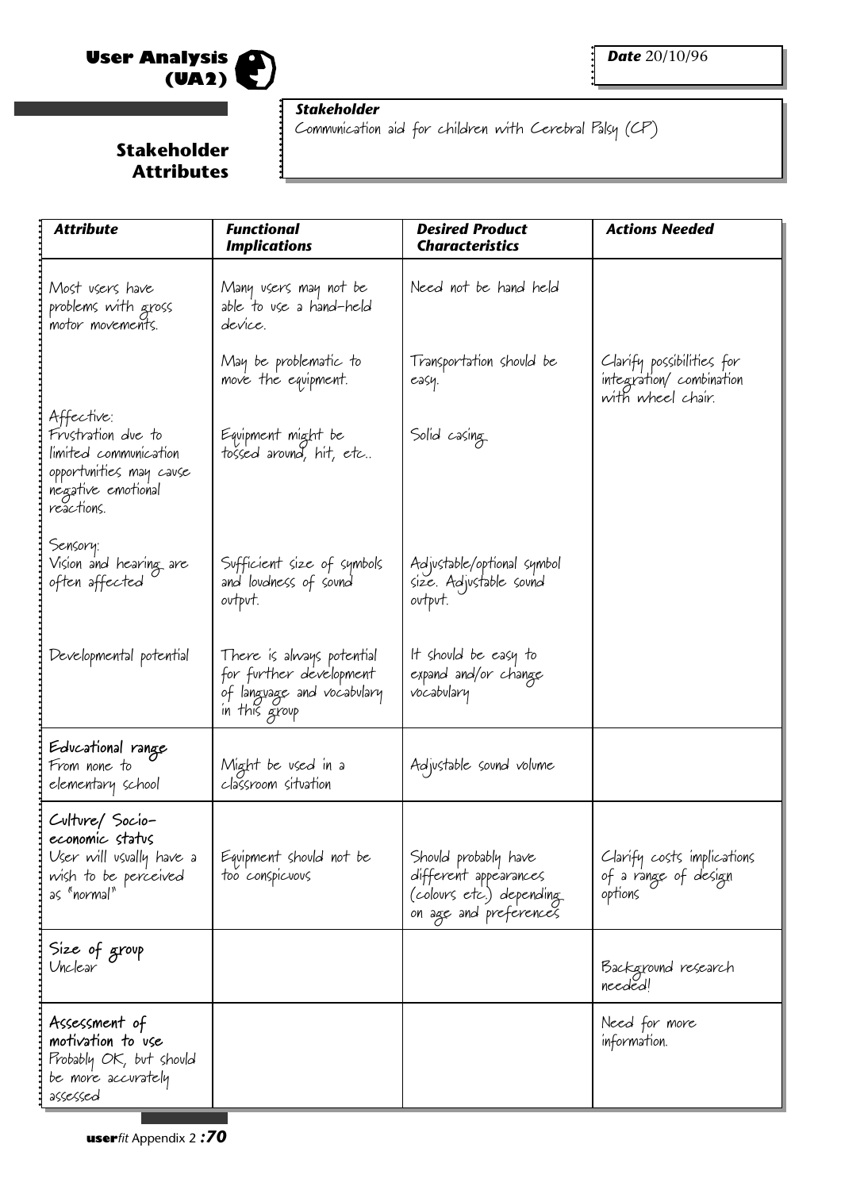# User Analysis (UA2)

**Date** 20/10/96

## Stakeholder Attributes

***Stakeholder***
Communication aid for children with Cerebral Palsy (CP)

| *Attribute* | *Functional Implications* | *Desired Product Characteristics* | *Actions Needed* |
|---|---|---|---|
| Most users have problems with gross motor movements. | Many users may not be able to use a hand-held device. | Need not be hand held | |
| | May be problematic to move the equipment. | Transportation should be easy. | Clarify possibilities for integration/ combination with wheel chair. |
| Affective: Frustration due to limited communication opportunities may cause negative emotional reactions. | Equipment might be tossed around, hit, etc.. | Solid casing | |
| Sensory: Vision and hearing are often affected | Sufficient size of symbols and loudness of sound output. | Adjustable/optional symbol size. Adjustable sound output. | |
| Developmental potential | There is always potential for further development of language and vocabulary in this group | It should be easy to expand and/or change vocabulary | |
| **Educational range** From none to elementary school | Might be used in a classroom situation | Adjustable sound volume | |
| **Culture/ Socio-economic status** User will usually have a wish to be perceived as "normal" | Equipment should not be too conspicuous | Should probably have different appearances (colours etc.) depending on age and preferences | Clarify costs implications of a range of design options |
| **Size of group** Unclear | | | Background research needed! |
| **Assessment of motivation to use** Probably OK, but should be more accurately assessed | | | Need for more information. |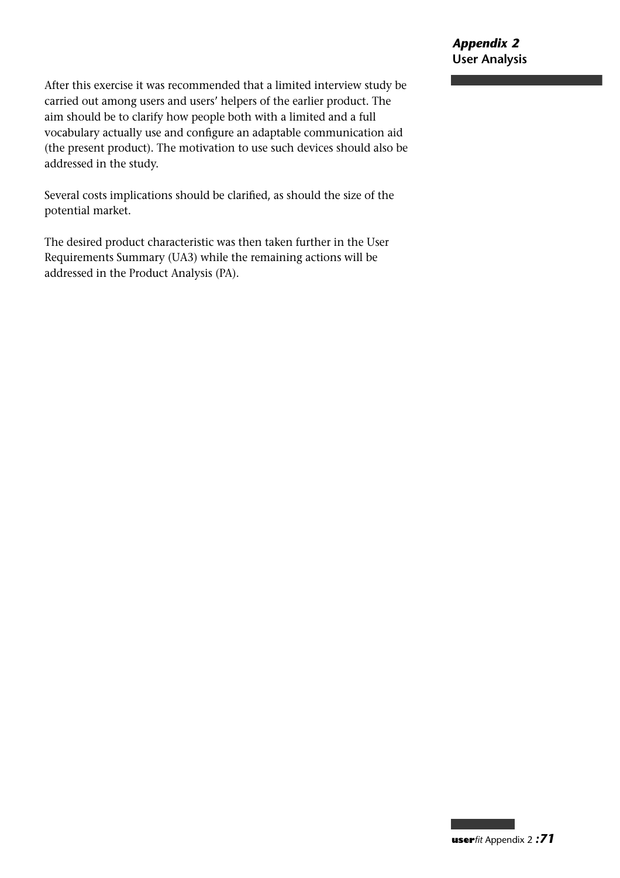After this exercise it was recommended that a limited interview study be carried out among users and users' helpers of the earlier product. The aim should be to clarify how people both with a limited and a full vocabulary actually use and configure an adaptable communication aid (the present product). The motivation to use such devices should also be addressed in the study.

Several costs implications should be clarified, as should the size of the potential market.

The desired product characteristic was then taken further in the User Requirements Summary (UA3) while the remaining actions will be addressed in the Product Analysis (PA).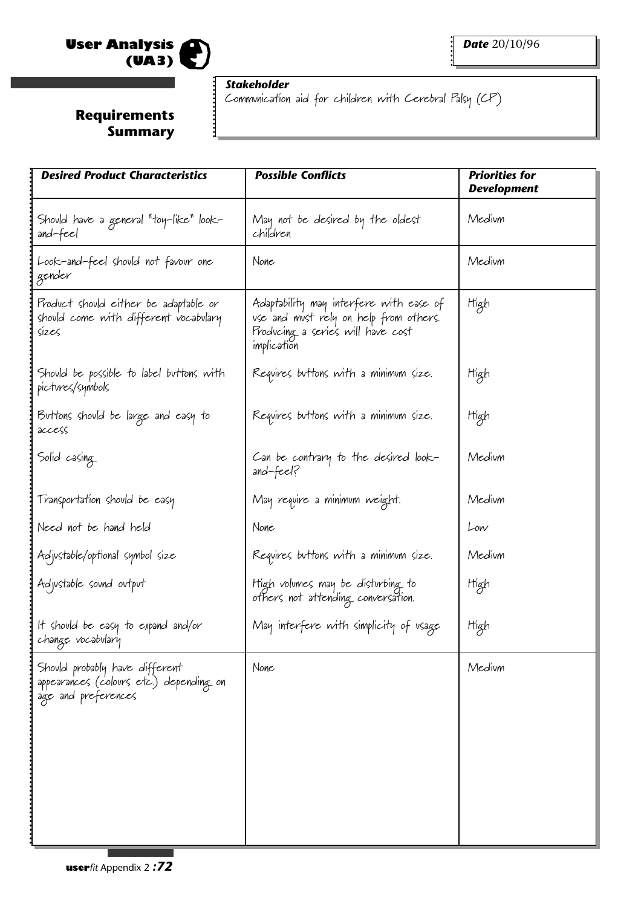# User Analysis (UA3)

**Date** 20/10/96

## Requirements Summary

***Stakeholder***
Communication aid for children with Cerebral Palsy (CP)

| *Desired Product Characteristics* | *Possible Conflicts* | *Priorities for Development* |
|---|---|---|
| Should have a general "toy-like" look-and-feel | May not be desired by the oldest children | Medium |
| Look-and-feel should not favour one gender | None | Medium |
| Product should either be adaptable or should come with different vocabulary sizes | Adaptability may interfere with ease of use and must rely on help from others. Producing a series will have cost implication | High |
| Should be possible to label buttons with pictures/symbols | Requires buttons with a minimum size. | High |
| Buttons should be large and easy to access | Requires buttons with a minimum size. | High |
| Solid casing | Can be contrary to the desired look-and-feel? | Medium |
| Transportation should be easy | May require a minimum weight. | Medium |
| Need not be hand held | None | Low |
| Adjustable/optional symbol size | Requires buttons with a minimum size. | Medium |
| Adjustable sound output | High volumes may be disturbing to others not attending conversation. | High |
| It should be easy to expand and/or change vocabulary | May interfere with simplicity of usage | High |
| Should probably have different appearances (colours etc.) depending on age and preferences | None | Medium |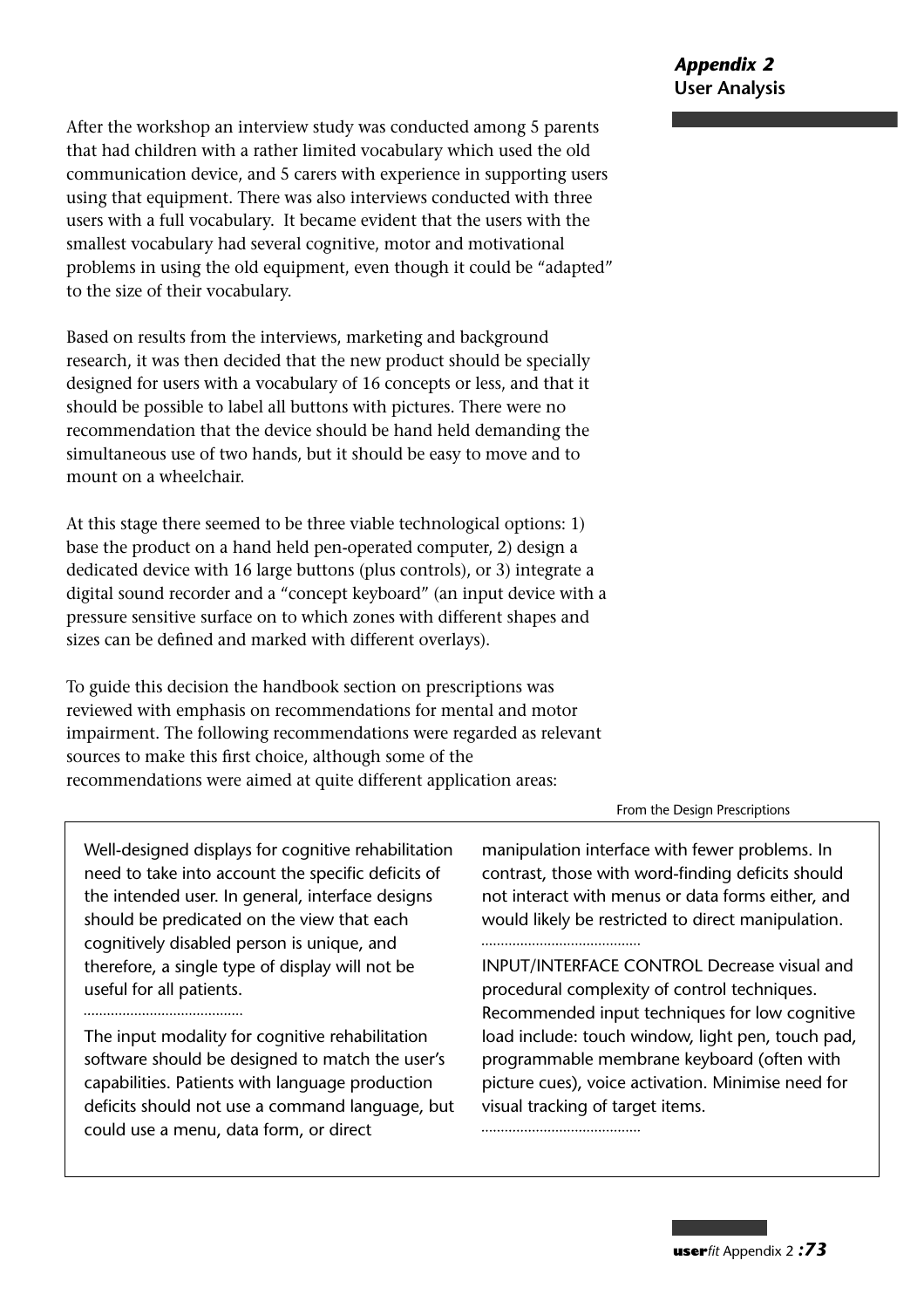After the workshop an interview study was conducted among 5 parents that had children with a rather limited vocabulary which used the old communication device, and 5 carers with experience in supporting users using that equipment. There was also interviews conducted with three users with a full vocabulary. It became evident that the users with the smallest vocabulary had several cognitive, motor and motivational problems in using the old equipment, even though it could be "adapted" to the size of their vocabulary.

Based on results from the interviews, marketing and background research, it was then decided that the new product should be specially designed for users with a vocabulary of 16 concepts or less, and that it should be possible to label all buttons with pictures. There were no recommendation that the device should be hand held demanding the simultaneous use of two hands, but it should be easy to move and to mount on a wheelchair.

At this stage there seemed to be three viable technological options: 1) base the product on a hand held pen-operated computer, 2) design a dedicated device with 16 large buttons (plus controls), or 3) integrate a digital sound recorder and a "concept keyboard" (an input device with a pressure sensitive surface on to which zones with different shapes and sizes can be defined and marked with different overlays).

To guide this decision the handbook section on prescriptions was reviewed with emphasis on recommendations for mental and motor impairment. The following recommendations were regarded as relevant sources to make this first choice, although some of the recommendations were aimed at quite different application areas:

From the Design Prescriptions

> Well-designed displays for cognitive rehabilitation need to take into account the specific deficits of the intended user. In general, interface designs should be predicated on the view that each cognitively disabled person is unique, and therefore, a single type of display will not be useful for all patients.
>
> ........................................
>
> The input modality for cognitive rehabilitation software should be designed to match the user's capabilities. Patients with language production deficits should not use a command language, but could use a menu, data form, or direct manipulation interface with fewer problems. In contrast, those with word-finding deficits should not interact with menus or data forms either, and would likely be restricted to direct manipulation.
>
> ........................................
>
> INPUT/INTERFACE CONTROL Decrease visual and procedural complexity of control techniques. Recommended input techniques for low cognitive load include: touch window, light pen, touch pad, programmable membrane keyboard (often with picture cues), voice activation. Minimise need for visual tracking of target items.
>
> ........................................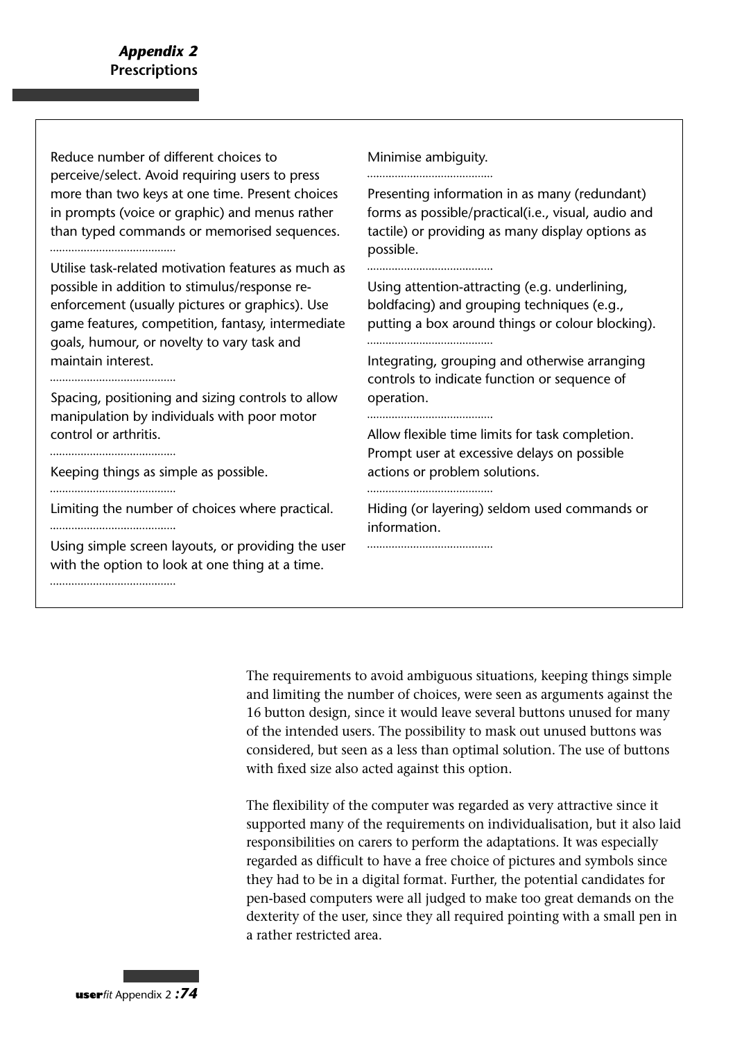Reduce number of different choices to perceive/select. Avoid requiring users to press more than two keys at one time. Present choices in prompts (voice or graphic) and menus rather than typed commands or memorised sequences.

Utilise task-related motivation features as much as possible in addition to stimulus/response re-enforcement (usually pictures or graphics). Use game features, competition, fantasy, intermediate goals, humour, or novelty to vary task and maintain interest.

Spacing, positioning and sizing controls to allow manipulation by individuals with poor motor control or arthritis.

Keeping things as simple as possible.

Limiting the number of choices where practical.

Using simple screen layouts, or providing the user with the option to look at one thing at a time.

Minimise ambiguity.

Presenting information in as many (redundant) forms as possible/practical(i.e., visual, audio and tactile) or providing as many display options as possible.

Using attention-attracting (e.g. underlining, boldfacing) and grouping techniques (e.g., putting a box around things or colour blocking).

Integrating, grouping and otherwise arranging controls to indicate function or sequence of operation.

Allow flexible time limits for task completion. Prompt user at excessive delays on possible actions or problem solutions.

Hiding (or layering) seldom used commands or information.

The requirements to avoid ambiguous situations, keeping things simple and limiting the number of choices, were seen as arguments against the 16 button design, since it would leave several buttons unused for many of the intended users. The possibility to mask out unused buttons was considered, but seen as a less than optimal solution. The use of buttons with fixed size also acted against this option.

The flexibility of the computer was regarded as very attractive since it supported many of the requirements on individualisation, but it also laid responsibilities on carers to perform the adaptations. It was especially regarded as difficult to have a free choice of pictures and symbols since they had to be in a digital format. Further, the potential candidates for pen-based computers were all judged to make too great demands on the dexterity of the user, since they all required pointing with a small pen in a rather restricted area.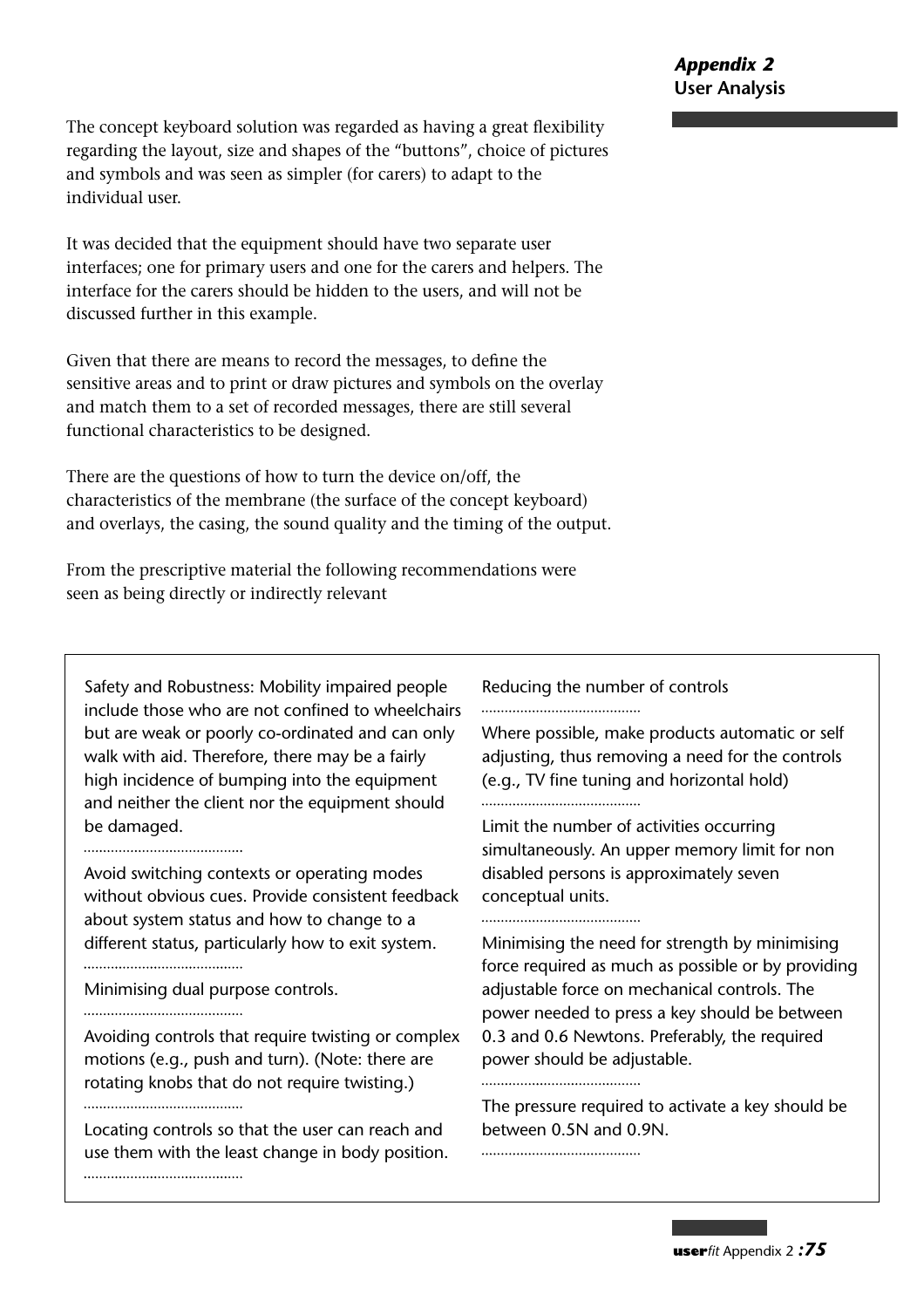The concept keyboard solution was regarded as having a great flexibility regarding the layout, size and shapes of the "buttons", choice of pictures and symbols and was seen as simpler (for carers) to adapt to the individual user.

It was decided that the equipment should have two separate user interfaces; one for primary users and one for the carers and helpers. The interface for the carers should be hidden to the users, and will not be discussed further in this example.

Given that there are means to record the messages, to define the sensitive areas and to print or draw pictures and symbols on the overlay and match them to a set of recorded messages, there are still several functional characteristics to be designed.

There are the questions of how to turn the device on/off, the characteristics of the membrane (the surface of the concept keyboard) and overlays, the casing, the sound quality and the timing of the output.

From the prescriptive material the following recommendations were seen as being directly or indirectly relevant

Safety and Robustness: Mobility impaired people include those who are not confined to wheelchairs but are weak or poorly co-ordinated and can only walk with aid. Therefore, there may be a fairly high incidence of bumping into the equipment and neither the client nor the equipment should be damaged.

.........................................

Avoid switching contexts or operating modes without obvious cues. Provide consistent feedback about system status and how to change to a different status, particularly how to exit system.

.........................................

Minimising dual purpose controls.

.........................................

Avoiding controls that require twisting or complex motions (e.g., push and turn). (Note: there are rotating knobs that do not require twisting.)

.........................................

Locating controls so that the user can reach and use them with the least change in body position.

.........................................

Reducing the number of controls

.........................................

Where possible, make products automatic or self adjusting, thus removing a need for the controls (e.g., TV fine tuning and horizontal hold)

.........................................

Limit the number of activities occurring simultaneously. An upper memory limit for non disabled persons is approximately seven conceptual units.

.........................................

Minimising the need for strength by minimising force required as much as possible or by providing adjustable force on mechanical controls. The power needed to press a key should be between 0.3 and 0.6 Newtons. Preferably, the required power should be adjustable.

.........................................

The pressure required to activate a key should be between 0.5N and 0.9N.

.........................................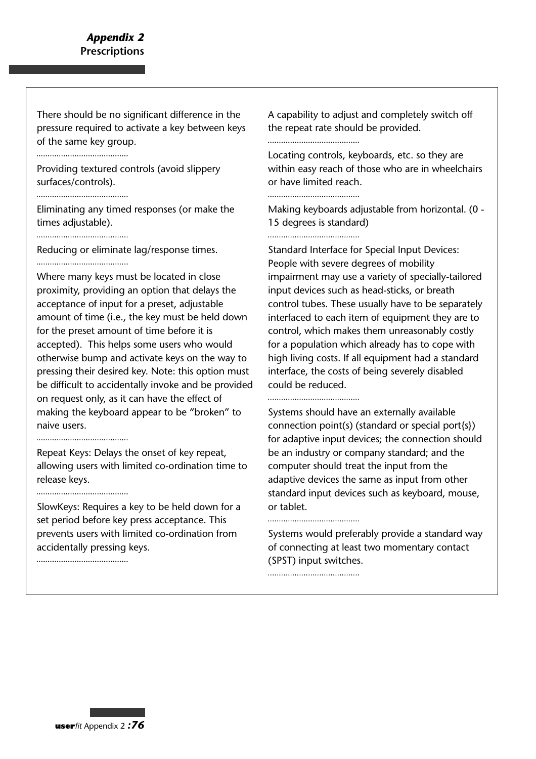There should be no significant difference in the pressure required to activate a key between keys of the same key group.

........................................

Providing textured controls (avoid slippery surfaces/controls).

........................................

Eliminating any timed responses (or make the times adjustable).

........................................

Reducing or eliminate lag/response times.

........................................

Where many keys must be located in close proximity, providing an option that delays the acceptance of input for a preset, adjustable amount of time (i.e., the key must be held down for the preset amount of time before it is accepted). This helps some users who would otherwise bump and activate keys on the way to pressing their desired key. Note: this option must be difficult to accidentally invoke and be provided on request only, as it can have the effect of making the keyboard appear to be "broken" to naive users.

........................................

Repeat Keys: Delays the onset of key repeat, allowing users with limited co-ordination time to release keys.

........................................

SlowKeys: Requires a key to be held down for a set period before key press acceptance. This prevents users with limited co-ordination from accidentally pressing keys.

........................................

A capability to adjust and completely switch off the repeat rate should be provided.

........................................

Locating controls, keyboards, etc. so they are within easy reach of those who are in wheelchairs or have limited reach.

........................................

Making keyboards adjustable from horizontal. (0 - 15 degrees is standard)

........................................

Standard Interface for Special Input Devices: People with severe degrees of mobility impairment may use a variety of specially-tailored input devices such as head-sticks, or breath control tubes. These usually have to be separately interfaced to each item of equipment they are to control, which makes them unreasonably costly for a population which already has to cope with high living costs. If all equipment had a standard interface, the costs of being severely disabled could be reduced.

........................................

Systems should have an externally available connection point(s) (standard or special port{s}) for adaptive input devices; the connection should be an industry or company standard; and the computer should treat the input from the adaptive devices the same as input from other standard input devices such as keyboard, mouse, or tablet.

........................................

Systems would preferably provide a standard way of connecting at least two momentary contact (SPST) input switches.

........................................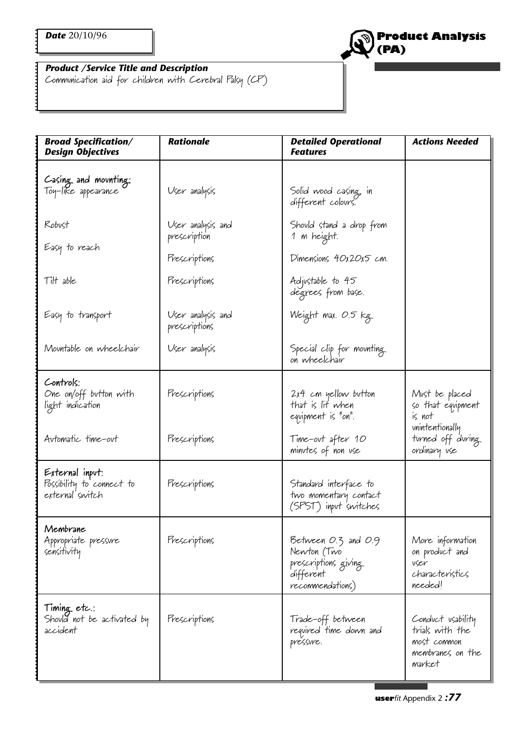**Date** 20/10/96

# Product Analysis (PA)

**Product /Service Title and Description**
Communication aid for children with Cerebral Palsy (CP)

| Broad Specification/ Design Objectives | Rationale | Detailed Operational Features | Actions Needed |
|---|---|---|---|
| **Casing and mounting:** Toy-like appearance | User analysis | Solid wood casing in different colours. | |
| Robust | User analysis and prescription | Should stand a drop from 1 m height. | |
| Easy to reach | Prescriptions | Dimensions 40x20x5 cm. | |
| Tilt able | Prescriptions | Adjustable to 45 degrees from base. | |
| Easy to transport | User analysis and prescriptions | Weight max. 0.5 kg | |
| Mountable on wheelchair | User analysis | Special clip for mounting on wheelchair | |
| **Controls:** One on/off button with light indication | Prescriptions | 2x4 cm yellow button that is lit when equipment is "on". | Must be placed so that equipment is not unintentionally turned off during ordinary use |
| Automatic time-out | Prescriptions | Time-out after 10 minutes of non use | |
| **External input:** Possibility to connect to external switch | Prescriptions | Standard interface to two momentary contact (SPST) input switches | |
| **Membrane** Appropriate pressure sensitivity | Prescriptions | Between 0.3 and 0.9 Newton (Two prescriptions giving different recommendations) | More information on product and user characteristics needed! |
| **Timing etc.:** Should not be activated by accident | Prescriptions | Trade-off between required time down and pressure. | Conduct usability trials with the most common membranes on the market |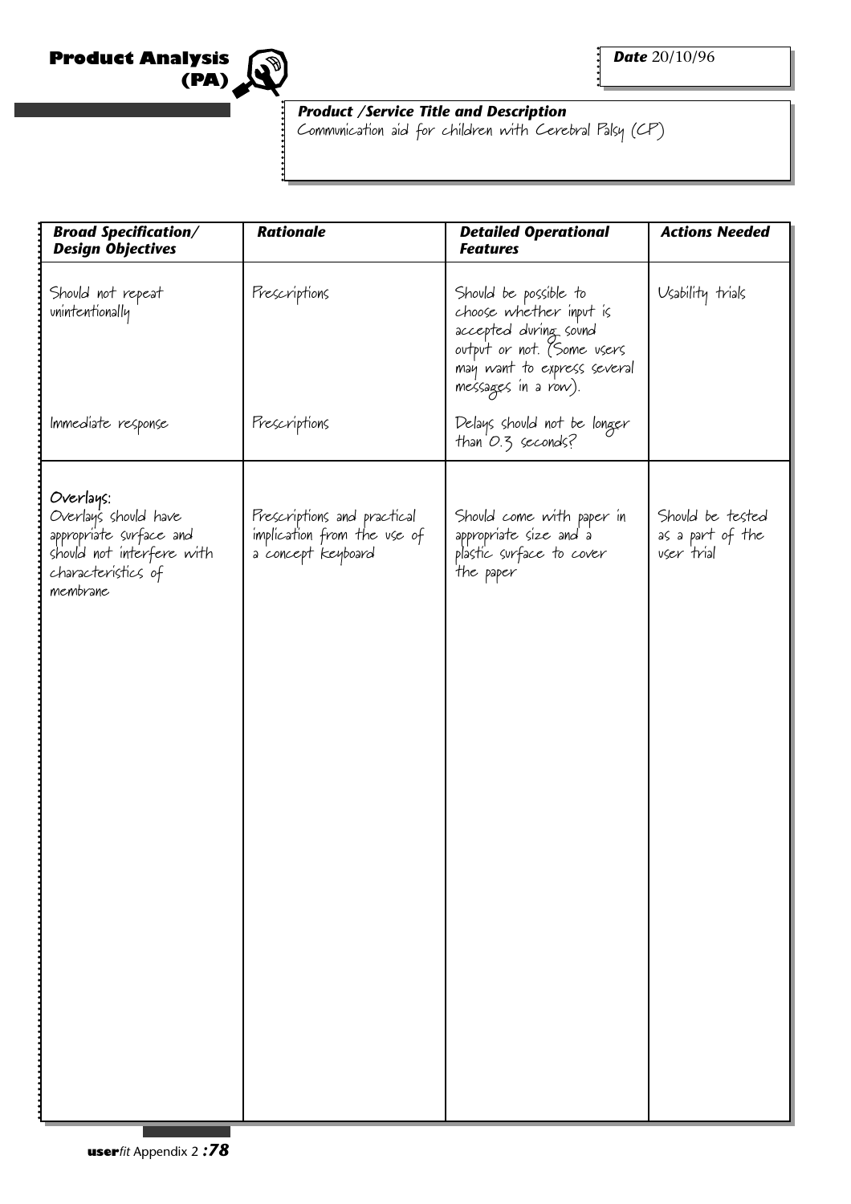## Product Analysis (PA)

***Date*** 20/10/96

***Product /Service Title and Description***
Communication aid for children with Cerebral Palsy (CP)

| ***Broad Specification/ Design Objectives*** | ***Rationale*** | ***Detailed Operational Features*** | ***Actions Needed*** |
|---|---|---|---|
| Should not repeat unintentionally | Prescriptions | Should be possible to choose whether input is accepted during sound output or not. (Some users may want to express several messages in a row). | Usability trials |
| Immediate response | Prescriptions | Delays should not be longer than 0.3 seconds? | |
| Overlays: Overlays should have appropriate surface and should not interfere with characteristics of membrane | Prescriptions and practical implication from the use of a concept keyboard | Should come with paper in appropriate size and a plastic surface to cover the paper | Should be tested as a part of the user trial |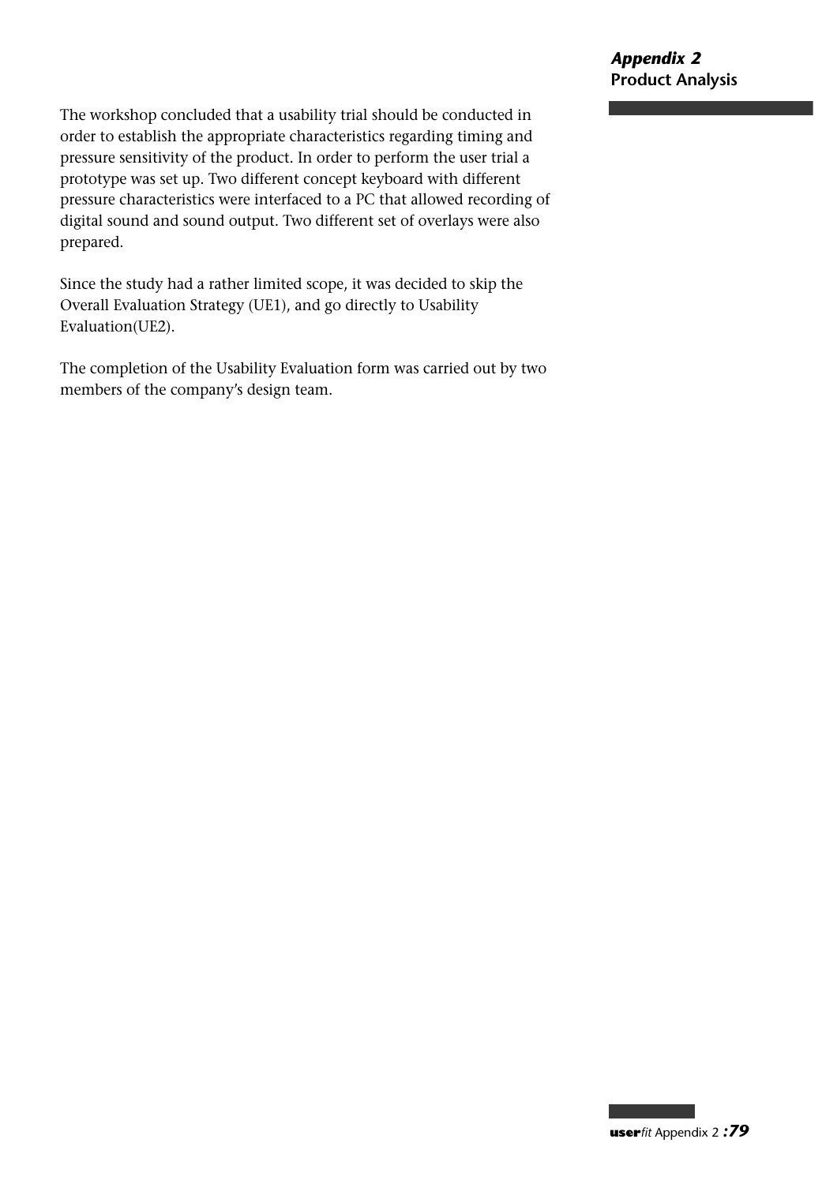The workshop concluded that a usability trial should be conducted in order to establish the appropriate characteristics regarding timing and pressure sensitivity of the product. In order to perform the user trial a prototype was set up. Two different concept keyboard with different pressure characteristics were interfaced to a PC that allowed recording of digital sound and sound output. Two different set of overlays were also prepared.

Since the study had a rather limited scope, it was decided to skip the Overall Evaluation Strategy (UE1), and go directly to Usability Evaluation(UE2).

The completion of the Usability Evaluation form was carried out by two members of the company's design team.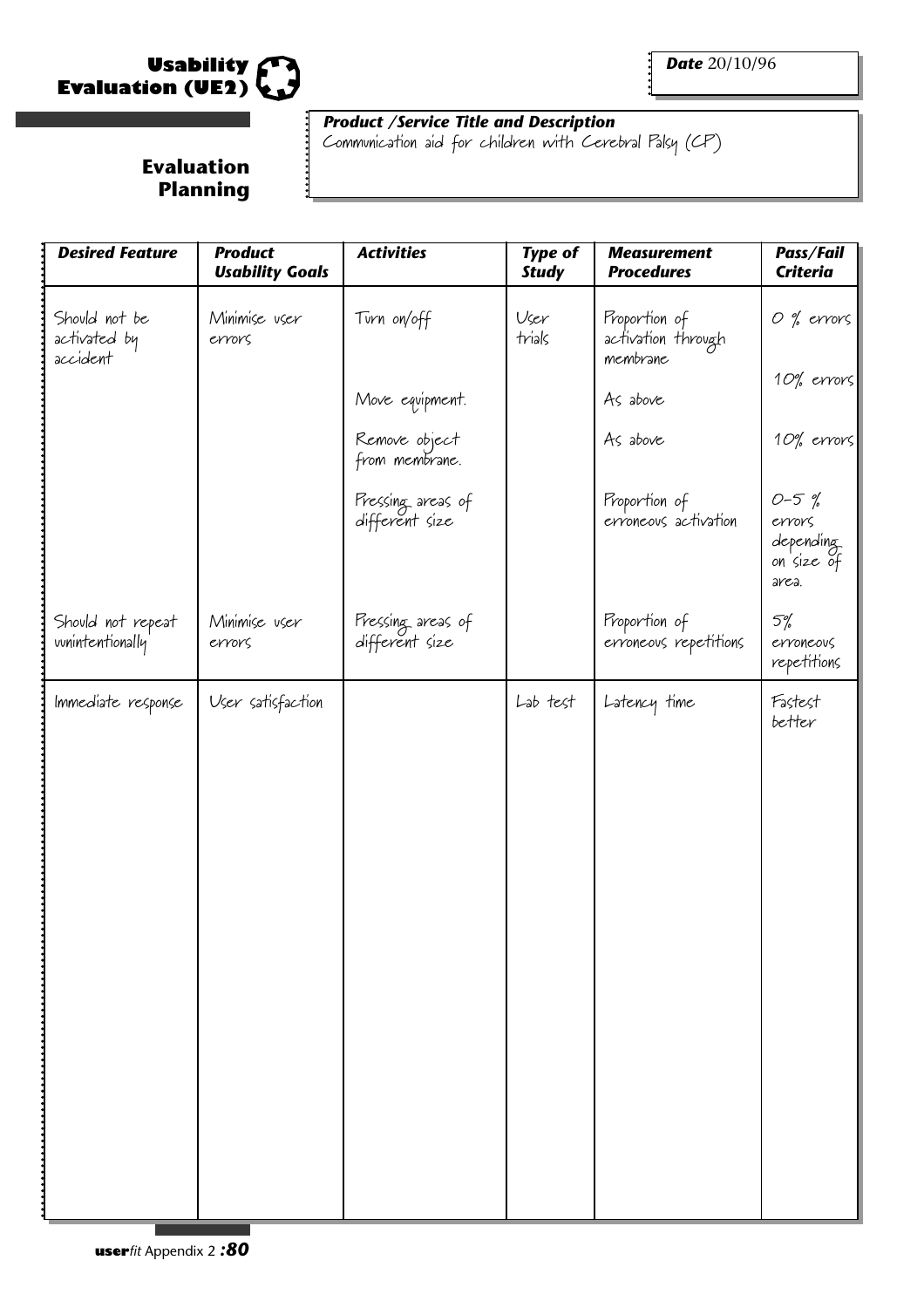# Usability Evaluation (UE2)

## Evaluation Planning

**Date** 20/10/96

***Product /Service Title and Description***
Communication aid for children with Cerebral Palsy (CP)

| *Desired Feature* | *Product Usability Goals* | *Activities* | *Type of Study* | *Measurement Procedures* | *Pass/Fail Criteria* |
|---|---|---|---|---|---|
| Should not be activated by accident | Minimise user errors | Turn on/off | User trials | Proportion of activation through membrane | 0 % errors |
| | | Move equipment. | | As above | 10% errors |
| | | Remove object from membrane. | | As above | 10% errors |
| | | Pressing areas of different size | | Proportion of erroneous activation | 0-5 % errors depending on size of area. |
| Should not repeat unintentionally | Minimise user errors | Pressing areas of different size | | Proportion of erroneous repetitions | 5% erroneous repetitions |
| Immediate response | User satisfaction | | Lab test | Latency time | Fastest better |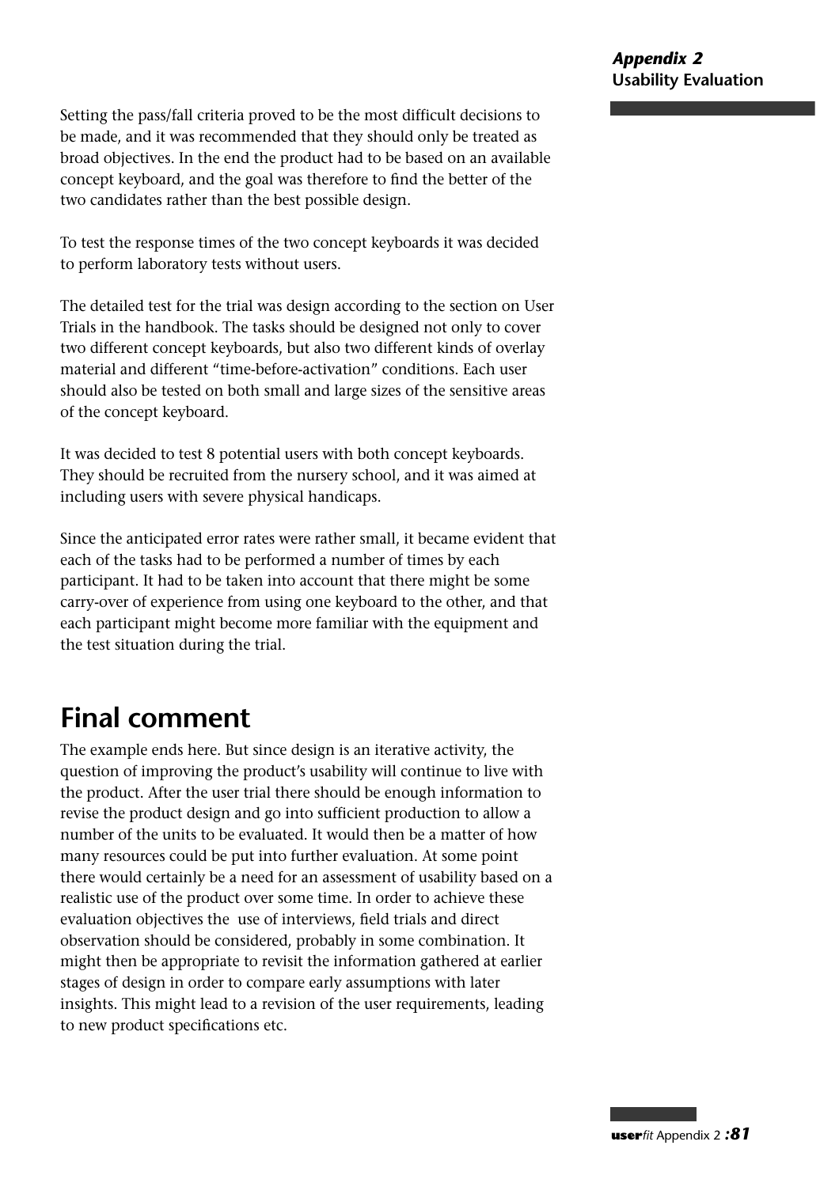Setting the pass/fall criteria proved to be the most difficult decisions to be made, and it was recommended that they should only be treated as broad objectives. In the end the product had to be based on an available concept keyboard, and the goal was therefore to find the better of the two candidates rather than the best possible design.

To test the response times of the two concept keyboards it was decided to perform laboratory tests without users.

The detailed test for the trial was design according to the section on User Trials in the handbook. The tasks should be designed not only to cover two different concept keyboards, but also two different kinds of overlay material and different "time-before-activation" conditions. Each user should also be tested on both small and large sizes of the sensitive areas of the concept keyboard.

It was decided to test 8 potential users with both concept keyboards. They should be recruited from the nursery school, and it was aimed at including users with severe physical handicaps.

Since the anticipated error rates were rather small, it became evident that each of the tasks had to be performed a number of times by each participant. It had to be taken into account that there might be some carry-over of experience from using one keyboard to the other, and that each participant might become more familiar with the equipment and the test situation during the trial.

# Final comment

The example ends here. But since design is an iterative activity, the question of improving the product's usability will continue to live with the product. After the user trial there should be enough information to revise the product design and go into sufficient production to allow a number of the units to be evaluated. It would then be a matter of how many resources could be put into further evaluation. At some point there would certainly be a need for an assessment of usability based on a realistic use of the product over some time. In order to achieve these evaluation objectives the use of interviews, field trials and direct observation should be considered, probably in some combination. It might then be appropriate to revisit the information gathered at earlier stages of design in order to compare early assumptions with later insights. This might lead to a revision of the user requirements, leading to new product specifications etc.